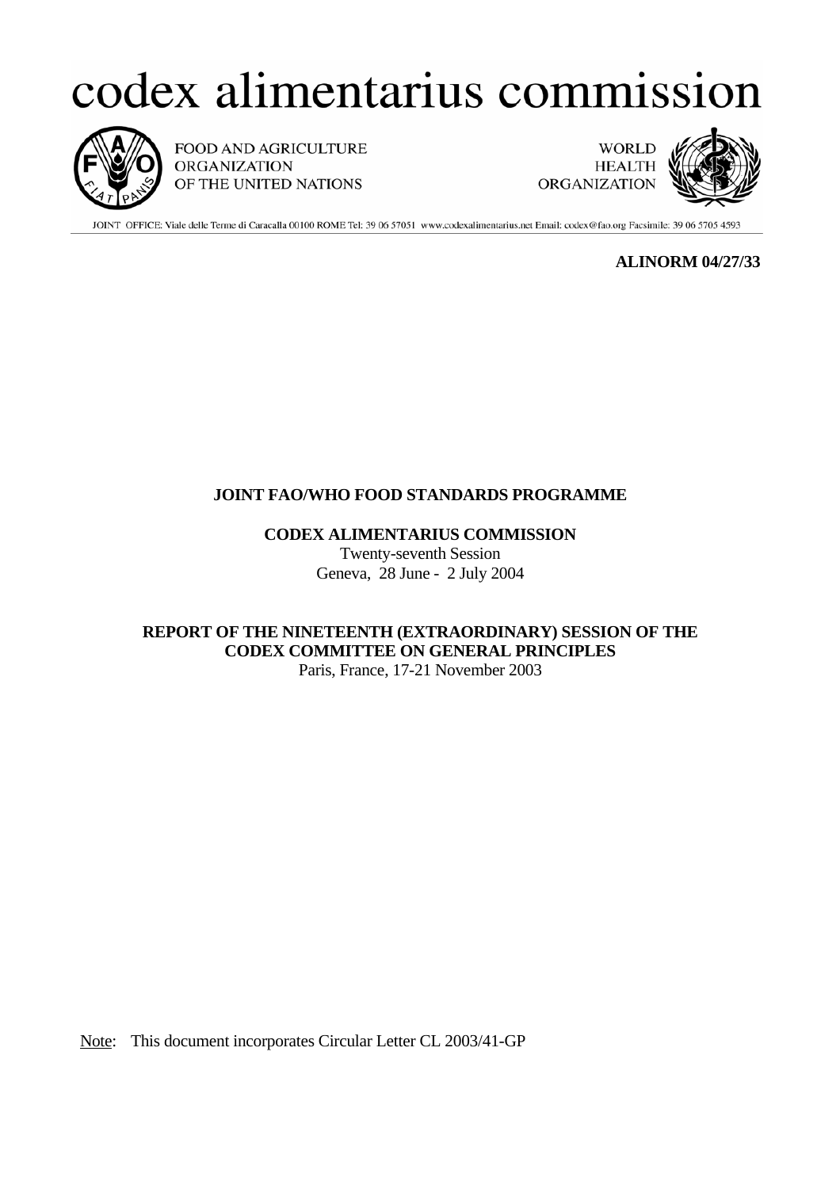# codex alimentarius commission

FOOD AND AGRICULTURE ORGANIZATION OF THE UNITED NATIONS

WORLD HEALTH ORGANIZATION

JOINT OFFICE: Viale delle Terme di Caracalla 00100 ROME Tel: 39 06 57051 www.codexalimentarius.net Email: codex@fao.org Facsimile: 39 06 5705 4593

**ALINORM 04/27/33**

**JOINT FAO/WHO FOOD STANDARDS PROGRAMME**

**CODEX ALIMENTARIUS COMMISSION**

Twenty-seventh Session

Geneva, 28 June - 2 July 2004

**REPORT OF THE NINETEENTH (EXTRAORDINARY) SESSION OF THE CODEX COMMITTEE ON GENERAL PRINCIPLES**

Paris, France, 17-21 November 2003

Note: This document incorporates Circular Letter CL 2003/41-GP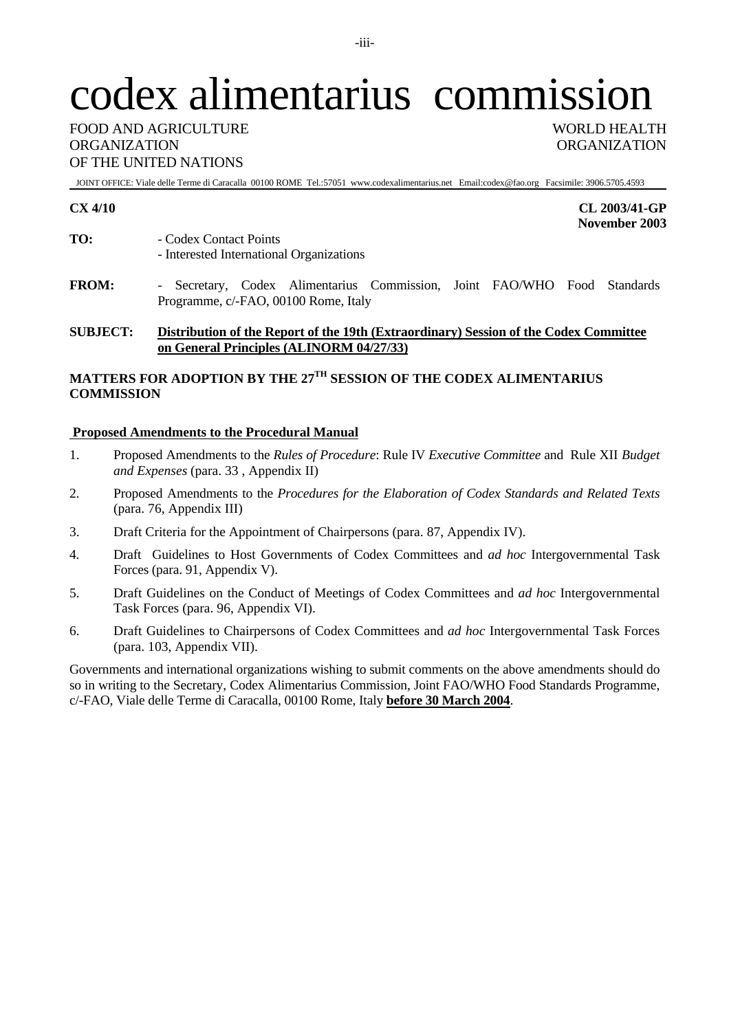# codex alimentarius commission

FOOD AND AGRICULTURE ORGANIZATION OF THE UNITED NATIONS

WORLD HEALTH ORGANIZATION

JOINT OFFICE: Viale delle Terme di Caracalla 00100 ROME Tel.:57051 www.codexalimentarius.net Email:codex@fao.org Facsimile: 3906.5705.4593

**CX 4/10**

**CL 2003/41-GP**
**November 2003**

**TO:** - Codex Contact Points
- Interested International Organizations

**FROM:** - Secretary, Codex Alimentarius Commission, Joint FAO/WHO Food Standards Programme, c/-FAO, 00100 Rome, Italy

**SUBJECT:** **Distribution of the Report of the 19th (Extraordinary) Session of the Codex Committee on General Principles (ALINORM 04/27/33)**

## MATTERS FOR ADOPTION BY THE 27TH SESSION OF THE CODEX ALIMENTARIUS COMMISSION

**Proposed Amendments to the Procedural Manual**

1. Proposed Amendments to the *Rules of Procedure*: Rule IV *Executive Committee* and Rule XII *Budget and Expenses* (para. 33 , Appendix II)
2. Proposed Amendments to the *Procedures for the Elaboration of Codex Standards and Related Texts* (para. 76, Appendix III)
3. Draft Criteria for the Appointment of Chairpersons (para. 87, Appendix IV).
4. Draft Guidelines to Host Governments of Codex Committees and *ad hoc* Intergovernmental Task Forces (para. 91, Appendix V).
5. Draft Guidelines on the Conduct of Meetings of Codex Committees and *ad hoc* Intergovernmental Task Forces (para. 96, Appendix VI).
6. Draft Guidelines to Chairpersons of Codex Committees and *ad hoc* Intergovernmental Task Forces (para. 103, Appendix VII).

Governments and international organizations wishing to submit comments on the above amendments should do so in writing to the Secretary, Codex Alimentarius Commission, Joint FAO/WHO Food Standards Programme, c/-FAO, Viale delle Terme di Caracalla, 00100 Rome, Italy **before 30 March 2004**.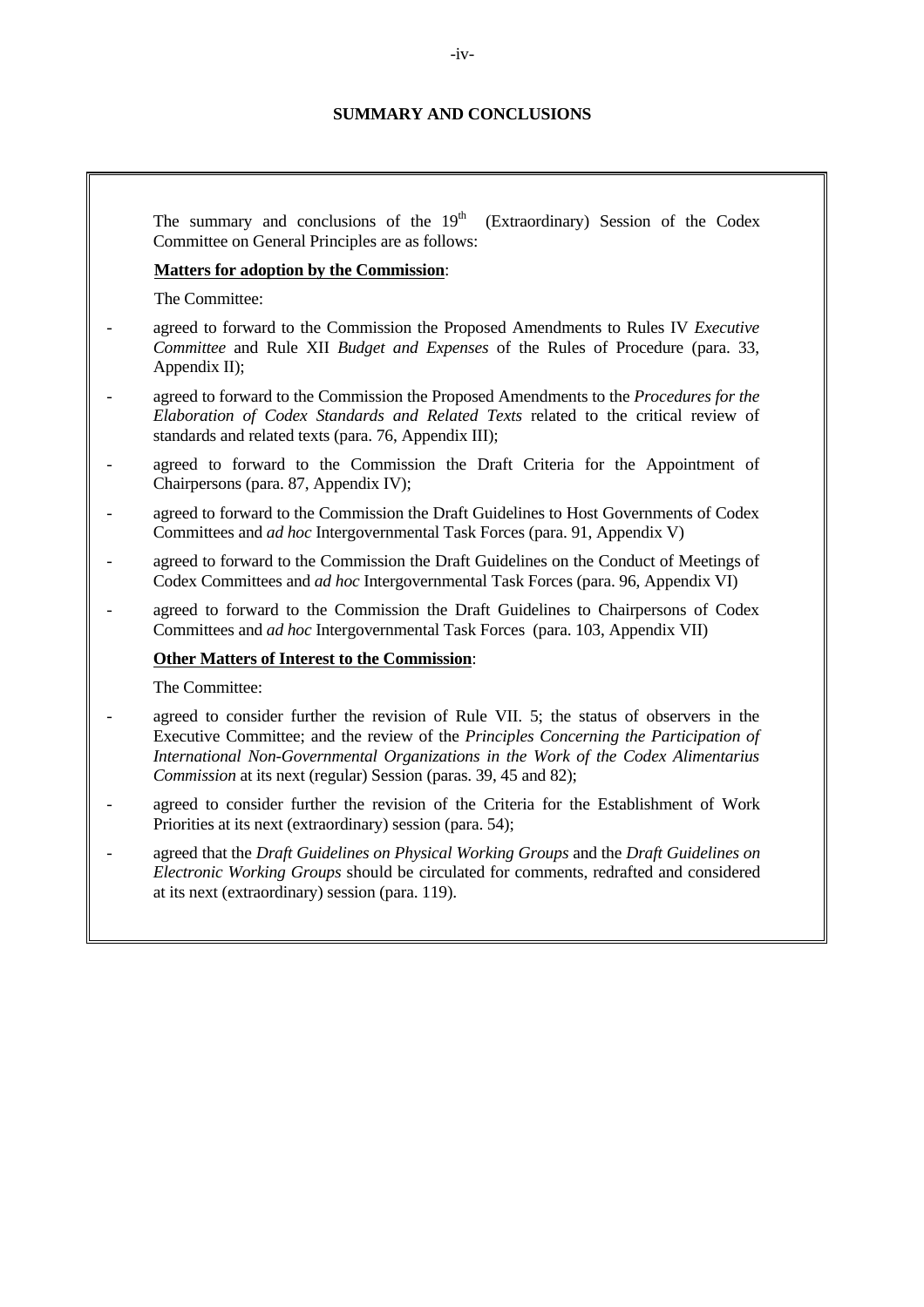## SUMMARY AND CONCLUSIONS

The summary and conclusions of the 19th (Extraordinary) Session of the Codex Committee on General Principles are as follows:

**Matters for adoption by the Commission**:

The Committee:

- agreed to forward to the Commission the Proposed Amendments to Rules IV *Executive Committee* and Rule XII *Budget and Expenses* of the Rules of Procedure (para. 33, Appendix II);
- agreed to forward to the Commission the Proposed Amendments to the *Procedures for the Elaboration of Codex Standards and Related Texts* related to the critical review of standards and related texts (para. 76, Appendix III);
- agreed to forward to the Commission the Draft Criteria for the Appointment of Chairpersons (para. 87, Appendix IV);
- agreed to forward to the Commission the Draft Guidelines to Host Governments of Codex Committees and *ad hoc* Intergovernmental Task Forces (para. 91, Appendix V)
- agreed to forward to the Commission the Draft Guidelines on the Conduct of Meetings of Codex Committees and *ad hoc* Intergovernmental Task Forces (para. 96, Appendix VI)
- agreed to forward to the Commission the Draft Guidelines to Chairpersons of Codex Committees and *ad hoc* Intergovernmental Task Forces (para. 103, Appendix VII)

**Other Matters of Interest to the Commission**:

The Committee:

- agreed to consider further the revision of Rule VII. 5; the status of observers in the Executive Committee; and the review of the *Principles Concerning the Participation of International Non-Governmental Organizations in the Work of the Codex Alimentarius Commission* at its next (regular) Session (paras. 39, 45 and 82);
- agreed to consider further the revision of the Criteria for the Establishment of Work Priorities at its next (extraordinary) session (para. 54);
- agreed that the *Draft Guidelines on Physical Working Groups* and the *Draft Guidelines on Electronic Working Groups* should be circulated for comments, redrafted and considered at its next (extraordinary) session (para. 119).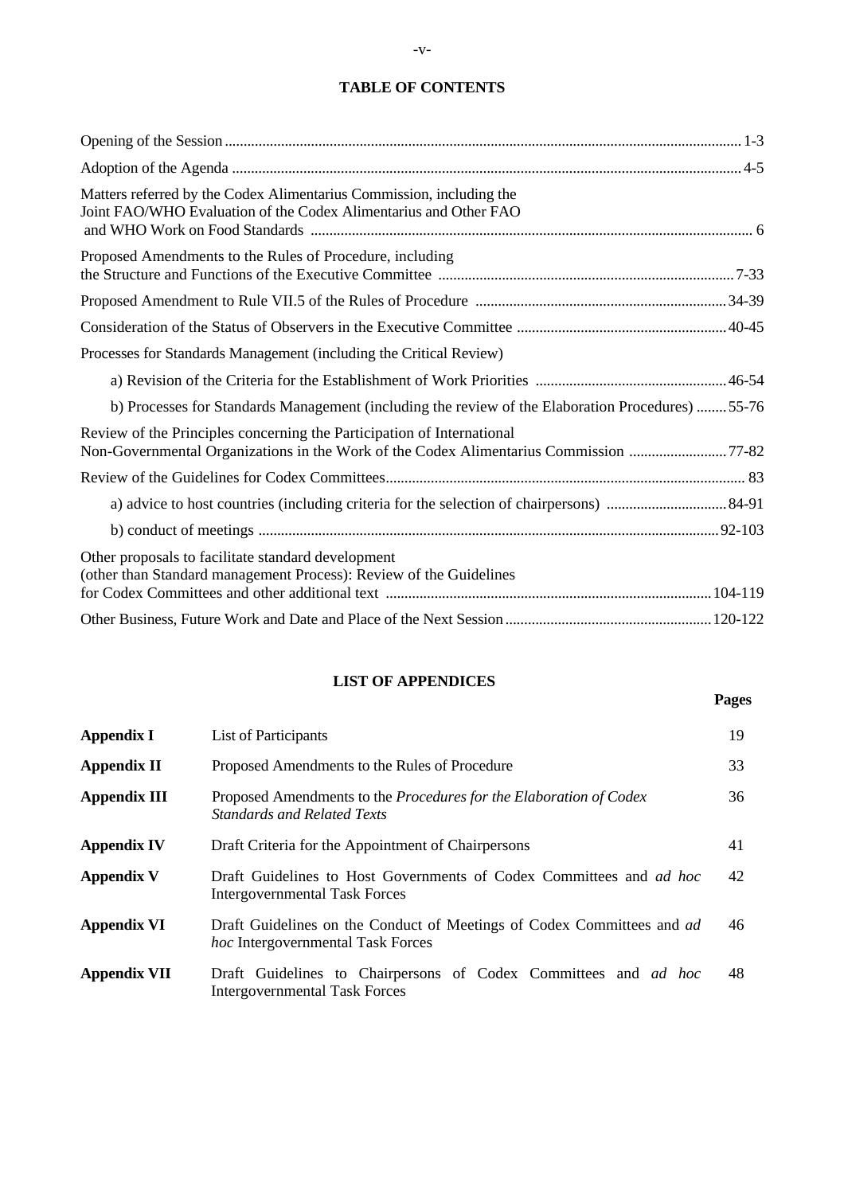## TABLE OF CONTENTS

| | |
|---|---|
| Opening of the Session | 1-3 |
| Adoption of the Agenda | 4-5 |
| Matters referred by the Codex Alimentarius Commission, including the Joint FAO/WHO Evaluation of the Codex Alimentarius and Other FAO and WHO Work on Food Standards | 6 |
| Proposed Amendments to the Rules of Procedure, including the Structure and Functions of the Executive Committee | 7-33 |
| Proposed Amendment to Rule VII.5 of the Rules of Procedure | 34-39 |
| Consideration of the Status of Observers in the Executive Committee | 40-45 |
| Processes for Standards Management (including the Critical Review) | |
| a) Revision of the Criteria for the Establishment of Work Priorities | 46-54 |
| b) Processes for Standards Management (including the review of the Elaboration Procedures) | 55-76 |
| Review of the Principles concerning the Participation of International Non-Governmental Organizations in the Work of the Codex Alimentarius Commission | 77-82 |
| Review of the Guidelines for Codex Committees | 83 |
| a) advice to host countries (including criteria for the selection of chairpersons) | 84-91 |
| b) conduct of meetings | 92-103 |
| Other proposals to facilitate standard development (other than Standard management Process): Review of the Guidelines for Codex Committees and other additional text | 104-119 |
| Other Business, Future Work and Date and Place of the Next Session | 120-122 |

## LIST OF APPENDICES

| | | Pages |
|---|---|---|
| **Appendix I** | List of Participants | 19 |
| **Appendix II** | Proposed Amendments to the Rules of Procedure | 33 |
| **Appendix III** | Proposed Amendments to the *Procedures for the Elaboration of Codex Standards and Related Texts* | 36 |
| **Appendix IV** | Draft Criteria for the Appointment of Chairpersons | 41 |
| **Appendix V** | Draft Guidelines to Host Governments of Codex Committees and *ad hoc* Intergovernmental Task Forces | 42 |
| **Appendix VI** | Draft Guidelines on the Conduct of Meetings of Codex Committees and *ad hoc* Intergovernmental Task Forces | 46 |
| **Appendix VII** | Draft Guidelines to Chairpersons of Codex Committees and *ad hoc* Intergovernmental Task Forces | 48 |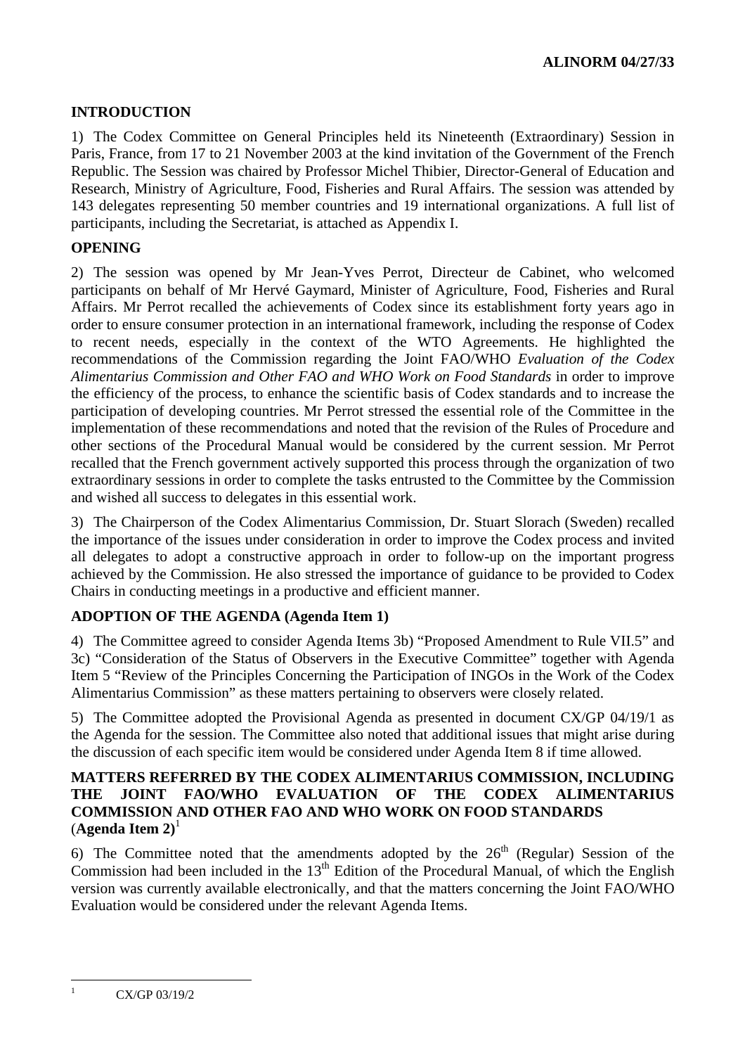**ALINORM 04/27/33**

## INTRODUCTION

1) The Codex Committee on General Principles held its Nineteenth (Extraordinary) Session in Paris, France, from 17 to 21 November 2003 at the kind invitation of the Government of the French Republic. The Session was chaired by Professor Michel Thibier, Director-General of Education and Research, Ministry of Agriculture, Food, Fisheries and Rural Affairs. The session was attended by 143 delegates representing 50 member countries and 19 international organizations. A full list of participants, including the Secretariat, is attached as Appendix I.

## OPENING

2) The session was opened by Mr Jean-Yves Perrot, Directeur de Cabinet, who welcomed participants on behalf of Mr Hervé Gaymard, Minister of Agriculture, Food, Fisheries and Rural Affairs. Mr Perrot recalled the achievements of Codex since its establishment forty years ago in order to ensure consumer protection in an international framework, including the response of Codex to recent needs, especially in the context of the WTO Agreements. He highlighted the recommendations of the Commission regarding the Joint FAO/WHO *Evaluation of the Codex Alimentarius Commission and Other FAO and WHO Work on Food Standards* in order to improve the efficiency of the process, to enhance the scientific basis of Codex standards and to increase the participation of developing countries. Mr Perrot stressed the essential role of the Committee in the implementation of these recommendations and noted that the revision of the Rules of Procedure and other sections of the Procedural Manual would be considered by the current session. Mr Perrot recalled that the French government actively supported this process through the organization of two extraordinary sessions in order to complete the tasks entrusted to the Committee by the Commission and wished all success to delegates in this essential work.

3) The Chairperson of the Codex Alimentarius Commission, Dr. Stuart Slorach (Sweden) recalled the importance of the issues under consideration in order to improve the Codex process and invited all delegates to adopt a constructive approach in order to follow-up on the important progress achieved by the Commission. He also stressed the importance of guidance to be provided to Codex Chairs in conducting meetings in a productive and efficient manner.

## ADOPTION OF THE AGENDA (Agenda Item 1)

4) The Committee agreed to consider Agenda Items 3b) "Proposed Amendment to Rule VII.5" and 3c) "Consideration of the Status of Observers in the Executive Committee" together with Agenda Item 5 "Review of the Principles Concerning the Participation of INGOs in the Work of the Codex Alimentarius Commission" as these matters pertaining to observers were closely related.

5) The Committee adopted the Provisional Agenda as presented in document CX/GP 04/19/1 as the Agenda for the session. The Committee also noted that additional issues that might arise during the discussion of each specific item would be considered under Agenda Item 8 if time allowed.

## MATTERS REFERRED BY THE CODEX ALIMENTARIUS COMMISSION, INCLUDING THE JOINT FAO/WHO EVALUATION OF THE CODEX ALIMENTARIUS COMMISSION AND OTHER FAO AND WHO WORK ON FOOD STANDARDS (Agenda Item 2)[1]

6) The Committee noted that the amendments adopted by the 26th (Regular) Session of the Commission had been included in the 13th Edition of the Procedural Manual, of which the English version was currently available electronically, and that the matters concerning the Joint FAO/WHO Evaluation would be considered under the relevant Agenda Items.

---

[1] CX/GP 03/19/2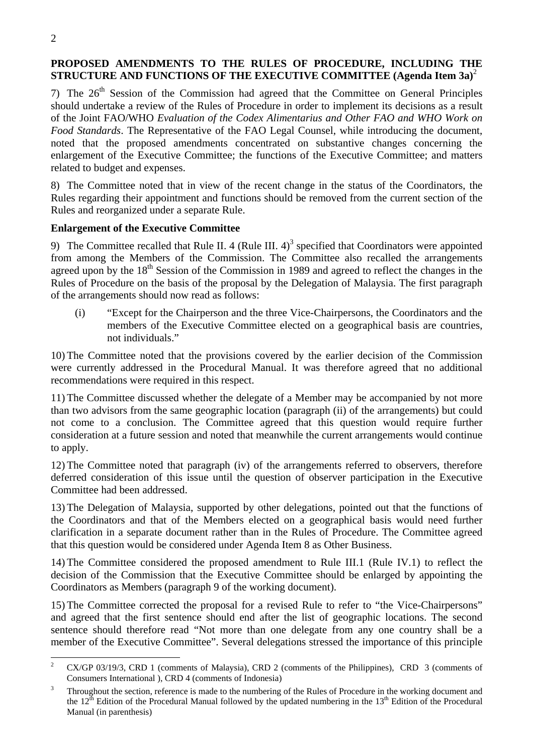**PROPOSED AMENDMENTS TO THE RULES OF PROCEDURE, INCLUDING THE STRUCTURE AND FUNCTIONS OF THE EXECUTIVE COMMITTEE (Agenda Item 3a)**[2]

7) The 26th Session of the Commission had agreed that the Committee on General Principles should undertake a review of the Rules of Procedure in order to implement its decisions as a result of the Joint FAO/WHO *Evaluation of the Codex Alimentarius and Other FAO and WHO Work on Food Standards*. The Representative of the FAO Legal Counsel, while introducing the document, noted that the proposed amendments concentrated on substantive changes concerning the enlargement of the Executive Committee; the functions of the Executive Committee; and matters related to budget and expenses.

8) The Committee noted that in view of the recent change in the status of the Coordinators, the Rules regarding their appointment and functions should be removed from the current section of the Rules and reorganized under a separate Rule.

**Enlargement of the Executive Committee**

9) The Committee recalled that Rule II. 4 (Rule III. 4)[3] specified that Coordinators were appointed from among the Members of the Commission. The Committee also recalled the arrangements agreed upon by the 18th Session of the Commission in 1989 and agreed to reflect the changes in the Rules of Procedure on the basis of the proposal by the Delegation of Malaysia. The first paragraph of the arrangements should now read as follows:

(i) "Except for the Chairperson and the three Vice-Chairpersons, the Coordinators and the members of the Executive Committee elected on a geographical basis are countries, not individuals."

10) The Committee noted that the provisions covered by the earlier decision of the Commission were currently addressed in the Procedural Manual. It was therefore agreed that no additional recommendations were required in this respect.

11) The Committee discussed whether the delegate of a Member may be accompanied by not more than two advisors from the same geographic location (paragraph (ii) of the arrangements) but could not come to a conclusion. The Committee agreed that this question would require further consideration at a future session and noted that meanwhile the current arrangements would continue to apply.

12) The Committee noted that paragraph (iv) of the arrangements referred to observers, therefore deferred consideration of this issue until the question of observer participation in the Executive Committee had been addressed.

13) The Delegation of Malaysia, supported by other delegations, pointed out that the functions of the Coordinators and that of the Members elected on a geographical basis would need further clarification in a separate document rather than in the Rules of Procedure. The Committee agreed that this question would be considered under Agenda Item 8 as Other Business.

14) The Committee considered the proposed amendment to Rule III.1 (Rule IV.1) to reflect the decision of the Commission that the Executive Committee should be enlarged by appointing the Coordinators as Members (paragraph 9 of the working document).

15) The Committee corrected the proposal for a revised Rule to refer to "the Vice-Chairpersons" and agreed that the first sentence should end after the list of geographic locations. The second sentence should therefore read "Not more than one delegate from any one country shall be a member of the Executive Committee". Several delegations stressed the importance of this principle

---

[2] CX/GP 03/19/3, CRD 1 (comments of Malaysia), CRD 2 (comments of the Philippines), CRD 3 (comments of Consumers International ), CRD 4 (comments of Indonesia)

[3] Throughout the section, reference is made to the numbering of the Rules of Procedure in the working document and the 12th Edition of the Procedural Manual followed by the updated numbering in the 13th Edition of the Procedural Manual (in parenthesis)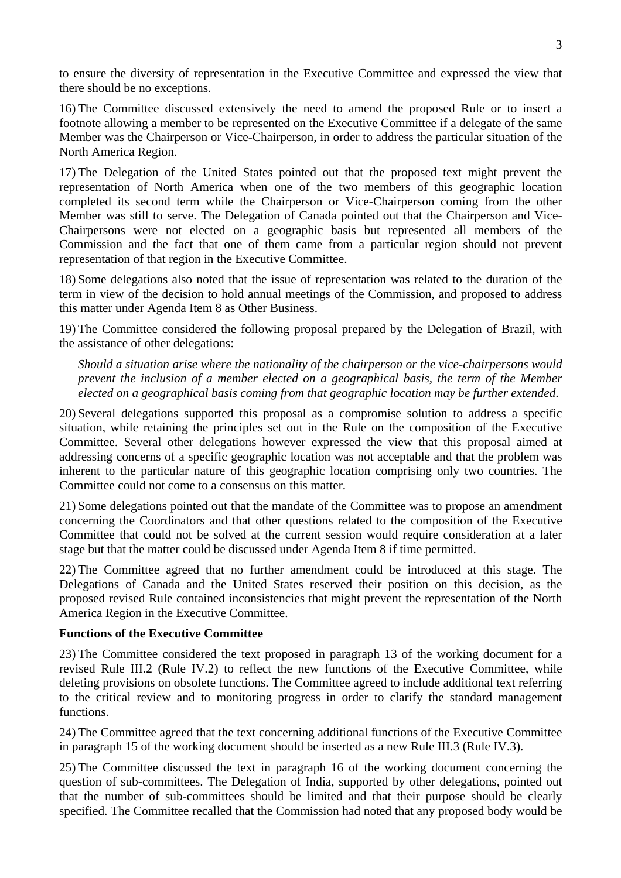to ensure the diversity of representation in the Executive Committee and expressed the view that there should be no exceptions.

16) The Committee discussed extensively the need to amend the proposed Rule or to insert a footnote allowing a member to be represented on the Executive Committee if a delegate of the same Member was the Chairperson or Vice-Chairperson, in order to address the particular situation of the North America Region.

17) The Delegation of the United States pointed out that the proposed text might prevent the representation of North America when one of the two members of this geographic location completed its second term while the Chairperson or Vice-Chairperson coming from the other Member was still to serve. The Delegation of Canada pointed out that the Chairperson and Vice-Chairpersons were not elected on a geographic basis but represented all members of the Commission and the fact that one of them came from a particular region should not prevent representation of that region in the Executive Committee.

18) Some delegations also noted that the issue of representation was related to the duration of the term in view of the decision to hold annual meetings of the Commission, and proposed to address this matter under Agenda Item 8 as Other Business.

19) The Committee considered the following proposal prepared by the Delegation of Brazil, with the assistance of other delegations:

> *Should a situation arise where the nationality of the chairperson or the vice-chairpersons would prevent the inclusion of a member elected on a geographical basis, the term of the Member elected on a geographical basis coming from that geographic location may be further extended.*

20) Several delegations supported this proposal as a compromise solution to address a specific situation, while retaining the principles set out in the Rule on the composition of the Executive Committee. Several other delegations however expressed the view that this proposal aimed at addressing concerns of a specific geographic location was not acceptable and that the problem was inherent to the particular nature of this geographic location comprising only two countries. The Committee could not come to a consensus on this matter.

21) Some delegations pointed out that the mandate of the Committee was to propose an amendment concerning the Coordinators and that other questions related to the composition of the Executive Committee that could not be solved at the current session would require consideration at a later stage but that the matter could be discussed under Agenda Item 8 if time permitted.

22) The Committee agreed that no further amendment could be introduced at this stage. The Delegations of Canada and the United States reserved their position on this decision, as the proposed revised Rule contained inconsistencies that might prevent the representation of the North America Region in the Executive Committee.

**Functions of the Executive Committee**

23) The Committee considered the text proposed in paragraph 13 of the working document for a revised Rule III.2 (Rule IV.2) to reflect the new functions of the Executive Committee, while deleting provisions on obsolete functions. The Committee agreed to include additional text referring to the critical review and to monitoring progress in order to clarify the standard management functions.

24) The Committee agreed that the text concerning additional functions of the Executive Committee in paragraph 15 of the working document should be inserted as a new Rule III.3 (Rule IV.3).

25) The Committee discussed the text in paragraph 16 of the working document concerning the question of sub-committees. The Delegation of India, supported by other delegations, pointed out that the number of sub-committees should be limited and that their purpose should be clearly specified. The Committee recalled that the Commission had noted that any proposed body would be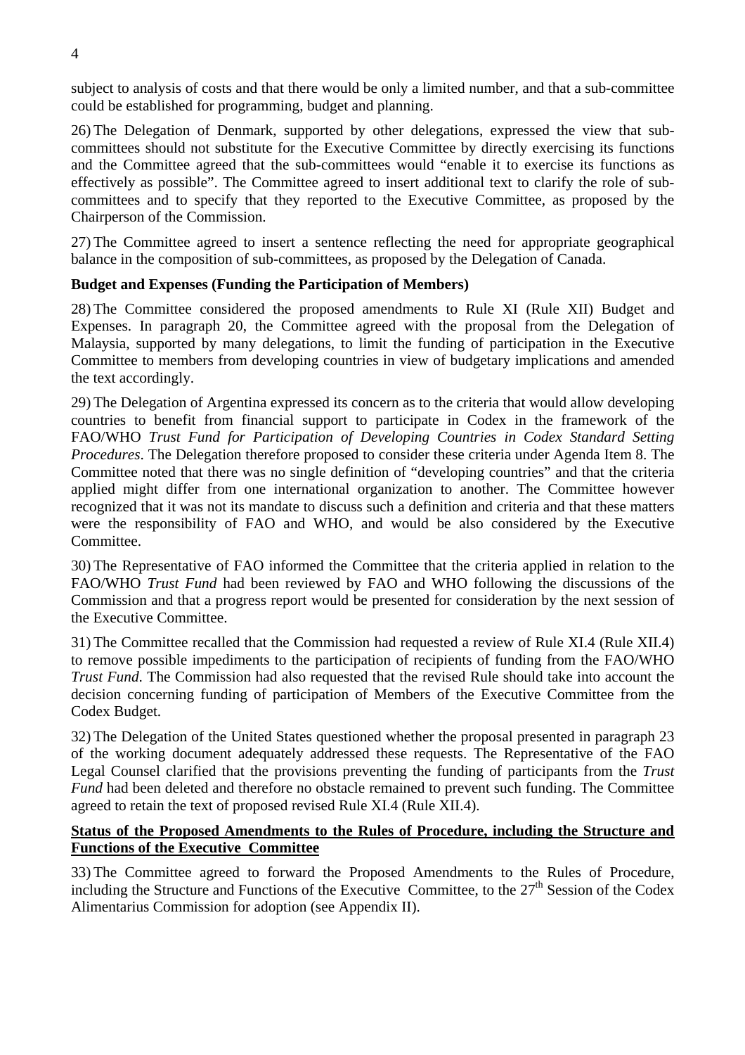subject to analysis of costs and that there would be only a limited number, and that a sub-committee could be established for programming, budget and planning.

26) The Delegation of Denmark, supported by other delegations, expressed the view that sub-committees should not substitute for the Executive Committee by directly exercising its functions and the Committee agreed that the sub-committees would "enable it to exercise its functions as effectively as possible". The Committee agreed to insert additional text to clarify the role of sub-committees and to specify that they reported to the Executive Committee, as proposed by the Chairperson of the Commission.

27) The Committee agreed to insert a sentence reflecting the need for appropriate geographical balance in the composition of sub-committees, as proposed by the Delegation of Canada.

**Budget and Expenses (Funding the Participation of Members)**

28) The Committee considered the proposed amendments to Rule XI (Rule XII) Budget and Expenses. In paragraph 20, the Committee agreed with the proposal from the Delegation of Malaysia, supported by many delegations, to limit the funding of participation in the Executive Committee to members from developing countries in view of budgetary implications and amended the text accordingly.

29) The Delegation of Argentina expressed its concern as to the criteria that would allow developing countries to benefit from financial support to participate in Codex in the framework of the FAO/WHO *Trust Fund for Participation of Developing Countries in Codex Standard Setting Procedures*. The Delegation therefore proposed to consider these criteria under Agenda Item 8. The Committee noted that there was no single definition of "developing countries" and that the criteria applied might differ from one international organization to another. The Committee however recognized that it was not its mandate to discuss such a definition and criteria and that these matters were the responsibility of FAO and WHO, and would be also considered by the Executive Committee.

30) The Representative of FAO informed the Committee that the criteria applied in relation to the FAO/WHO *Trust Fund* had been reviewed by FAO and WHO following the discussions of the Commission and that a progress report would be presented for consideration by the next session of the Executive Committee.

31) The Committee recalled that the Commission had requested a review of Rule XI.4 (Rule XII.4) to remove possible impediments to the participation of recipients of funding from the FAO/WHO *Trust Fund*. The Commission had also requested that the revised Rule should take into account the decision concerning funding of participation of Members of the Executive Committee from the Codex Budget.

32) The Delegation of the United States questioned whether the proposal presented in paragraph 23 of the working document adequately addressed these requests. The Representative of the FAO Legal Counsel clarified that the provisions preventing the funding of participants from the *Trust Fund* had been deleted and therefore no obstacle remained to prevent such funding. The Committee agreed to retain the text of proposed revised Rule XI.4 (Rule XII.4).

**Status of the Proposed Amendments to the Rules of Procedure, including the Structure and Functions of the Executive Committee**

33) The Committee agreed to forward the Proposed Amendments to the Rules of Procedure, including the Structure and Functions of the Executive Committee, to the 27th Session of the Codex Alimentarius Commission for adoption (see Appendix II).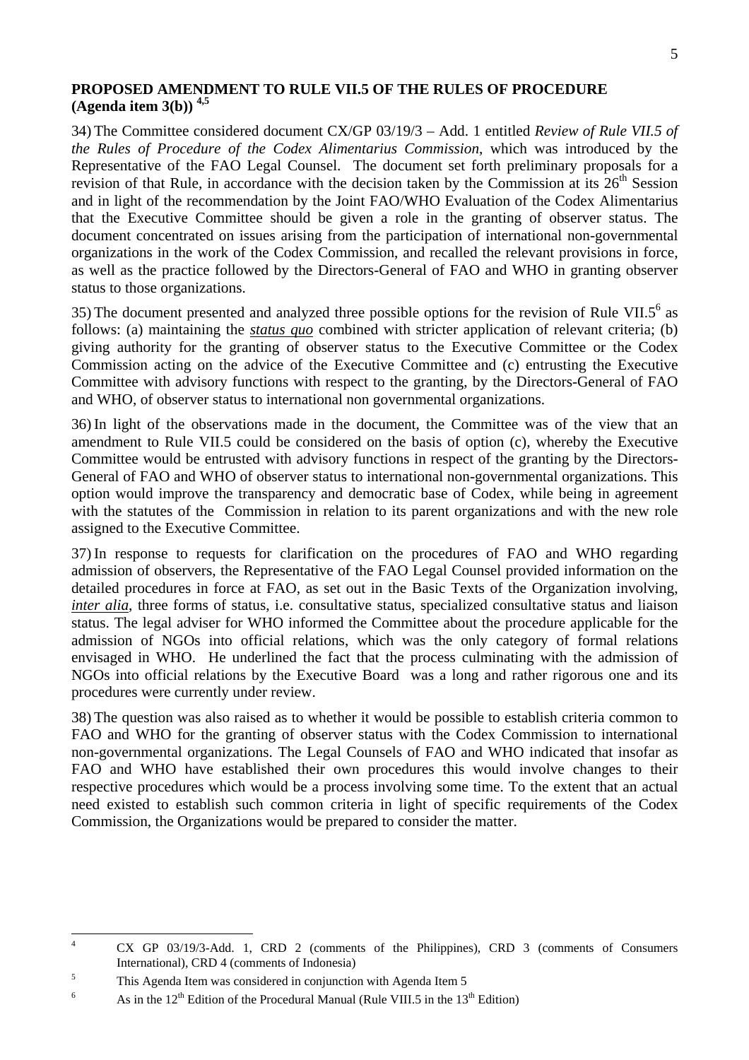## PROPOSED AMENDMENT TO RULE VII.5 OF THE RULES OF PROCEDURE (Agenda item 3(b)) [4,5]

34) The Committee considered document CX/GP 03/19/3 – Add. 1 entitled *Review of Rule VII.5 of the Rules of Procedure of the Codex Alimentarius Commission*, which was introduced by the Representative of the FAO Legal Counsel. The document set forth preliminary proposals for a revision of that Rule, in accordance with the decision taken by the Commission at its 26th Session and in light of the recommendation by the Joint FAO/WHO Evaluation of the Codex Alimentarius that the Executive Committee should be given a role in the granting of observer status. The document concentrated on issues arising from the participation of international non-governmental organizations in the work of the Codex Commission, and recalled the relevant provisions in force, as well as the practice followed by the Directors-General of FAO and WHO in granting observer status to those organizations.

35) The document presented and analyzed three possible options for the revision of Rule VII.5[6] as follows: (a) maintaining the ***status quo*** combined with stricter application of relevant criteria; (b) giving authority for the granting of observer status to the Executive Committee or the Codex Commission acting on the advice of the Executive Committee and (c) entrusting the Executive Committee with advisory functions with respect to the granting, by the Directors-General of FAO and WHO, of observer status to international non governmental organizations.

36) In light of the observations made in the document, the Committee was of the view that an amendment to Rule VII.5 could be considered on the basis of option (c), whereby the Executive Committee would be entrusted with advisory functions in respect of the granting by the Directors-General of FAO and WHO of observer status to international non-governmental organizations. This option would improve the transparency and democratic base of Codex, while being in agreement with the statutes of the Commission in relation to its parent organizations and with the new role assigned to the Executive Committee.

37) In response to requests for clarification on the procedures of FAO and WHO regarding admission of observers, the Representative of the FAO Legal Counsel provided information on the detailed procedures in force at FAO, as set out in the Basic Texts of the Organization involving, *inter alia*, three forms of status, i.e. consultative status, specialized consultative status and liaison status. The legal adviser for WHO informed the Committee about the procedure applicable for the admission of NGOs into official relations, which was the only category of formal relations envisaged in WHO. He underlined the fact that the process culminating with the admission of NGOs into official relations by the Executive Board was a long and rather rigorous one and its procedures were currently under review.

38) The question was also raised as to whether it would be possible to establish criteria common to FAO and WHO for the granting of observer status with the Codex Commission to international non-governmental organizations. The Legal Counsels of FAO and WHO indicated that insofar as FAO and WHO have established their own procedures this would involve changes to their respective procedures which would be a process involving some time. To the extent that an actual need existed to establish such common criteria in light of specific requirements of the Codex Commission, the Organizations would be prepared to consider the matter.

---

[4] CX GP 03/19/3-Add. 1, CRD 2 (comments of the Philippines), CRD 3 (comments of Consumers International), CRD 4 (comments of Indonesia)

[5] This Agenda Item was considered in conjunction with Agenda Item 5

[6] As in the 12th Edition of the Procedural Manual (Rule VIII.5 in the 13th Edition)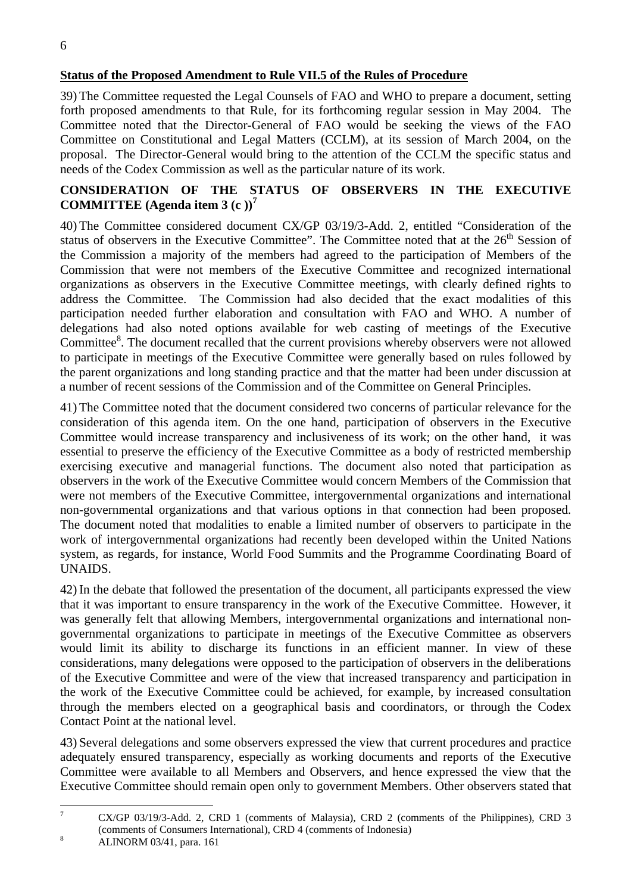**Status of the Proposed Amendment to Rule VII.5 of the Rules of Procedure**

39) The Committee requested the Legal Counsels of FAO and WHO to prepare a document, setting forth proposed amendments to that Rule, for its forthcoming regular session in May 2004. The Committee noted that the Director-General of FAO would be seeking the views of the FAO Committee on Constitutional and Legal Matters (CCLM), at its session of March 2004, on the proposal. The Director-General would bring to the attention of the CCLM the specific status and needs of the Codex Commission as well as the particular nature of its work.

## CONSIDERATION OF THE STATUS OF OBSERVERS IN THE EXECUTIVE COMMITTEE (Agenda item 3 (c ))[7]

40) The Committee considered document CX/GP 03/19/3-Add. 2, entitled "Consideration of the status of observers in the Executive Committee". The Committee noted that at the 26th Session of the Commission a majority of the members had agreed to the participation of Members of the Commission that were not members of the Executive Committee and recognized international organizations as observers in the Executive Committee meetings, with clearly defined rights to address the Committee. The Commission had also decided that the exact modalities of this participation needed further elaboration and consultation with FAO and WHO. A number of delegations had also noted options available for web casting of meetings of the Executive Committee[8]. The document recalled that the current provisions whereby observers were not allowed to participate in meetings of the Executive Committee were generally based on rules followed by the parent organizations and long standing practice and that the matter had been under discussion at a number of recent sessions of the Commission and of the Committee on General Principles.

41) The Committee noted that the document considered two concerns of particular relevance for the consideration of this agenda item. On the one hand, participation of observers in the Executive Committee would increase transparency and inclusiveness of its work; on the other hand, it was essential to preserve the efficiency of the Executive Committee as a body of restricted membership exercising executive and managerial functions. The document also noted that participation as observers in the work of the Executive Committee would concern Members of the Commission that were not members of the Executive Committee, intergovernmental organizations and international non-governmental organizations and that various options in that connection had been proposed. The document noted that modalities to enable a limited number of observers to participate in the work of intergovernmental organizations had recently been developed within the United Nations system, as regards, for instance, World Food Summits and the Programme Coordinating Board of UNAIDS.

42) In the debate that followed the presentation of the document, all participants expressed the view that it was important to ensure transparency in the work of the Executive Committee. However, it was generally felt that allowing Members, intergovernmental organizations and international non-governmental organizations to participate in meetings of the Executive Committee as observers would limit its ability to discharge its functions in an efficient manner. In view of these considerations, many delegations were opposed to the participation of observers in the deliberations of the Executive Committee and were of the view that increased transparency and participation in the work of the Executive Committee could be achieved, for example, by increased consultation through the members elected on a geographical basis and coordinators, or through the Codex Contact Point at the national level.

43) Several delegations and some observers expressed the view that current procedures and practice adequately ensured transparency, especially as working documents and reports of the Executive Committee were available to all Members and Observers, and hence expressed the view that the Executive Committee should remain open only to government Members. Other observers stated that

---

[7] CX/GP 03/19/3-Add. 2, CRD 1 (comments of Malaysia), CRD 2 (comments of the Philippines), CRD 3 (comments of Consumers International), CRD 4 (comments of Indonesia)

[8] ALINORM 03/41, para. 161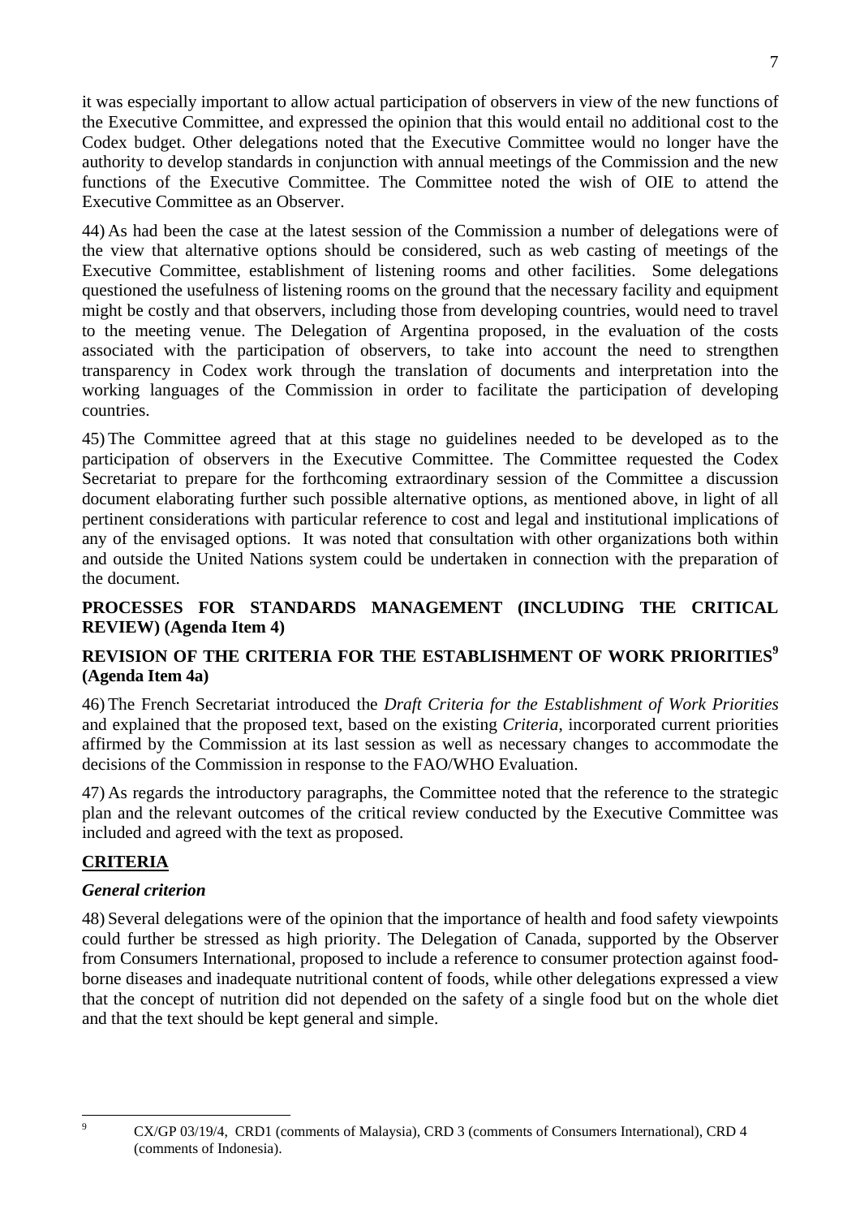it was especially important to allow actual participation of observers in view of the new functions of the Executive Committee, and expressed the opinion that this would entail no additional cost to the Codex budget. Other delegations noted that the Executive Committee would no longer have the authority to develop standards in conjunction with annual meetings of the Commission and the new functions of the Executive Committee. The Committee noted the wish of OIE to attend the Executive Committee as an Observer.

44) As had been the case at the latest session of the Commission a number of delegations were of the view that alternative options should be considered, such as web casting of meetings of the Executive Committee, establishment of listening rooms and other facilities. Some delegations questioned the usefulness of listening rooms on the ground that the necessary facility and equipment might be costly and that observers, including those from developing countries, would need to travel to the meeting venue. The Delegation of Argentina proposed, in the evaluation of the costs associated with the participation of observers, to take into account the need to strengthen transparency in Codex work through the translation of documents and interpretation into the working languages of the Commission in order to facilitate the participation of developing countries.

45) The Committee agreed that at this stage no guidelines needed to be developed as to the participation of observers in the Executive Committee. The Committee requested the Codex Secretariat to prepare for the forthcoming extraordinary session of the Committee a discussion document elaborating further such possible alternative options, as mentioned above, in light of all pertinent considerations with particular reference to cost and legal and institutional implications of any of the envisaged options. It was noted that consultation with other organizations both within and outside the United Nations system could be undertaken in connection with the preparation of the document.

## PROCESSES FOR STANDARDS MANAGEMENT (INCLUDING THE CRITICAL REVIEW) (Agenda Item 4)

## REVISION OF THE CRITERIA FOR THE ESTABLISHMENT OF WORK PRIORITIES[9] (Agenda Item 4a)

46) The French Secretariat introduced the *Draft Criteria for the Establishment of Work Priorities* and explained that the proposed text, based on the existing *Criteria*, incorporated current priorities affirmed by the Commission at its last session as well as necessary changes to accommodate the decisions of the Commission in response to the FAO/WHO Evaluation.

47) As regards the introductory paragraphs, the Committee noted that the reference to the strategic plan and the relevant outcomes of the critical review conducted by the Executive Committee was included and agreed with the text as proposed.

### CRITERIA

#### *General criterion*

48) Several delegations were of the opinion that the importance of health and food safety viewpoints could further be stressed as high priority. The Delegation of Canada, supported by the Observer from Consumers International, proposed to include a reference to consumer protection against food-borne diseases and inadequate nutritional content of foods, while other delegations expressed a view that the concept of nutrition did not depended on the safety of a single food but on the whole diet and that the text should be kept general and simple.

---

[9] CX/GP 03/19/4, CRD1 (comments of Malaysia), CRD 3 (comments of Consumers International), CRD 4 (comments of Indonesia).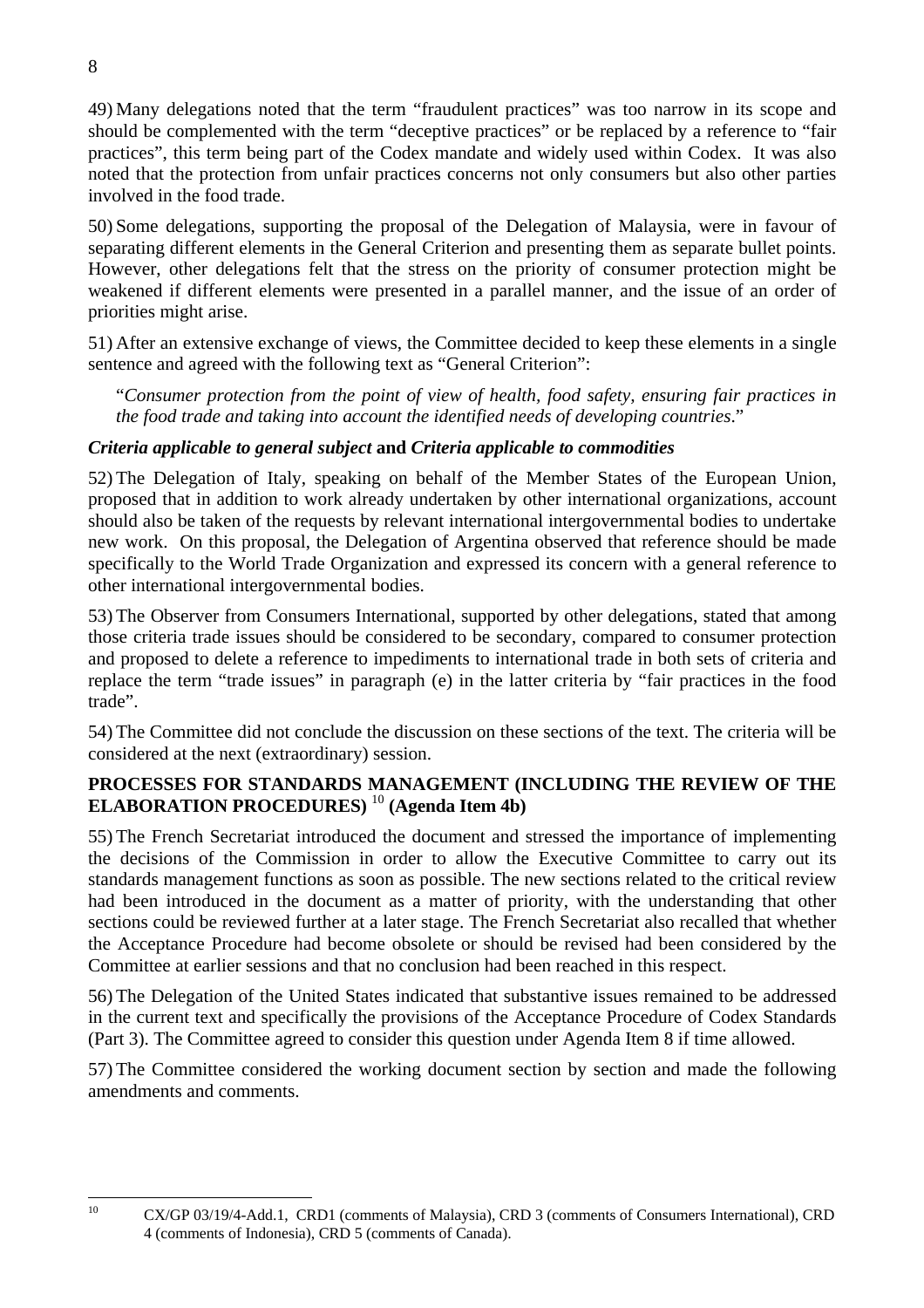49) Many delegations noted that the term "fraudulent practices" was too narrow in its scope and should be complemented with the term "deceptive practices" or be replaced by a reference to "fair practices", this term being part of the Codex mandate and widely used within Codex. It was also noted that the protection from unfair practices concerns not only consumers but also other parties involved in the food trade.

50) Some delegations, supporting the proposal of the Delegation of Malaysia, were in favour of separating different elements in the General Criterion and presenting them as separate bullet points. However, other delegations felt that the stress on the priority of consumer protection might be weakened if different elements were presented in a parallel manner, and the issue of an order of priorities might arise.

51) After an extensive exchange of views, the Committee decided to keep these elements in a single sentence and agreed with the following text as "General Criterion":

> "*Consumer protection from the point of view of health, food safety, ensuring fair practices in the food trade and taking into account the identified needs of developing countries*."

### *Criteria applicable to general subject* **and** *Criteria applicable to commodities*

52) The Delegation of Italy, speaking on behalf of the Member States of the European Union, proposed that in addition to work already undertaken by other international organizations, account should also be taken of the requests by relevant international intergovernmental bodies to undertake new work. On this proposal, the Delegation of Argentina observed that reference should be made specifically to the World Trade Organization and expressed its concern with a general reference to other international intergovernmental bodies.

53) The Observer from Consumers International, supported by other delegations, stated that among those criteria trade issues should be considered to be secondary, compared to consumer protection and proposed to delete a reference to impediments to international trade in both sets of criteria and replace the term "trade issues" in paragraph (e) in the latter criteria by "fair practices in the food trade".

54) The Committee did not conclude the discussion on these sections of the text. The criteria will be considered at the next (extraordinary) session.

## PROCESSES FOR STANDARDS MANAGEMENT (INCLUDING THE REVIEW OF THE ELABORATION PROCEDURES) [10] (Agenda Item 4b)

55) The French Secretariat introduced the document and stressed the importance of implementing the decisions of the Commission in order to allow the Executive Committee to carry out its standards management functions as soon as possible. The new sections related to the critical review had been introduced in the document as a matter of priority, with the understanding that other sections could be reviewed further at a later stage. The French Secretariat also recalled that whether the Acceptance Procedure had become obsolete or should be revised had been considered by the Committee at earlier sessions and that no conclusion had been reached in this respect.

56) The Delegation of the United States indicated that substantive issues remained to be addressed in the current text and specifically the provisions of the Acceptance Procedure of Codex Standards (Part 3). The Committee agreed to consider this question under Agenda Item 8 if time allowed.

57) The Committee considered the working document section by section and made the following amendments and comments.

---

[10] CX/GP 03/19/4-Add.1, CRD1 (comments of Malaysia), CRD 3 (comments of Consumers International), CRD 4 (comments of Indonesia), CRD 5 (comments of Canada).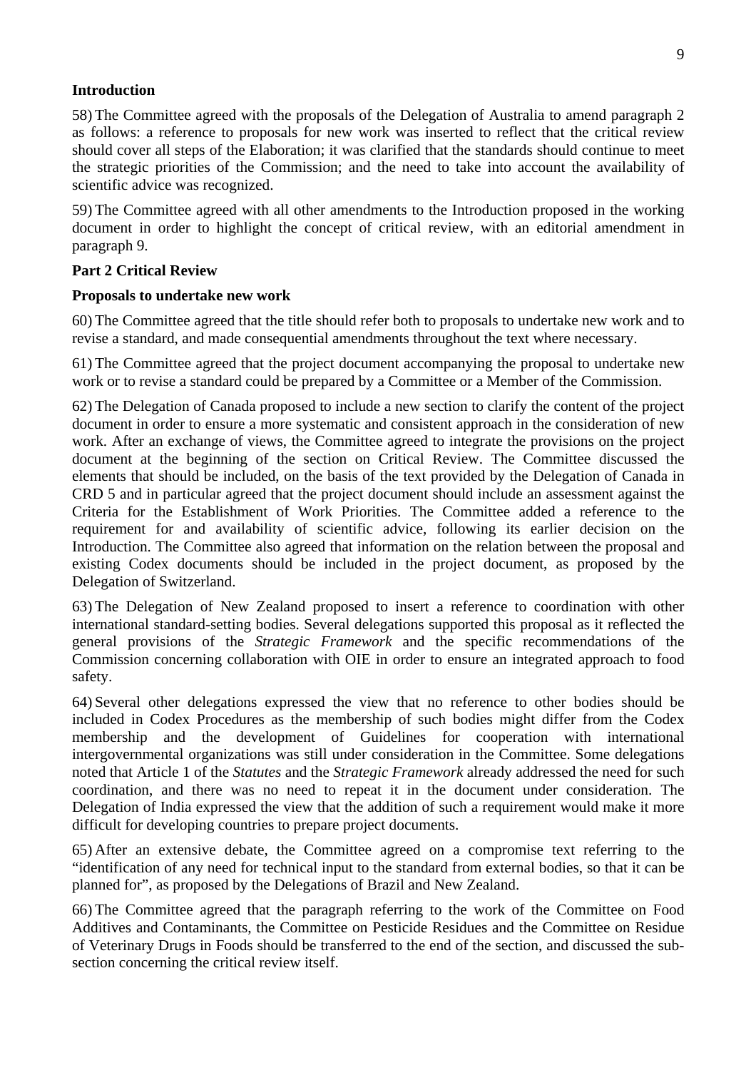**Introduction**

58) The Committee agreed with the proposals of the Delegation of Australia to amend paragraph 2 as follows: a reference to proposals for new work was inserted to reflect that the critical review should cover all steps of the Elaboration; it was clarified that the standards should continue to meet the strategic priorities of the Commission; and the need to take into account the availability of scientific advice was recognized.

59) The Committee agreed with all other amendments to the Introduction proposed in the working document in order to highlight the concept of critical review, with an editorial amendment in paragraph 9.

**Part 2 Critical Review**

**Proposals to undertake new work**

60) The Committee agreed that the title should refer both to proposals to undertake new work and to revise a standard, and made consequential amendments throughout the text where necessary.

61) The Committee agreed that the project document accompanying the proposal to undertake new work or to revise a standard could be prepared by a Committee or a Member of the Commission.

62) The Delegation of Canada proposed to include a new section to clarify the content of the project document in order to ensure a more systematic and consistent approach in the consideration of new work. After an exchange of views, the Committee agreed to integrate the provisions on the project document at the beginning of the section on Critical Review. The Committee discussed the elements that should be included, on the basis of the text provided by the Delegation of Canada in CRD 5 and in particular agreed that the project document should include an assessment against the Criteria for the Establishment of Work Priorities. The Committee added a reference to the requirement for and availability of scientific advice, following its earlier decision on the Introduction. The Committee also agreed that information on the relation between the proposal and existing Codex documents should be included in the project document, as proposed by the Delegation of Switzerland.

63) The Delegation of New Zealand proposed to insert a reference to coordination with other international standard-setting bodies. Several delegations supported this proposal as it reflected the general provisions of the *Strategic Framework* and the specific recommendations of the Commission concerning collaboration with OIE in order to ensure an integrated approach to food safety.

64) Several other delegations expressed the view that no reference to other bodies should be included in Codex Procedures as the membership of such bodies might differ from the Codex membership and the development of Guidelines for cooperation with international intergovernmental organizations was still under consideration in the Committee. Some delegations noted that Article 1 of the *Statutes* and the *Strategic Framework* already addressed the need for such coordination, and there was no need to repeat it in the document under consideration. The Delegation of India expressed the view that the addition of such a requirement would make it more difficult for developing countries to prepare project documents.

65) After an extensive debate, the Committee agreed on a compromise text referring to the "identification of any need for technical input to the standard from external bodies, so that it can be planned for", as proposed by the Delegations of Brazil and New Zealand.

66) The Committee agreed that the paragraph referring to the work of the Committee on Food Additives and Contaminants, the Committee on Pesticide Residues and the Committee on Residue of Veterinary Drugs in Foods should be transferred to the end of the section, and discussed the sub-section concerning the critical review itself.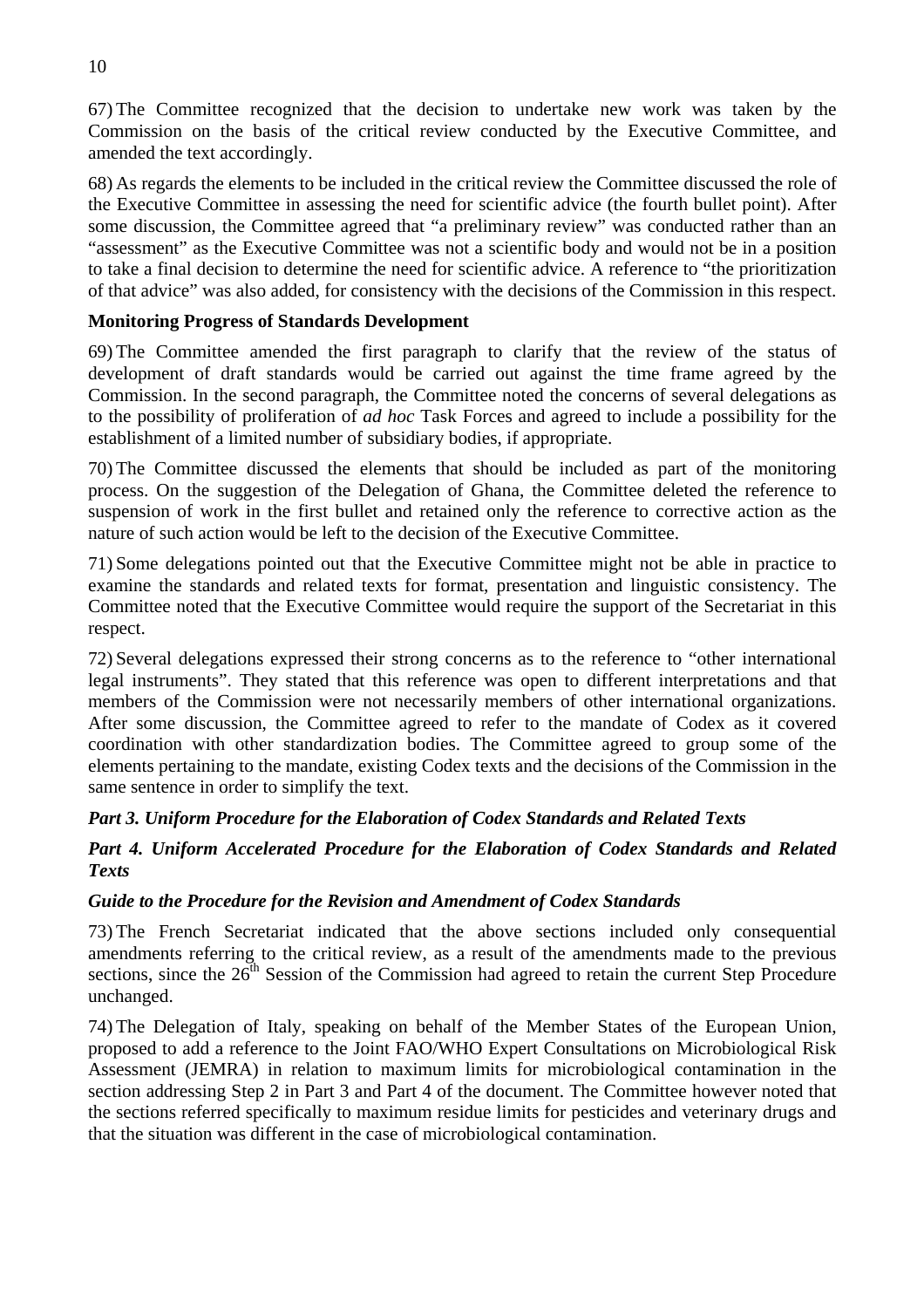67) The Committee recognized that the decision to undertake new work was taken by the Commission on the basis of the critical review conducted by the Executive Committee, and amended the text accordingly.

68) As regards the elements to be included in the critical review the Committee discussed the role of the Executive Committee in assessing the need for scientific advice (the fourth bullet point). After some discussion, the Committee agreed that "a preliminary review" was conducted rather than an "assessment" as the Executive Committee was not a scientific body and would not be in a position to take a final decision to determine the need for scientific advice. A reference to "the prioritization of that advice" was also added, for consistency with the decisions of the Commission in this respect.

**Monitoring Progress of Standards Development**

69) The Committee amended the first paragraph to clarify that the review of the status of development of draft standards would be carried out against the time frame agreed by the Commission. In the second paragraph, the Committee noted the concerns of several delegations as to the possibility of proliferation of *ad hoc* Task Forces and agreed to include a possibility for the establishment of a limited number of subsidiary bodies, if appropriate.

70) The Committee discussed the elements that should be included as part of the monitoring process. On the suggestion of the Delegation of Ghana, the Committee deleted the reference to suspension of work in the first bullet and retained only the reference to corrective action as the nature of such action would be left to the decision of the Executive Committee.

71) Some delegations pointed out that the Executive Committee might not be able in practice to examine the standards and related texts for format, presentation and linguistic consistency. The Committee noted that the Executive Committee would require the support of the Secretariat in this respect.

72) Several delegations expressed their strong concerns as to the reference to "other international legal instruments". They stated that this reference was open to different interpretations and that members of the Commission were not necessarily members of other international organizations. After some discussion, the Committee agreed to refer to the mandate of Codex as it covered coordination with other standardization bodies. The Committee agreed to group some of the elements pertaining to the mandate, existing Codex texts and the decisions of the Commission in the same sentence in order to simplify the text.

***Part 3. Uniform Procedure for the Elaboration of Codex Standards and Related Texts***

***Part 4. Uniform Accelerated Procedure for the Elaboration of Codex Standards and Related Texts***

***Guide to the Procedure for the Revision and Amendment of Codex Standards***

73) The French Secretariat indicated that the above sections included only consequential amendments referring to the critical review, as a result of the amendments made to the previous sections, since the 26th Session of the Commission had agreed to retain the current Step Procedure unchanged.

74) The Delegation of Italy, speaking on behalf of the Member States of the European Union, proposed to add a reference to the Joint FAO/WHO Expert Consultations on Microbiological Risk Assessment (JEMRA) in relation to maximum limits for microbiological contamination in the section addressing Step 2 in Part 3 and Part 4 of the document. The Committee however noted that the sections referred specifically to maximum residue limits for pesticides and veterinary drugs and that the situation was different in the case of microbiological contamination.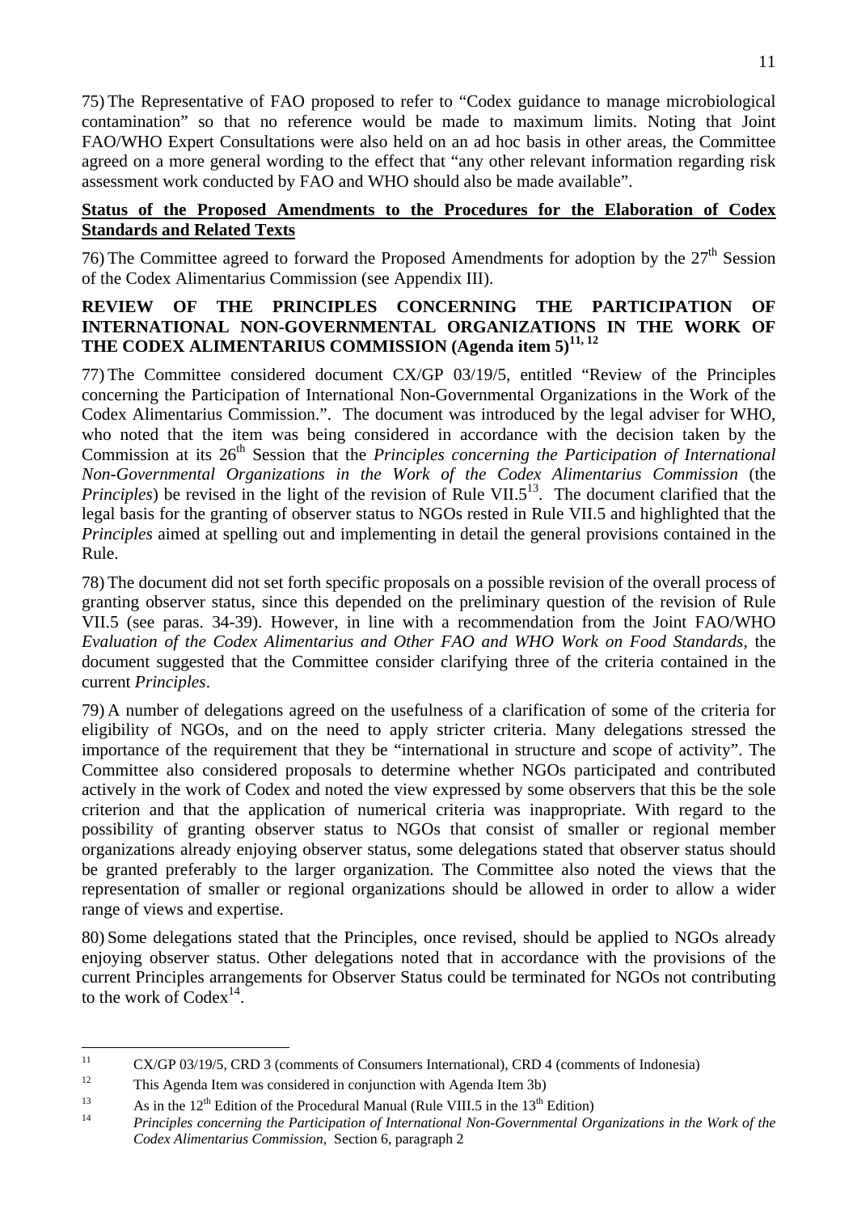75) The Representative of FAO proposed to refer to "Codex guidance to manage microbiological contamination" so that no reference would be made to maximum limits. Noting that Joint FAO/WHO Expert Consultations were also held on an ad hoc basis in other areas, the Committee agreed on a more general wording to the effect that "any other relevant information regarding risk assessment work conducted by FAO and WHO should also be made available".

**Status of the Proposed Amendments to the Procedures for the Elaboration of Codex Standards and Related Texts**

76) The Committee agreed to forward the Proposed Amendments for adoption by the 27th Session of the Codex Alimentarius Commission (see Appendix III).

## REVIEW OF THE PRINCIPLES CONCERNING THE PARTICIPATION OF INTERNATIONAL NON-GOVERNMENTAL ORGANIZATIONS IN THE WORK OF THE CODEX ALIMENTARIUS COMMISSION (Agenda item 5)[11, 12]

77) The Committee considered document CX/GP 03/19/5, entitled "Review of the Principles concerning the Participation of International Non-Governmental Organizations in the Work of the Codex Alimentarius Commission.". The document was introduced by the legal adviser for WHO, who noted that the item was being considered in accordance with the decision taken by the Commission at its 26th Session that the *Principles concerning the Participation of International Non-Governmental Organizations in the Work of the Codex Alimentarius Commission* (the *Principles*) be revised in the light of the revision of Rule VII.5[13]. The document clarified that the legal basis for the granting of observer status to NGOs rested in Rule VII.5 and highlighted that the *Principles* aimed at spelling out and implementing in detail the general provisions contained in the Rule.

78) The document did not set forth specific proposals on a possible revision of the overall process of granting observer status, since this depended on the preliminary question of the revision of Rule VII.5 (see paras. 34-39). However, in line with a recommendation from the Joint FAO/WHO *Evaluation of the Codex Alimentarius and Other FAO and WHO Work on Food Standards*, the document suggested that the Committee consider clarifying three of the criteria contained in the current *Principles*.

79) A number of delegations agreed on the usefulness of a clarification of some of the criteria for eligibility of NGOs, and on the need to apply stricter criteria. Many delegations stressed the importance of the requirement that they be "international in structure and scope of activity". The Committee also considered proposals to determine whether NGOs participated and contributed actively in the work of Codex and noted the view expressed by some observers that this be the sole criterion and that the application of numerical criteria was inappropriate. With regard to the possibility of granting observer status to NGOs that consist of smaller or regional member organizations already enjoying observer status, some delegations stated that observer status should be granted preferably to the larger organization. The Committee also noted the views that the representation of smaller or regional organizations should be allowed in order to allow a wider range of views and expertise.

80) Some delegations stated that the Principles, once revised, should be applied to NGOs already enjoying observer status. Other delegations noted that in accordance with the provisions of the current Principles arrangements for Observer Status could be terminated for NGOs not contributing to the work of Codex[14].

---

[11] CX/GP 03/19/5, CRD 3 (comments of Consumers International), CRD 4 (comments of Indonesia)

[12] This Agenda Item was considered in conjunction with Agenda Item 3b)

[13] As in the 12th Edition of the Procedural Manual (Rule VIII.5 in the 13th Edition)

[14] *Principles concerning the Participation of International Non-Governmental Organizations in the Work of the Codex Alimentarius Commission,* Section 6, paragraph 2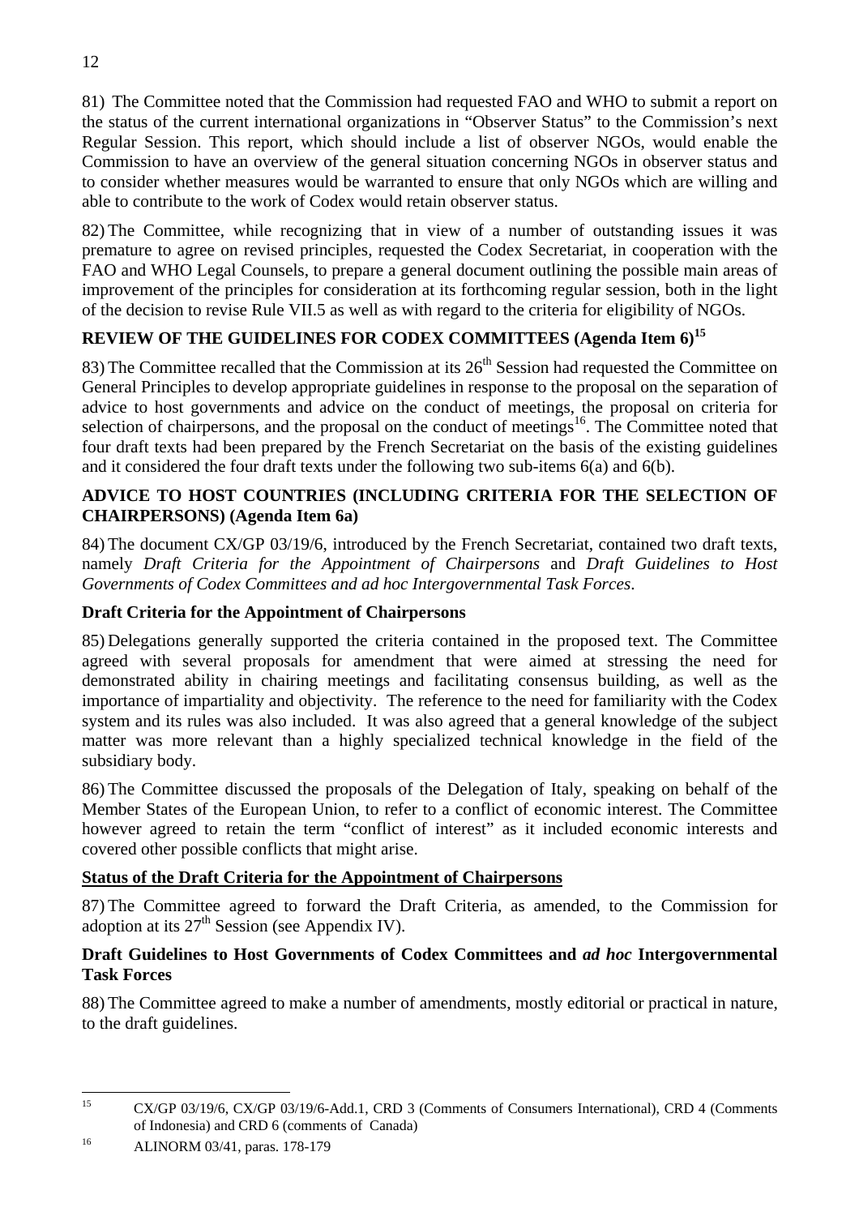81) The Committee noted that the Commission had requested FAO and WHO to submit a report on the status of the current international organizations in "Observer Status" to the Commission's next Regular Session. This report, which should include a list of observer NGOs, would enable the Commission to have an overview of the general situation concerning NGOs in observer status and to consider whether measures would be warranted to ensure that only NGOs which are willing and able to contribute to the work of Codex would retain observer status.

82) The Committee, while recognizing that in view of a number of outstanding issues it was premature to agree on revised principles, requested the Codex Secretariat, in cooperation with the FAO and WHO Legal Counsels, to prepare a general document outlining the possible main areas of improvement of the principles for consideration at its forthcoming regular session, both in the light of the decision to revise Rule VII.5 as well as with regard to the criteria for eligibility of NGOs.

## REVIEW OF THE GUIDELINES FOR CODEX COMMITTEES (Agenda Item 6)[15]

83) The Committee recalled that the Commission at its 26th Session had requested the Committee on General Principles to develop appropriate guidelines in response to the proposal on the separation of advice to host governments and advice on the conduct of meetings, the proposal on criteria for selection of chairpersons, and the proposal on the conduct of meetings[16]. The Committee noted that four draft texts had been prepared by the French Secretariat on the basis of the existing guidelines and it considered the four draft texts under the following two sub-items 6(a) and 6(b).

## ADVICE TO HOST COUNTRIES (INCLUDING CRITERIA FOR THE SELECTION OF CHAIRPERSONS) (Agenda Item 6a)

84) The document CX/GP 03/19/6, introduced by the French Secretariat, contained two draft texts, namely *Draft Criteria for the Appointment of Chairpersons* and *Draft Guidelines to Host Governments of Codex Committees and ad hoc Intergovernmental Task Forces*.

### Draft Criteria for the Appointment of Chairpersons

85) Delegations generally supported the criteria contained in the proposed text. The Committee agreed with several proposals for amendment that were aimed at stressing the need for demonstrated ability in chairing meetings and facilitating consensus building, as well as the importance of impartiality and objectivity. The reference to the need for familiarity with the Codex system and its rules was also included. It was also agreed that a general knowledge of the subject matter was more relevant than a highly specialized technical knowledge in the field of the subsidiary body.

86) The Committee discussed the proposals of the Delegation of Italy, speaking on behalf of the Member States of the European Union, to refer to a conflict of economic interest. The Committee however agreed to retain the term "conflict of interest" as it included economic interests and covered other possible conflicts that might arise.

### Status of the Draft Criteria for the Appointment of Chairpersons

87) The Committee agreed to forward the Draft Criteria, as amended, to the Commission for adoption at its 27th Session (see Appendix IV).

### Draft Guidelines to Host Governments of Codex Committees and *ad hoc* Intergovernmental Task Forces

88) The Committee agreed to make a number of amendments, mostly editorial or practical in nature, to the draft guidelines.

---

[15] CX/GP 03/19/6, CX/GP 03/19/6-Add.1, CRD 3 (Comments of Consumers International), CRD 4 (Comments of Indonesia) and CRD 6 (comments of Canada)

[16] ALINORM 03/41, paras. 178-179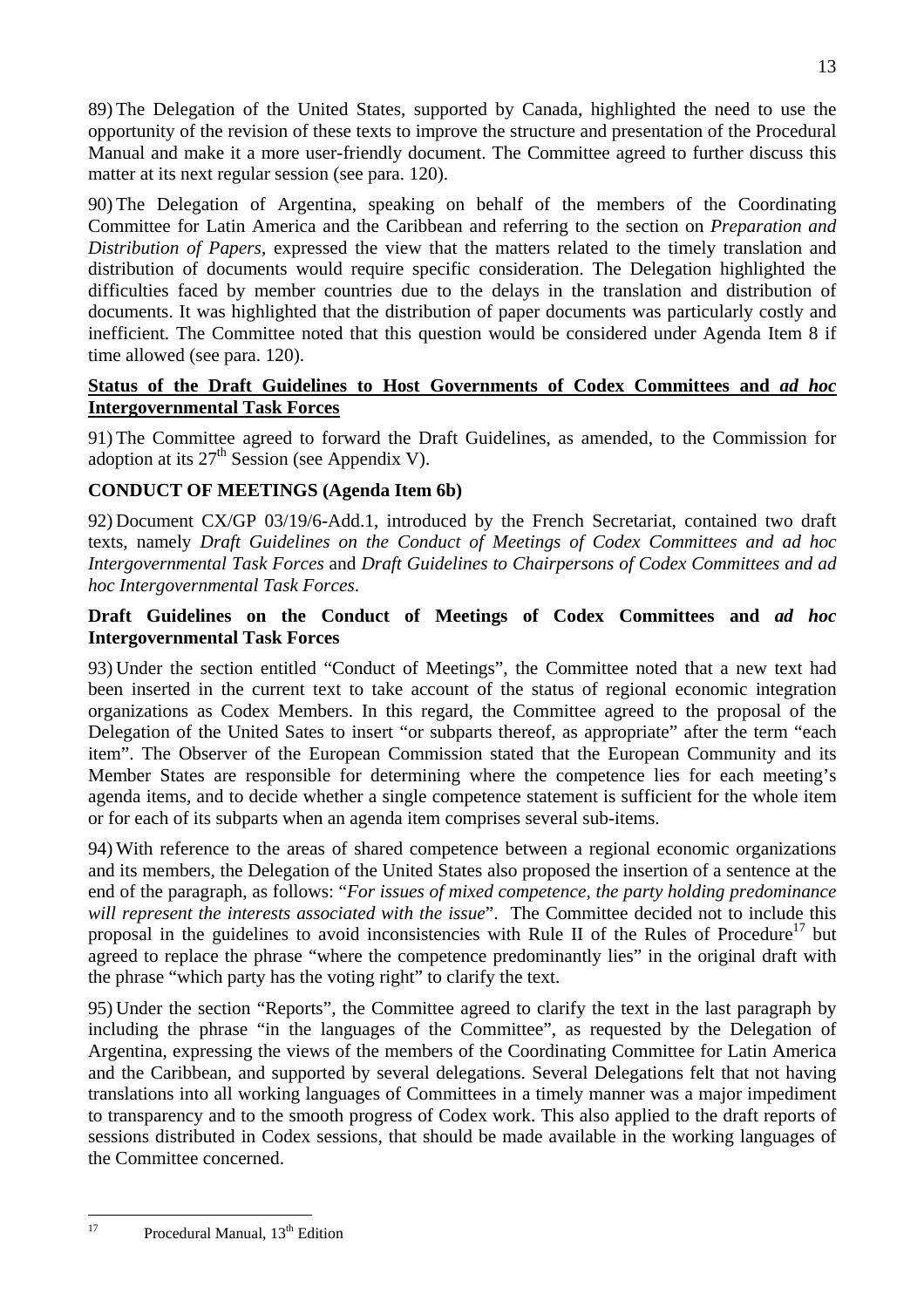89) The Delegation of the United States, supported by Canada, highlighted the need to use the opportunity of the revision of these texts to improve the structure and presentation of the Procedural Manual and make it a more user-friendly document. The Committee agreed to further discuss this matter at its next regular session (see para. 120).

90) The Delegation of Argentina, speaking on behalf of the members of the Coordinating Committee for Latin America and the Caribbean and referring to the section on *Preparation and Distribution of Papers*, expressed the view that the matters related to the timely translation and distribution of documents would require specific consideration. The Delegation highlighted the difficulties faced by member countries due to the delays in the translation and distribution of documents. It was highlighted that the distribution of paper documents was particularly costly and inefficient. The Committee noted that this question would be considered under Agenda Item 8 if time allowed (see para. 120).

**Status of the Draft Guidelines to Host Governments of Codex Committees and *ad hoc* Intergovernmental Task Forces**

91) The Committee agreed to forward the Draft Guidelines, as amended, to the Commission for adoption at its 27th Session (see Appendix V).

## CONDUCT OF MEETINGS (Agenda Item 6b)

92) Document CX/GP 03/19/6-Add.1, introduced by the French Secretariat, contained two draft texts, namely *Draft Guidelines on the Conduct of Meetings of Codex Committees and ad hoc Intergovernmental Task Forces* and *Draft Guidelines to Chairpersons of Codex Committees and ad hoc Intergovernmental Task Forces*.

**Draft Guidelines on the Conduct of Meetings of Codex Committees and *ad hoc* Intergovernmental Task Forces**

93) Under the section entitled "Conduct of Meetings", the Committee noted that a new text had been inserted in the current text to take account of the status of regional economic integration organizations as Codex Members. In this regard, the Committee agreed to the proposal of the Delegation of the United Sates to insert "or subparts thereof, as appropriate" after the term "each item". The Observer of the European Commission stated that the European Community and its Member States are responsible for determining where the competence lies for each meeting's agenda items, and to decide whether a single competence statement is sufficient for the whole item or for each of its subparts when an agenda item comprises several sub-items.

94) With reference to the areas of shared competence between a regional economic organizations and its members, the Delegation of the United States also proposed the insertion of a sentence at the end of the paragraph, as follows: "*For issues of mixed competence, the party holding predominance will represent the interests associated with the issue*". The Committee decided not to include this proposal in the guidelines to avoid inconsistencies with Rule II of the Rules of Procedure[17] but agreed to replace the phrase "where the competence predominantly lies" in the original draft with the phrase "which party has the voting right" to clarify the text.

95) Under the section "Reports", the Committee agreed to clarify the text in the last paragraph by including the phrase "in the languages of the Committee", as requested by the Delegation of Argentina, expressing the views of the members of the Coordinating Committee for Latin America and the Caribbean, and supported by several delegations. Several Delegations felt that not having translations into all working languages of Committees in a timely manner was a major impediment to transparency and to the smooth progress of Codex work. This also applied to the draft reports of sessions distributed in Codex sessions, that should be made available in the working languages of the Committee concerned.

---

[17] Procedural Manual, 13th Edition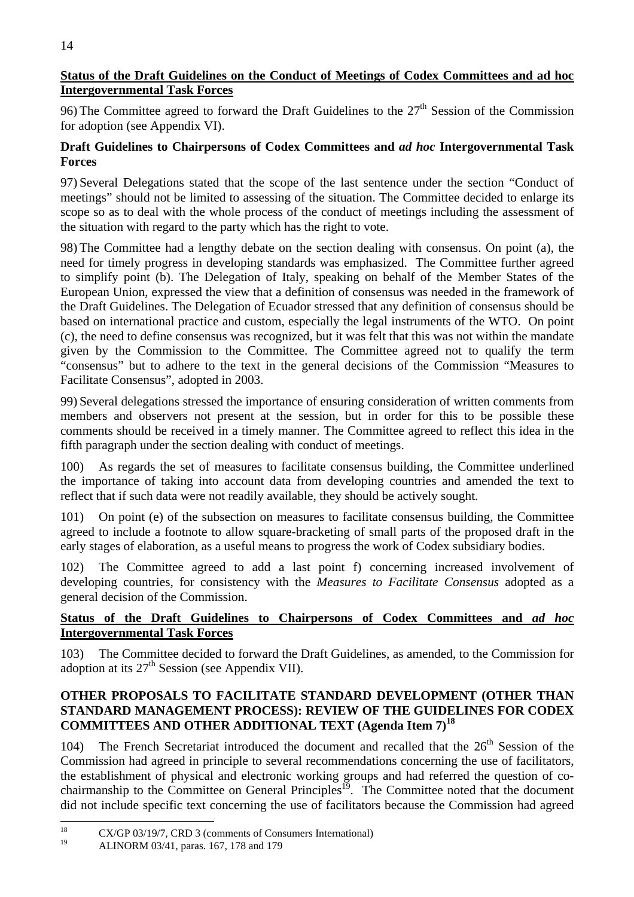**Status of the Draft Guidelines on the Conduct of Meetings of Codex Committees and ad hoc Intergovernmental Task Forces**

96) The Committee agreed to forward the Draft Guidelines to the 27th Session of the Commission for adoption (see Appendix VI).

**Draft Guidelines to Chairpersons of Codex Committees and *ad hoc* Intergovernmental Task Forces**

97) Several Delegations stated that the scope of the last sentence under the section "Conduct of meetings" should not be limited to assessing of the situation. The Committee decided to enlarge its scope so as to deal with the whole process of the conduct of meetings including the assessment of the situation with regard to the party which has the right to vote.

98) The Committee had a lengthy debate on the section dealing with consensus. On point (a), the need for timely progress in developing standards was emphasized. The Committee further agreed to simplify point (b). The Delegation of Italy, speaking on behalf of the Member States of the European Union, expressed the view that a definition of consensus was needed in the framework of the Draft Guidelines. The Delegation of Ecuador stressed that any definition of consensus should be based on international practice and custom, especially the legal instruments of the WTO. On point (c), the need to define consensus was recognized, but it was felt that this was not within the mandate given by the Commission to the Committee. The Committee agreed not to qualify the term "consensus" but to adhere to the text in the general decisions of the Commission "Measures to Facilitate Consensus", adopted in 2003.

99) Several delegations stressed the importance of ensuring consideration of written comments from members and observers not present at the session, but in order for this to be possible these comments should be received in a timely manner. The Committee agreed to reflect this idea in the fifth paragraph under the section dealing with conduct of meetings.

100) As regards the set of measures to facilitate consensus building, the Committee underlined the importance of taking into account data from developing countries and amended the text to reflect that if such data were not readily available, they should be actively sought.

101) On point (e) of the subsection on measures to facilitate consensus building, the Committee agreed to include a footnote to allow square-bracketing of small parts of the proposed draft in the early stages of elaboration, as a useful means to progress the work of Codex subsidiary bodies.

102) The Committee agreed to add a last point f) concerning increased involvement of developing countries, for consistency with the *Measures to Facilitate Consensus* adopted as a general decision of the Commission.

**Status of the Draft Guidelines to Chairpersons of Codex Committees and *ad hoc* Intergovernmental Task Forces**

103) The Committee decided to forward the Draft Guidelines, as amended, to the Commission for adoption at its 27th Session (see Appendix VII).

**OTHER PROPOSALS TO FACILITATE STANDARD DEVELOPMENT (OTHER THAN STANDARD MANAGEMENT PROCESS): REVIEW OF THE GUIDELINES FOR CODEX COMMITTEES AND OTHER ADDITIONAL TEXT (Agenda Item 7)[18]**

104) The French Secretariat introduced the document and recalled that the 26th Session of the Commission had agreed in principle to several recommendations concerning the use of facilitators, the establishment of physical and electronic working groups and had referred the question of co-chairmanship to the Committee on General Principles[19]. The Committee noted that the document did not include specific text concerning the use of facilitators because the Commission had agreed

---

[18] CX/GP 03/19/7, CRD 3 (comments of Consumers International)

[19] ALINORM 03/41, paras. 167, 178 and 179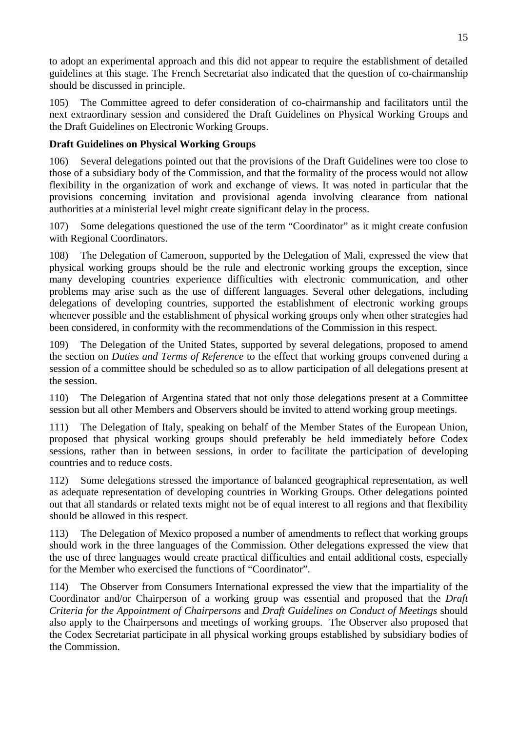to adopt an experimental approach and this did not appear to require the establishment of detailed guidelines at this stage. The French Secretariat also indicated that the question of co-chairmanship should be discussed in principle.

105) The Committee agreed to defer consideration of co-chairmanship and facilitators until the next extraordinary session and considered the Draft Guidelines on Physical Working Groups and the Draft Guidelines on Electronic Working Groups.

**Draft Guidelines on Physical Working Groups**

106) Several delegations pointed out that the provisions of the Draft Guidelines were too close to those of a subsidiary body of the Commission, and that the formality of the process would not allow flexibility in the organization of work and exchange of views. It was noted in particular that the provisions concerning invitation and provisional agenda involving clearance from national authorities at a ministerial level might create significant delay in the process.

107) Some delegations questioned the use of the term "Coordinator" as it might create confusion with Regional Coordinators.

108) The Delegation of Cameroon, supported by the Delegation of Mali, expressed the view that physical working groups should be the rule and electronic working groups the exception, since many developing countries experience difficulties with electronic communication, and other problems may arise such as the use of different languages. Several other delegations, including delegations of developing countries, supported the establishment of electronic working groups whenever possible and the establishment of physical working groups only when other strategies had been considered, in conformity with the recommendations of the Commission in this respect.

109) The Delegation of the United States, supported by several delegations, proposed to amend the section on *Duties and Terms of Reference* to the effect that working groups convened during a session of a committee should be scheduled so as to allow participation of all delegations present at the session.

110) The Delegation of Argentina stated that not only those delegations present at a Committee session but all other Members and Observers should be invited to attend working group meetings.

111) The Delegation of Italy, speaking on behalf of the Member States of the European Union, proposed that physical working groups should preferably be held immediately before Codex sessions, rather than in between sessions, in order to facilitate the participation of developing countries and to reduce costs.

112) Some delegations stressed the importance of balanced geographical representation, as well as adequate representation of developing countries in Working Groups. Other delegations pointed out that all standards or related texts might not be of equal interest to all regions and that flexibility should be allowed in this respect.

113) The Delegation of Mexico proposed a number of amendments to reflect that working groups should work in the three languages of the Commission. Other delegations expressed the view that the use of three languages would create practical difficulties and entail additional costs, especially for the Member who exercised the functions of "Coordinator".

114) The Observer from Consumers International expressed the view that the impartiality of the Coordinator and/or Chairperson of a working group was essential and proposed that the *Draft Criteria for the Appointment of Chairpersons* and *Draft Guidelines on Conduct of Meetings* should also apply to the Chairpersons and meetings of working groups. The Observer also proposed that the Codex Secretariat participate in all physical working groups established by subsidiary bodies of the Commission.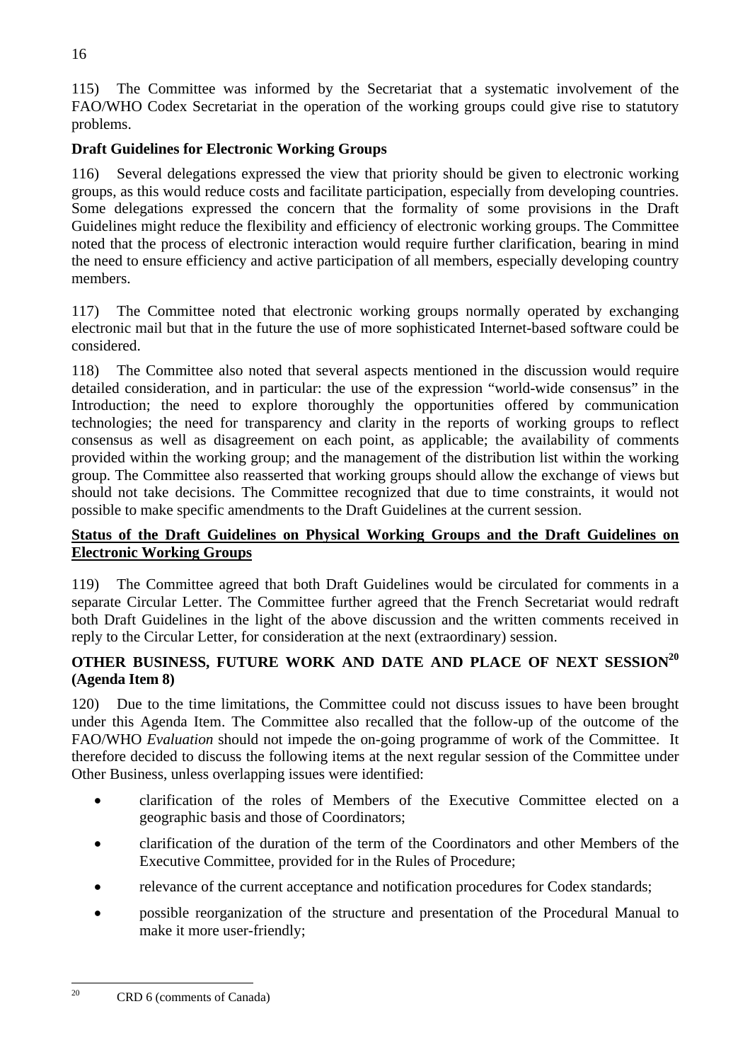115) The Committee was informed by the Secretariat that a systematic involvement of the FAO/WHO Codex Secretariat in the operation of the working groups could give rise to statutory problems.

**Draft Guidelines for Electronic Working Groups**

116) Several delegations expressed the view that priority should be given to electronic working groups, as this would reduce costs and facilitate participation, especially from developing countries. Some delegations expressed the concern that the formality of some provisions in the Draft Guidelines might reduce the flexibility and efficiency of electronic working groups. The Committee noted that the process of electronic interaction would require further clarification, bearing in mind the need to ensure efficiency and active participation of all members, especially developing country members.

117) The Committee noted that electronic working groups normally operated by exchanging electronic mail but that in the future the use of more sophisticated Internet-based software could be considered.

118) The Committee also noted that several aspects mentioned in the discussion would require detailed consideration, and in particular: the use of the expression "world-wide consensus" in the Introduction; the need to explore thoroughly the opportunities offered by communication technologies; the need for transparency and clarity in the reports of working groups to reflect consensus as well as disagreement on each point, as applicable; the availability of comments provided within the working group; and the management of the distribution list within the working group. The Committee also reasserted that working groups should allow the exchange of views but should not take decisions. The Committee recognized that due to time constraints, it would not possible to make specific amendments to the Draft Guidelines at the current session.

**Status of the Draft Guidelines on Physical Working Groups and the Draft Guidelines on Electronic Working Groups**

119) The Committee agreed that both Draft Guidelines would be circulated for comments in a separate Circular Letter. The Committee further agreed that the French Secretariat would redraft both Draft Guidelines in the light of the above discussion and the written comments received in reply to the Circular Letter, for consideration at the next (extraordinary) session.

## OTHER BUSINESS, FUTURE WORK AND DATE AND PLACE OF NEXT SESSION[20] (Agenda Item 8)

120) Due to the time limitations, the Committee could not discuss issues to have been brought under this Agenda Item. The Committee also recalled that the follow-up of the outcome of the FAO/WHO *Evaluation* should not impede the on-going programme of work of the Committee. It therefore decided to discuss the following items at the next regular session of the Committee under Other Business, unless overlapping issues were identified:

- clarification of the roles of Members of the Executive Committee elected on a geographic basis and those of Coordinators;
- clarification of the duration of the term of the Coordinators and other Members of the Executive Committee, provided for in the Rules of Procedure;
- relevance of the current acceptance and notification procedures for Codex standards;
- possible reorganization of the structure and presentation of the Procedural Manual to make it more user-friendly;

---

[20] CRD 6 (comments of Canada)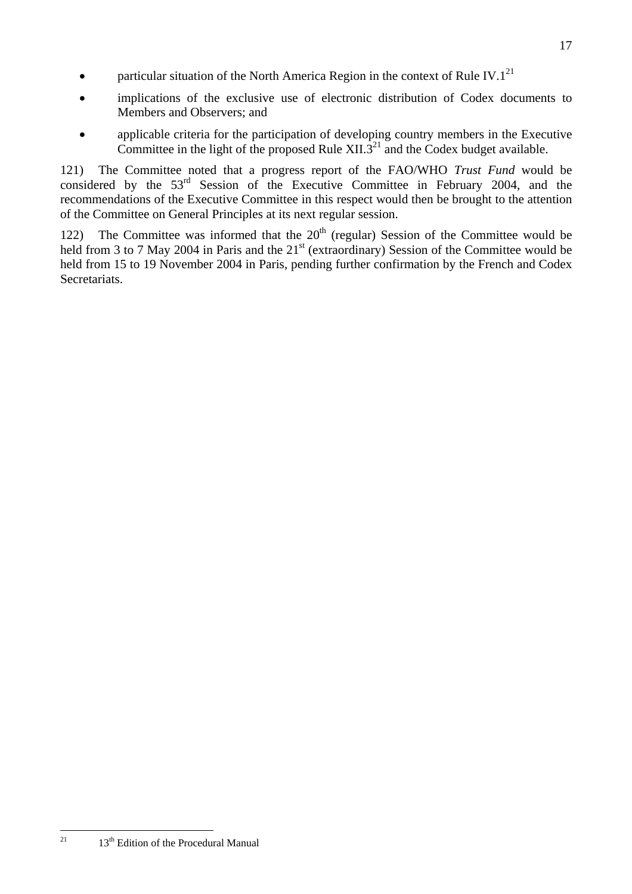- particular situation of the North America Region in the context of Rule IV.1[21]
- implications of the exclusive use of electronic distribution of Codex documents to Members and Observers; and
- applicable criteria for the participation of developing country members in the Executive Committee in the light of the proposed Rule XII.3[21] and the Codex budget available.

121) The Committee noted that a progress report of the FAO/WHO *Trust Fund* would be considered by the 53rd Session of the Executive Committee in February 2004, and the recommendations of the Executive Committee in this respect would then be brought to the attention of the Committee on General Principles at its next regular session.

122) The Committee was informed that the 20th (regular) Session of the Committee would be held from 3 to 7 May 2004 in Paris and the 21st (extraordinary) Session of the Committee would be held from 15 to 19 November 2004 in Paris, pending further confirmation by the French and Codex Secretariats.

---

[21] 13th Edition of the Procedural Manual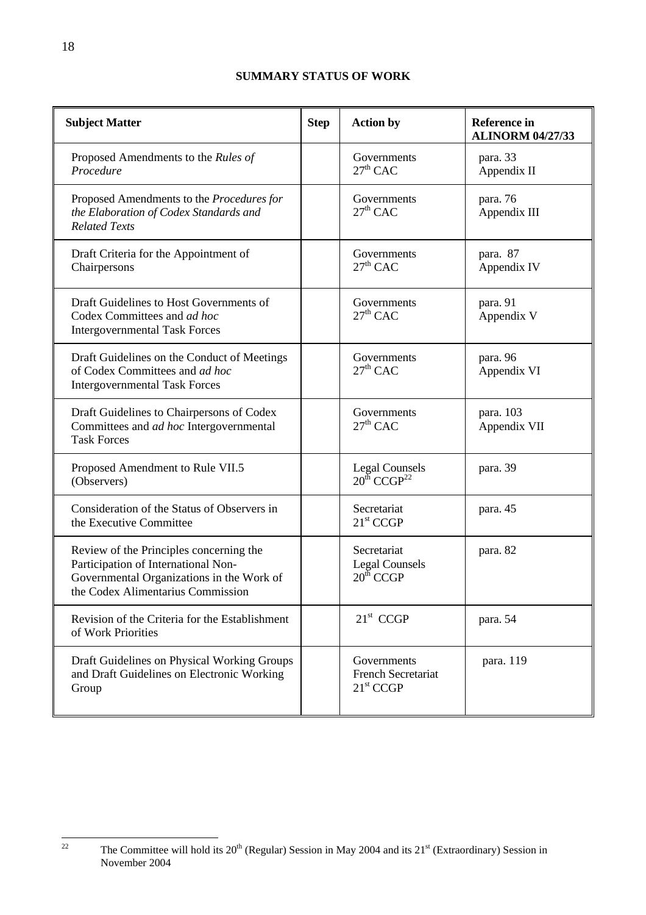## SUMMARY STATUS OF WORK

| Subject Matter | Step | Action by | Reference in ALINORM 04/27/33 |
|---|---|---|---|
| Proposed Amendments to the *Rules of Procedure* | | Governments<br>27th CAC | para. 33<br>Appendix II |
| Proposed Amendments to the *Procedures for the Elaboration of Codex Standards and Related Texts* | | Governments<br>27th CAC | para. 76<br>Appendix III |
| Draft Criteria for the Appointment of Chairpersons | | Governments<br>27th CAC | para. 87<br>Appendix IV |
| Draft Guidelines to Host Governments of Codex Committees and *ad hoc* Intergovernmental Task Forces | | Governments<br>27th CAC | para. 91<br>Appendix V |
| Draft Guidelines on the Conduct of Meetings of Codex Committees and *ad hoc* Intergovernmental Task Forces | | Governments<br>27th CAC | para. 96<br>Appendix VI |
| Draft Guidelines to Chairpersons of Codex Committees and *ad hoc* Intergovernmental Task Forces | | Governments<br>27th CAC | para. 103<br>Appendix VII |
| Proposed Amendment to Rule VII.5 (Observers) | | Legal Counsels<br>20th CCGP[22] | para. 39 |
| Consideration of the Status of Observers in the Executive Committee | | Secretariat<br>21st CCGP | para. 45 |
| Review of the Principles concerning the Participation of International Non-Governmental Organizations in the Work of the Codex Alimentarius Commission | | Secretariat<br>Legal Counsels<br>20th CCGP | para. 82 |
| Revision of the Criteria for the Establishment of Work Priorities | | 21st CCGP | para. 54 |
| Draft Guidelines on Physical Working Groups and Draft Guidelines on Electronic Working Group | | Governments<br>French Secretariat<br>21st CCGP | para. 119 |

[22] The Committee will hold its 20th (Regular) Session in May 2004 and its 21st (Extraordinary) Session in November 2004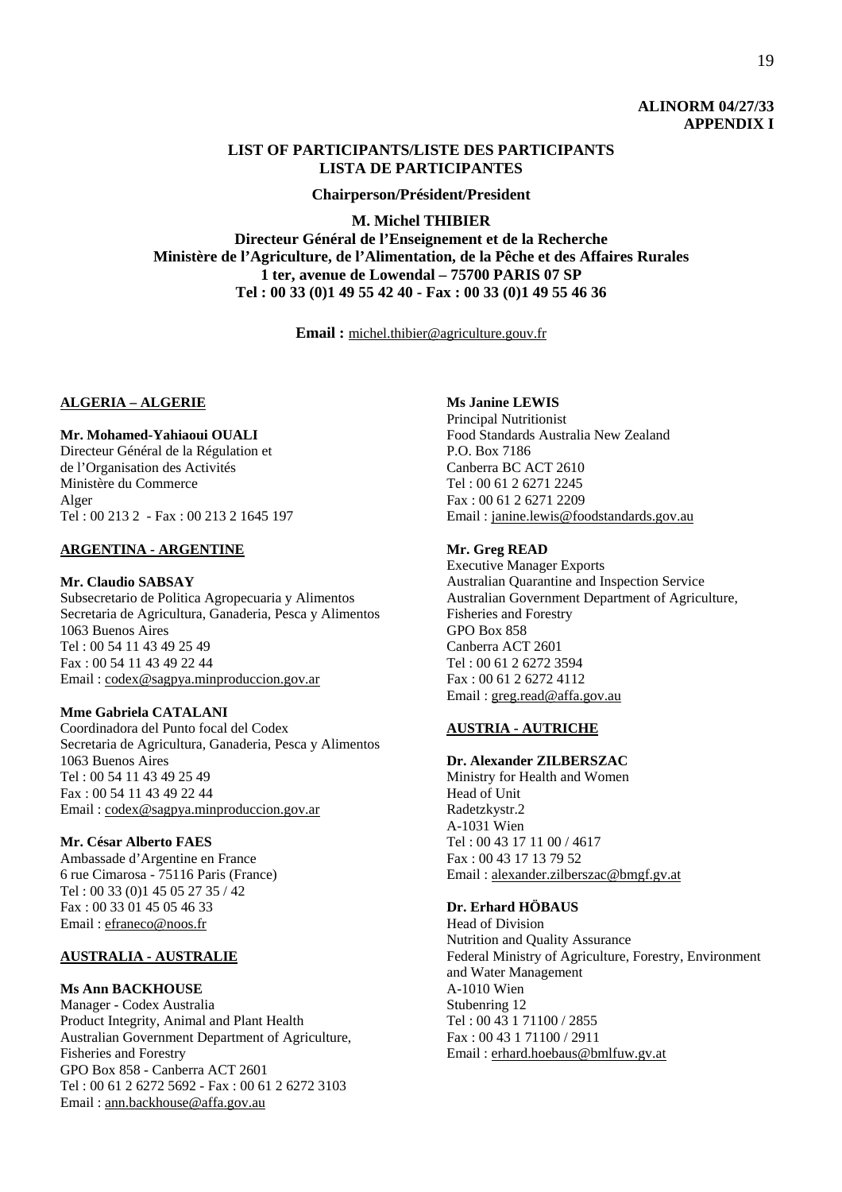**ALINORM 04/27/33**
**APPENDIX I**

## LIST OF PARTICIPANTS/LISTE DES PARTICIPANTS
## LISTA DE PARTICIPANTES

**Chairperson/Président/President**

**M. Michel THIBIER**
**Directeur Général de l'Enseignement et de la Recherche**
**Ministère de l'Agriculture, de l'Alimentation, de la Pêche et des Affaires Rurales**
**1 ter, avenue de Lowendal – 75700 PARIS 07 SP**
**Tel : 00 33 (0)1 49 55 42 40 - Fax : 00 33 (0)1 49 55 46 36**

**Email :** michel.thibier@agriculture.gouv.fr

**ALGERIA – ALGERIE**

**Mr. Mohamed-Yahiaoui OUALI**
Directeur Général de la Régulation et
de l'Organisation des Activités
Ministère du Commerce
Alger
Tel : 00 213 2 - Fax : 00 213 2 1645 197

**ARGENTINA - ARGENTINE**

**Mr. Claudio SABSAY**
Subsecretario de Politica Agropecuaria y Alimentos
Secretaria de Agricultura, Ganaderia, Pesca y Alimentos
1063 Buenos Aires
Tel : 00 54 11 43 49 25 49
Fax : 00 54 11 43 49 22 44
Email : codex@sagpya.minproduccion.gov.ar

**Mme Gabriela CATALANI**
Coordinadora del Punto focal del Codex
Secretaria de Agricultura, Ganaderia, Pesca y Alimentos
1063 Buenos Aires
Tel : 00 54 11 43 49 25 49
Fax : 00 54 11 43 49 22 44
Email : codex@sagpya.minproduccion.gov.ar

**Mr. César Alberto FAES**
Ambassade d'Argentine en France
6 rue Cimarosa - 75116 Paris (France)
Tel : 00 33 (0)1 45 05 27 35 / 42
Fax : 00 33 01 45 05 46 33
Email : efraneco@noos.fr

**AUSTRALIA - AUSTRALIE**

**Ms Ann BACKHOUSE**
Manager - Codex Australia
Product Integrity, Animal and Plant Health
Australian Government Department of Agriculture,
Fisheries and Forestry
GPO Box 858 - Canberra ACT 2601
Tel : 00 61 2 6272 5692 - Fax : 00 61 2 6272 3103
Email : ann.backhouse@affa.gov.au

**Ms Janine LEWIS**
Principal Nutritionist
Food Standards Australia New Zealand
P.O. Box 7186
Canberra BC ACT 2610
Tel : 00 61 2 6271 2245
Fax : 00 61 2 6271 2209
Email : janine.lewis@foodstandards.gov.au

**Mr. Greg READ**
Executive Manager Exports
Australian Quarantine and Inspection Service
Australian Government Department of Agriculture,
Fisheries and Forestry
GPO Box 858
Canberra ACT 2601
Tel : 00 61 2 6272 3594
Fax : 00 61 2 6272 4112
Email : greg.read@affa.gov.au

**AUSTRIA - AUTRICHE**

**Dr. Alexander ZILBERSZAC**
Ministry for Health and Women
Head of Unit
Radetzkystr.2
A-1031 Wien
Tel : 00 43 17 11 00 / 4617
Fax : 00 43 17 13 79 52
Email : alexander.zilberszac@bmgf.gv.at

**Dr. Erhard HÖBAUS**
Head of Division
Nutrition and Quality Assurance
Federal Ministry of Agriculture, Forestry, Environment
and Water Management
A-1010 Wien
Stubenring 12
Tel : 00 43 1 71100 / 2855
Fax : 00 43 1 71100 / 2911
Email : erhard.hoebaus@bmlfuw.gv.at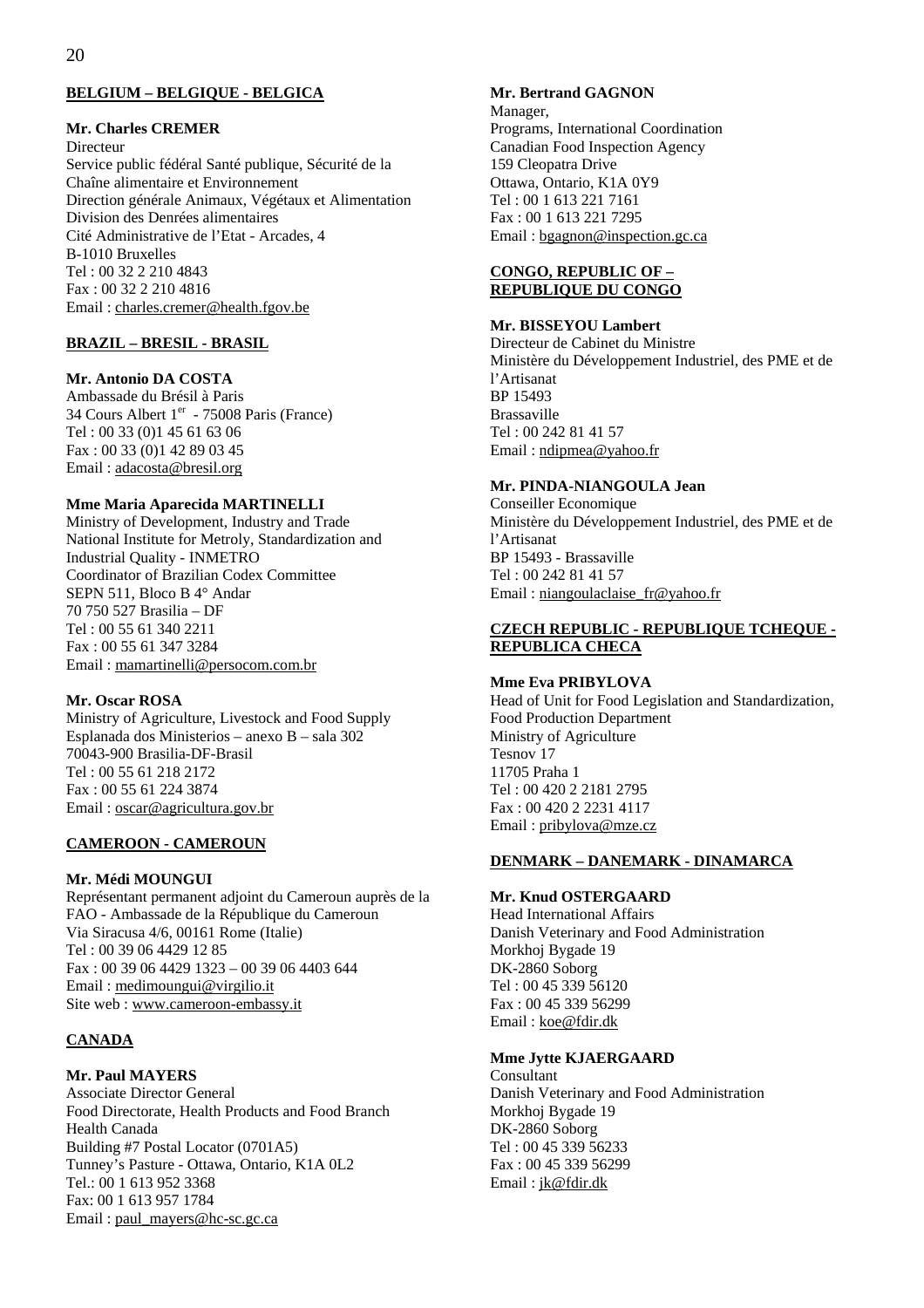**BELGIUM – BELGIQUE - BELGICA**

**Mr. Charles CREMER**
Directeur
Service public fédéral Santé publique, Sécurité de la Chaîne alimentaire et Environnement
Direction générale Animaux, Végétaux et Alimentation
Division des Denrées alimentaires
Cité Administrative de l'Etat - Arcades, 4
B-1010 Bruxelles
Tel : 00 32 2 210 4843
Fax : 00 32 2 210 4816
Email : charles.cremer@health.fgov.be

**BRAZIL – BRESIL - BRASIL**

**Mr. Antonio DA COSTA**
Ambassade du Brésil à Paris
34 Cours Albert 1er - 75008 Paris (France)
Tel : 00 33 (0)1 45 61 63 06
Fax : 00 33 (0)1 42 89 03 45
Email : adacosta@bresil.org

**Mme Maria Aparecida MARTINELLI**
Ministry of Development, Industry and Trade
National Institute for Metroly, Standardization and Industrial Quality - INMETRO
Coordinator of Brazilian Codex Committee
SEPN 511, Bloco B 4° Andar
70 750 527 Brasilia – DF
Tel : 00 55 61 340 2211
Fax : 00 55 61 347 3284
Email : mamartinelli@persocom.com.br

**Mr. Oscar ROSA**
Ministry of Agriculture, Livestock and Food Supply
Esplanada dos Ministerios – anexo B – sala 302
70043-900 Brasilia-DF-Brasil
Tel : 00 55 61 218 2172
Fax : 00 55 61 224 3874
Email : oscar@agricultura.gov.br

**CAMEROON - CAMEROUN**

**Mr. Médi MOUNGUI**
Représentant permanent adjoint du Cameroun auprès de la FAO - Ambassade de la République du Cameroun
Via Siracusa 4/6, 00161 Rome (Italie)
Tel : 00 39 06 4429 12 85
Fax : 00 39 06 4429 1323 – 00 39 06 4403 644
Email : medimoungui@virgilio.it
Site web : www.cameroon-embassy.it

**CANADA**

**Mr. Paul MAYERS**
Associate Director General
Food Directorate, Health Products and Food Branch
Health Canada
Building #7 Postal Locator (0701A5)
Tunney's Pasture - Ottawa, Ontario, K1A 0L2
Tel.: 00 1 613 952 3368
Fax: 00 1 613 957 1784
Email : paul_mayers@hc-sc.gc.ca

**Mr. Bertrand GAGNON**
Manager,
Programs, International Coordination
Canadian Food Inspection Agency
159 Cleopatra Drive
Ottawa, Ontario, K1A 0Y9
Tel : 00 1 613 221 7161
Fax : 00 1 613 221 7295
Email : bgagnon@inspection.gc.ca

**CONGO, REPUBLIC OF – REPUBLIQUE DU CONGO**

**Mr. BISSEYOU Lambert**
Directeur de Cabinet du Ministre
Ministère du Développement Industriel, des PME et de l'Artisanat
BP 15493
Brassaville
Tel : 00 242 81 41 57
Email : ndipmea@yahoo.fr

**Mr. PINDA-NIANGOULA Jean**
Conseiller Economique
Ministère du Développement Industriel, des PME et de l'Artisanat
BP 15493 - Brassaville
Tel : 00 242 81 41 57
Email : niangoulaclaise_fr@yahoo.fr

**CZECH REPUBLIC - REPUBLIQUE TCHEQUE - REPUBLICA CHECA**

**Mme Eva PRIBYLOVA**
Head of Unit for Food Legislation and Standardization,
Food Production Department
Ministry of Agriculture
Tesnov 17
11705 Praha 1
Tel : 00 420 2 2181 2795
Fax : 00 420 2 2231 4117
Email : pribylova@mze.cz

**DENMARK – DANEMARK - DINAMARCA**

**Mr. Knud OSTERGAARD**
Head International Affairs
Danish Veterinary and Food Administration
Morkhoj Bygade 19
DK-2860 Soborg
Tel : 00 45 339 56120
Fax : 00 45 339 56299
Email : koe@fdir.dk

**Mme Jytte KJAERGAARD**
Consultant
Danish Veterinary and Food Administration
Morkhoj Bygade 19
DK-2860 Soborg
Tel : 00 45 339 56233
Fax : 00 45 339 56299
Email : jk@fdir.dk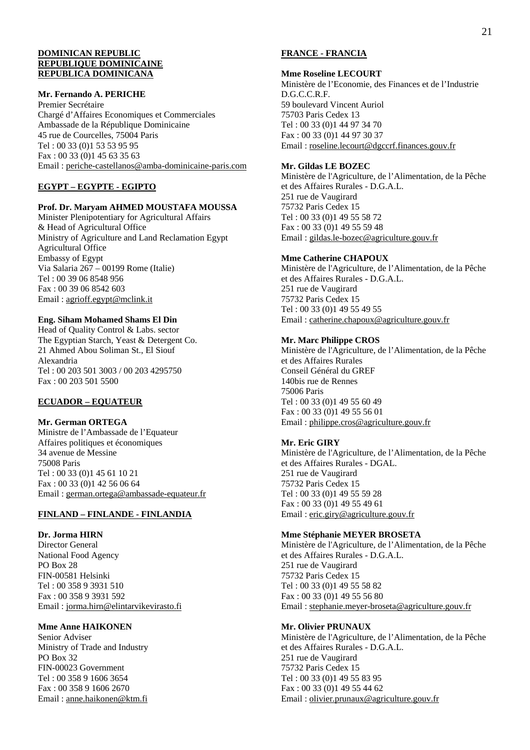**DOMINICAN REPUBLIC**
**REPUBLIQUE DOMINICAINE**
**REPUBLICA DOMINICANA**

**Mr. Fernando A. PERICHE**
Premier Secrétaire
Chargé d'Affaires Economiques et Commerciales
Ambassade de la République Dominicaine
45 rue de Courcelles, 75004 Paris
Tel : 00 33 (0)1 53 53 95 95
Fax : 00 33 (0)1 45 63 35 63
Email : periche-castellanos@amba-dominicaine-paris.com

**EGYPT – EGYPTE - EGIPTO**

**Prof. Dr. Maryam AHMED MOUSTAFA MOUSSA**
Minister Plenipotentiary for Agricultural Affairs
& Head of Agricultural Office
Ministry of Agriculture and Land Reclamation Egypt
Agricultural Office
Embassy of Egypt
Via Salaria 267 – 00199 Rome (Italie)
Tel : 00 39 06 8548 956
Fax : 00 39 06 8542 603
Email : agrioff.egypt@mclink.it

**Eng. Siham Mohamed Shams El Din**
Head of Quality Control & Labs. sector
The Egyptian Starch, Yeast & Detergent Co.
21 Ahmed Abou Soliman St., El Siouf
Alexandria
Tel : 00 203 501 3003 / 00 203 4295750
Fax : 00 203 501 5500

**ECUADOR – EQUATEUR**

**Mr. German ORTEGA**
Ministre de l'Ambassade de l'Equateur
Affaires politiques et économiques
34 avenue de Messine
75008 Paris
Tel : 00 33 (0)1 45 61 10 21
Fax : 00 33 (0)1 42 56 06 64
Email : german.ortega@ambassade-equateur.fr

**FINLAND – FINLANDE - FINLANDIA**

**Dr. Jorma HIRN**
Director General
National Food Agency
PO Box 28
FIN-00581 Helsinki
Tel : 00 358 9 3931 510
Fax : 00 358 9 3931 592
Email : jorma.hirn@elintarvikevirasto.fi

**Mme Anne HAIKONEN**
Senior Adviser
Ministry of Trade and Industry
PO Box 32
FIN-00023 Government
Tel : 00 358 9 1606 3654
Fax : 00 358 9 1606 2670
Email : anne.haikonen@ktm.fi

**FRANCE - FRANCIA**

**Mme Roseline LECOURT**
Ministère de l'Economie, des Finances et de l'Industrie
D.G.C.C.R.F.
59 boulevard Vincent Auriol
75703 Paris Cedex 13
Tel : 00 33 (0)1 44 97 34 70
Fax : 00 33 (0)1 44 97 30 37
Email : roseline.lecourt@dgccrf.finances.gouv.fr

**Mr. Gildas LE BOZEC**
Ministère de l'Agriculture, de l'Alimentation, de la Pêche et des Affaires Rurales - D.G.A.L.
251 rue de Vaugirard
75732 Paris Cedex 15
Tel : 00 33 (0)1 49 55 58 72
Fax : 00 33 (0)1 49 55 59 48
Email : gildas.le-bozec@agriculture.gouv.fr

**Mme Catherine CHAPOUX**
Ministère de l'Agriculture, de l'Alimentation, de la Pêche et des Affaires Rurales - D.G.A.L.
251 rue de Vaugirard
75732 Paris Cedex 15
Tel : 00 33 (0)1 49 55 49 55
Email : catherine.chapoux@agriculture.gouv.fr

**Mr. Marc Philippe CROS**
Ministère de l'Agriculture, de l'Alimentation, de la Pêche et des Affaires Rurales
Conseil Général du GREF
140bis rue de Rennes
75006 Paris
Tel : 00 33 (0)1 49 55 60 49
Fax : 00 33 (0)1 49 55 56 01
Email : philippe.cros@agriculture.gouv.fr

**Mr. Eric GIRY**
Ministère de l'Agriculture, de l'Alimentation, de la Pêche et des Affaires Rurales - DGAL.
251 rue de Vaugirard
75732 Paris Cedex 15
Tel : 00 33 (0)1 49 55 59 28
Fax : 00 33 (0)1 49 55 49 61
Email : eric.giry@agriculture.gouv.fr

**Mme Stéphanie MEYER BROSETA**
Ministère de l'Agriculture, de l'Alimentation, de la Pêche et des Affaires Rurales - D.G.A.L.
251 rue de Vaugirard
75732 Paris Cedex 15
Tel : 00 33 (0)1 49 55 58 82
Fax : 00 33 (0)1 49 55 56 80
Email : stephanie.meyer-broseta@agriculture.gouv.fr

**Mr. Olivier PRUNAUX**
Ministère de l'Agriculture, de l'Alimentation, de la Pêche et des Affaires Rurales - D.G.A.L.
251 rue de Vaugirard
75732 Paris Cedex 15
Tel : 00 33 (0)1 49 55 83 95
Fax : 00 33 (0)1 49 55 44 62
Email : olivier.prunaux@agriculture.gouv.fr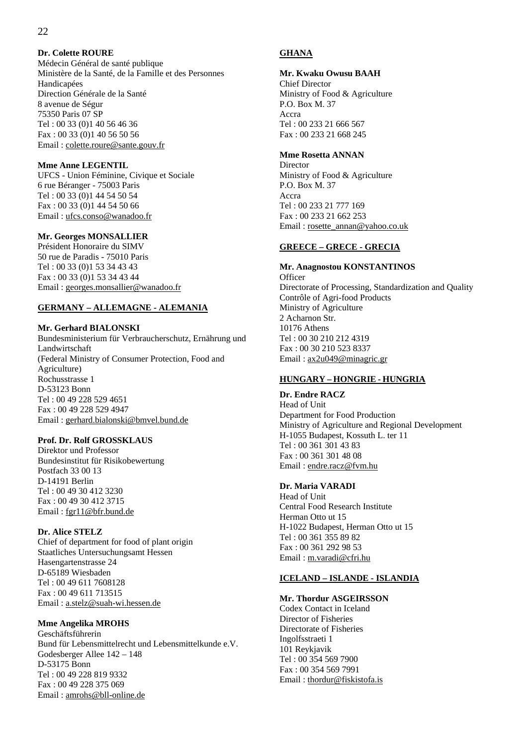**Dr. Colette ROURE**
Médecin Général de santé publique
Ministère de la Santé, de la Famille et des Personnes Handicapées
Direction Générale de la Santé
8 avenue de Ségur
75350 Paris 07 SP
Tel : 00 33 (0)1 40 56 46 36
Fax : 00 33 (0)1 40 56 50 56
Email : colette.roure@sante.gouv.fr

**Mme Anne LEGENTIL**
UFCS - Union Féminine, Civique et Sociale
6 rue Béranger - 75003 Paris
Tel : 00 33 (0)1 44 54 50 54
Fax : 00 33 (0)1 44 54 50 66
Email : ufcs.conso@wanadoo.fr

**Mr. Georges MONSALLIER**
Président Honoraire du SIMV
50 rue de Paradis - 75010 Paris
Tel : 00 33 (0)1 53 34 43 43
Fax : 00 33 (0)1 53 34 43 44
Email : georges.monsallier@wanadoo.fr

**GERMANY – ALLEMAGNE - ALEMANIA**

**Mr. Gerhard BIALONSKI**
Bundesministerium für Verbraucherschutz, Ernährung und Landwirtschaft
(Federal Ministry of Consumer Protection, Food and Agriculture)
Rochusstrasse 1
D-53123 Bonn
Tel : 00 49 228 529 4651
Fax : 00 49 228 529 4947
Email : gerhard.bialonski@bmvel.bund.de

**Prof. Dr. Rolf GROSSKLAUS**
Direktor und Professor
Bundesinstitut für Risikobewertung
Postfach 33 00 13
D-14191 Berlin
Tel : 00 49 30 412 3230
Fax : 00 49 30 412 3715
Email : fgr11@bfr.bund.de

**Dr. Alice STELZ**
Chief of department for food of plant origin
Staatliches Untersuchungsamt Hessen
Hasengartenstrasse 24
D-65189 Wiesbaden
Tel : 00 49 611 7608128
Fax : 00 49 611 713515
Email : a.stelz@suah-wi.hessen.de

**Mme Angelika MROHS**
Geschäftsführerin
Bund für Lebensmittelrecht und Lebensmittelkunde e.V.
Godesberger Allee 142 – 148
D-53175 Bonn
Tel : 00 49 228 819 9332
Fax : 00 49 228 375 069
Email : amrohs@bll-online.de

**GHANA**

**Mr. Kwaku Owusu BAAH**
Chief Director
Ministry of Food & Agriculture
P.O. Box M. 37
Accra
Tel : 00 233 21 666 567
Fax : 00 233 21 668 245

**Mme Rosetta ANNAN**
Director
Ministry of Food & Agriculture
P.O. Box M. 37
Accra
Tel : 00 233 21 777 169
Fax : 00 233 21 662 253
Email : rosette_annan@yahoo.co.uk

**GREECE – GRECE - GRECIA**

**Mr. Anagnostou KONSTANTINOS**
Officer
Directorate of Processing, Standardization and Quality Contrôle of Agri-food Products
Ministry of Agriculture
2 Acharnon Str.
10176 Athens
Tel : 00 30 210 212 4319
Fax : 00 30 210 523 8337
Email : ax2u049@minagric.gr

**HUNGARY – HONGRIE - HUNGRIA**

**Dr. Endre RACZ**
Head of Unit
Department for Food Production
Ministry of Agriculture and Regional Development
H-1055 Budapest, Kossuth L. ter 11
Tel : 00 361 301 43 83
Fax : 00 361 301 48 08
Email : endre.racz@fvm.hu

**Dr. Maria VARADI**
Head of Unit
Central Food Research Institute
Herman Otto ut 15
H-1022 Budapest, Herman Otto ut 15
Tel : 00 361 355 89 82
Fax : 00 361 292 98 53
Email : m.varadi@cfri.hu

**ICELAND – ISLANDE - ISLANDIA**

**Mr. Thordur ASGEIRSSON**
Codex Contact in Iceland
Director of Fisheries
Directorate of Fisheries
Ingolfsstraeti 1
101 Reykjavik
Tel : 00 354 569 7900
Fax : 00 354 569 7991
Email : thordur@fiskistofa.is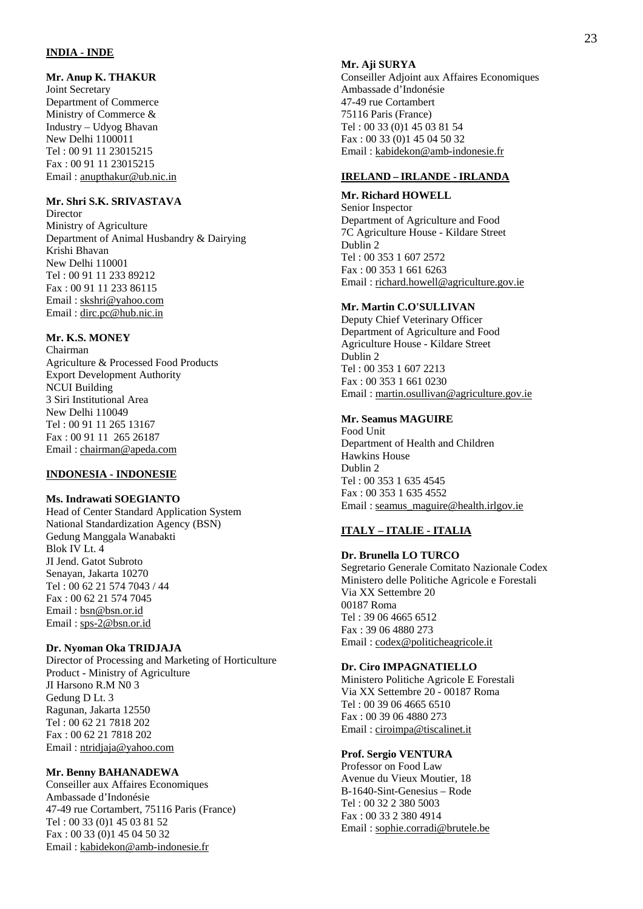**INDIA - INDE**

**Mr. Anup K. THAKUR**
Joint Secretary
Department of Commerce
Ministry of Commerce &
Industry – Udyog Bhavan
New Delhi 1100011
Tel : 00 91 11 23015215
Fax : 00 91 11 23015215
Email : anupthakur@ub.nic.in

**Mr. Shri S.K. SRIVASTAVA**
Director
Ministry of Agriculture
Department of Animal Husbandry & Dairying
Krishi Bhavan
New Delhi 110001
Tel : 00 91 11 233 89212
Fax : 00 91 11 233 86115
Email : skshri@yahoo.com
Email : dirc.pc@hub.nic.in

**Mr. K.S. MONEY**
Chairman
Agriculture & Processed Food Products
Export Development Authority
NCUI Building
3 Siri Institutional Area
New Delhi 110049
Tel : 00 91 11 265 13167
Fax : 00 91 11 265 26187
Email : chairman@apeda.com

**INDONESIA - INDONESIE**

**Ms. Indrawati SOEGIANTO**
Head of Center Standard Application System
National Standardization Agency (BSN)
Gedung Manggala Wanabakti
Blok IV Lt. 4
JI Jend. Gatot Subroto
Senayan, Jakarta 10270
Tel : 00 62 21 574 7043 / 44
Fax : 00 62 21 574 7045
Email : bsn@bsn.or.id
Email : sps-2@bsn.or.id

**Dr. Nyoman Oka TRIDJAJA**
Director of Processing and Marketing of Horticulture
Product - Ministry of Agriculture
JI Harsono R.M N0 3
Gedung D Lt. 3
Ragunan, Jakarta 12550
Tel : 00 62 21 7818 202
Fax : 00 62 21 7818 202
Email : ntridjaja@yahoo.com

**Mr. Benny BAHANADEWA**
Conseiller aux Affaires Economiques
Ambassade d'Indonésie
47-49 rue Cortambert, 75116 Paris (France)
Tel : 00 33 (0)1 45 03 81 52
Fax : 00 33 (0)1 45 04 50 32
Email : kabidekon@amb-indonesie.fr

**Mr. Aji SURYA**
Conseiller Adjoint aux Affaires Economiques
Ambassade d'Indonésie
47-49 rue Cortambert
75116 Paris (France)
Tel : 00 33 (0)1 45 03 81 54
Fax : 00 33 (0)1 45 04 50 32
Email : kabidekon@amb-indonesie.fr

**IRELAND – IRLANDE - IRLANDA**

**Mr. Richard HOWELL**
Senior Inspector
Department of Agriculture and Food
7C Agriculture House - Kildare Street
Dublin 2
Tel : 00 353 1 607 2572
Fax : 00 353 1 661 6263
Email : richard.howell@agriculture.gov.ie

**Mr. Martin C.O'SULLIVAN**
Deputy Chief Veterinary Officer
Department of Agriculture and Food
Agriculture House - Kildare Street
Dublin 2
Tel : 00 353 1 607 2213
Fax : 00 353 1 661 0230
Email : martin.osullivan@agriculture.gov.ie

**Mr. Seamus MAGUIRE**
Food Unit
Department of Health and Children
Hawkins House
Dublin 2
Tel : 00 353 1 635 4545
Fax : 00 353 1 635 4552
Email : seamus_maguire@health.irlgov.ie

**ITALY – ITALIE - ITALIA**

**Dr. Brunella LO TURCO**
Segretario Generale Comitato Nazionale Codex
Ministero delle Politiche Agricole e Forestali
Via XX Settembre 20
00187 Roma
Tel : 39 06 4665 6512
Fax : 39 06 4880 273
Email : codex@politicheagricole.it

**Dr. Ciro IMPAGNATIELLO**
Ministero Politiche Agricole E Forestali
Via XX Settembre 20 - 00187 Roma
Tel : 00 39 06 4665 6510
Fax : 00 39 06 4880 273
Email : ciroimpa@tiscalinet.it

**Prof. Sergio VENTURA**
Professor on Food Law
Avenue du Vieux Moutier, 18
B-1640-Sint-Genesius – Rode
Tel : 00 32 2 380 5003
Fax : 00 33 2 380 4914
Email : sophie.corradi@brutele.be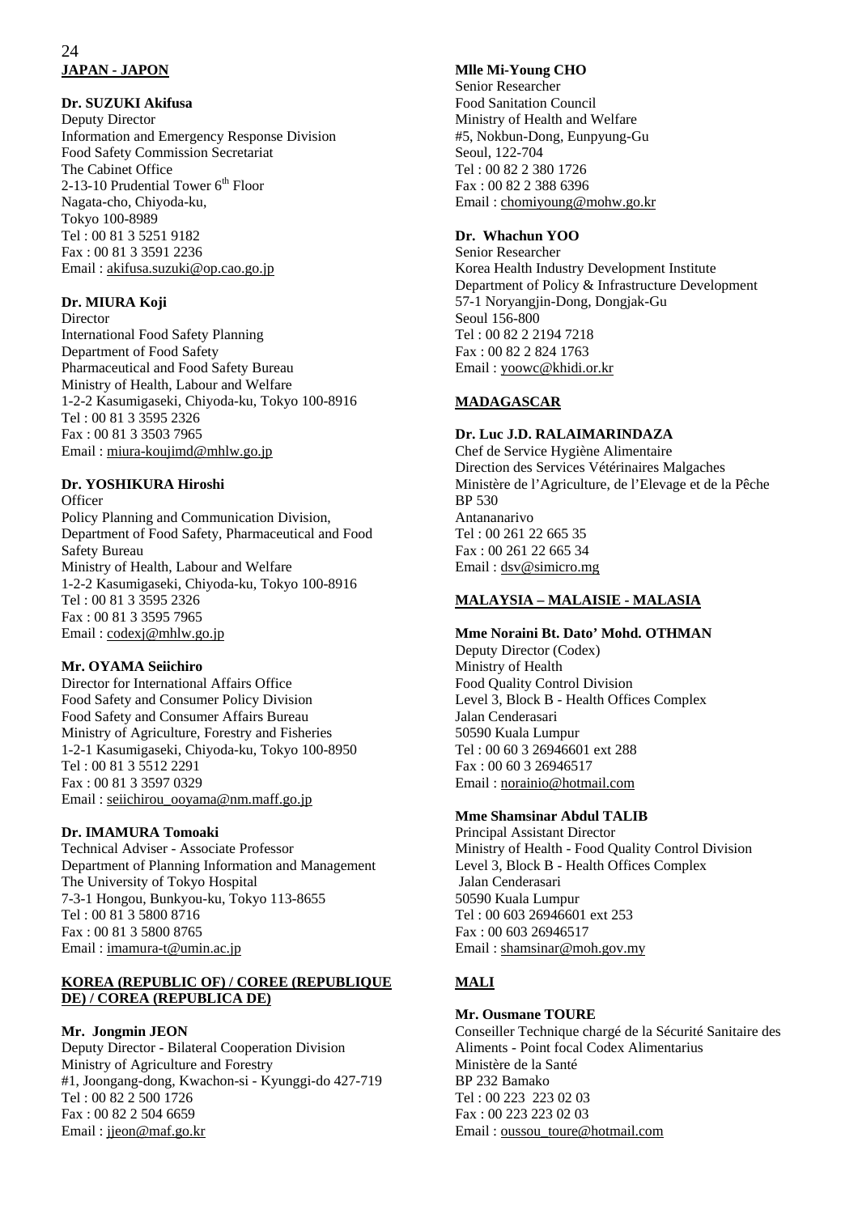## JAPAN - JAPON

**Dr. SUZUKI Akifusa**
Deputy Director
Information and Emergency Response Division
Food Safety Commission Secretariat
The Cabinet Office
2-13-10 Prudential Tower 6th Floor
Nagata-cho, Chiyoda-ku,
Tokyo 100-8989
Tel : 00 81 3 5251 9182
Fax : 00 81 3 3591 2236
Email : akifusa.suzuki@op.cao.go.jp

**Dr. MIURA Koji**
Director
International Food Safety Planning
Department of Food Safety
Pharmaceutical and Food Safety Bureau
Ministry of Health, Labour and Welfare
1-2-2 Kasumigaseki, Chiyoda-ku, Tokyo 100-8916
Tel : 00 81 3 3595 2326
Fax : 00 81 3 3503 7965
Email : miura-koujimd@mhlw.go.jp

**Dr. YOSHIKURA Hiroshi**
Officer
Policy Planning and Communication Division,
Department of Food Safety, Pharmaceutical and Food Safety Bureau
Ministry of Health, Labour and Welfare
1-2-2 Kasumigaseki, Chiyoda-ku, Tokyo 100-8916
Tel : 00 81 3 3595 2326
Fax : 00 81 3 3595 7965
Email : codexj@mhlw.go.jp

**Mr. OYAMA Seiichiro**
Director for International Affairs Office
Food Safety and Consumer Policy Division
Food Safety and Consumer Affairs Bureau
Ministry of Agriculture, Forestry and Fisheries
1-2-1 Kasumigaseki, Chiyoda-ku, Tokyo 100-8950
Tel : 00 81 3 5512 2291
Fax : 00 81 3 3597 0329
Email : seiichirou_ooyama@nm.maff.go.jp

**Dr. IMAMURA Tomoaki**
Technical Adviser - Associate Professor
Department of Planning Information and Management
The University of Tokyo Hospital
7-3-1 Hongou, Bunkyou-ku, Tokyo 113-8655
Tel : 00 81 3 5800 8716
Fax : 00 81 3 5800 8765
Email : imamura-t@umin.ac.jp

## KOREA (REPUBLIC OF) / COREE (REPUBLIQUE DE) / COREA (REPUBLICA DE)

**Mr. Jongmin JEON**
Deputy Director - Bilateral Cooperation Division
Ministry of Agriculture and Forestry
#1, Joongang-dong, Kwachon-si - Kyunggi-do 427-719
Tel : 00 82 2 500 1726
Fax : 00 82 2 504 6659
Email : jjeon@maf.go.kr

**Mlle Mi-Young CHO**
Senior Researcher
Food Sanitation Council
Ministry of Health and Welfare
#5, Nokbun-Dong, Eunpyung-Gu
Seoul, 122-704
Tel : 00 82 2 380 1726
Fax : 00 82 2 388 6396
Email : chomiyoung@mohw.go.kr

**Dr. Whachun YOO**
Senior Researcher
Korea Health Industry Development Institute
Department of Policy & Infrastructure Development
57-1 Noryangjin-Dong, Dongjak-Gu
Seoul 156-800
Tel : 00 82 2 2194 7218
Fax : 00 82 2 824 1763
Email : yoowc@khidi.or.kr

## MADAGASCAR

**Dr. Luc J.D. RALAIMARINDAZA**
Chef de Service Hygiène Alimentaire
Direction des Services Vétérinaires Malgaches
Ministère de l'Agriculture, de l'Elevage et de la Pêche
BP 530
Antananarivo
Tel : 00 261 22 665 35
Fax : 00 261 22 665 34
Email : dsv@simicro.mg

## MALAYSIA – MALAISIE - MALASIA

**Mme Noraini Bt. Dato' Mohd. OTHMAN**
Deputy Director (Codex)
Ministry of Health
Food Quality Control Division
Level 3, Block B - Health Offices Complex
Jalan Cenderasari
50590 Kuala Lumpur
Tel : 00 60 3 26946601 ext 288
Fax : 00 60 3 26946517
Email : norainio@hotmail.com

**Mme Shamsinar Abdul TALIB**
Principal Assistant Director
Ministry of Health - Food Quality Control Division
Level 3, Block B - Health Offices Complex
Jalan Cenderasari
50590 Kuala Lumpur
Tel : 00 603 26946601 ext 253
Fax : 00 603 26946517
Email : shamsinar@moh.gov.my

## MALI

**Mr. Ousmane TOURE**
Conseiller Technique chargé de la Sécurité Sanitaire des Aliments - Point focal Codex Alimentarius
Ministère de la Santé
BP 232 Bamako
Tel : 00 223 223 02 03
Fax : 00 223 223 02 03
Email : oussou_toure@hotmail.com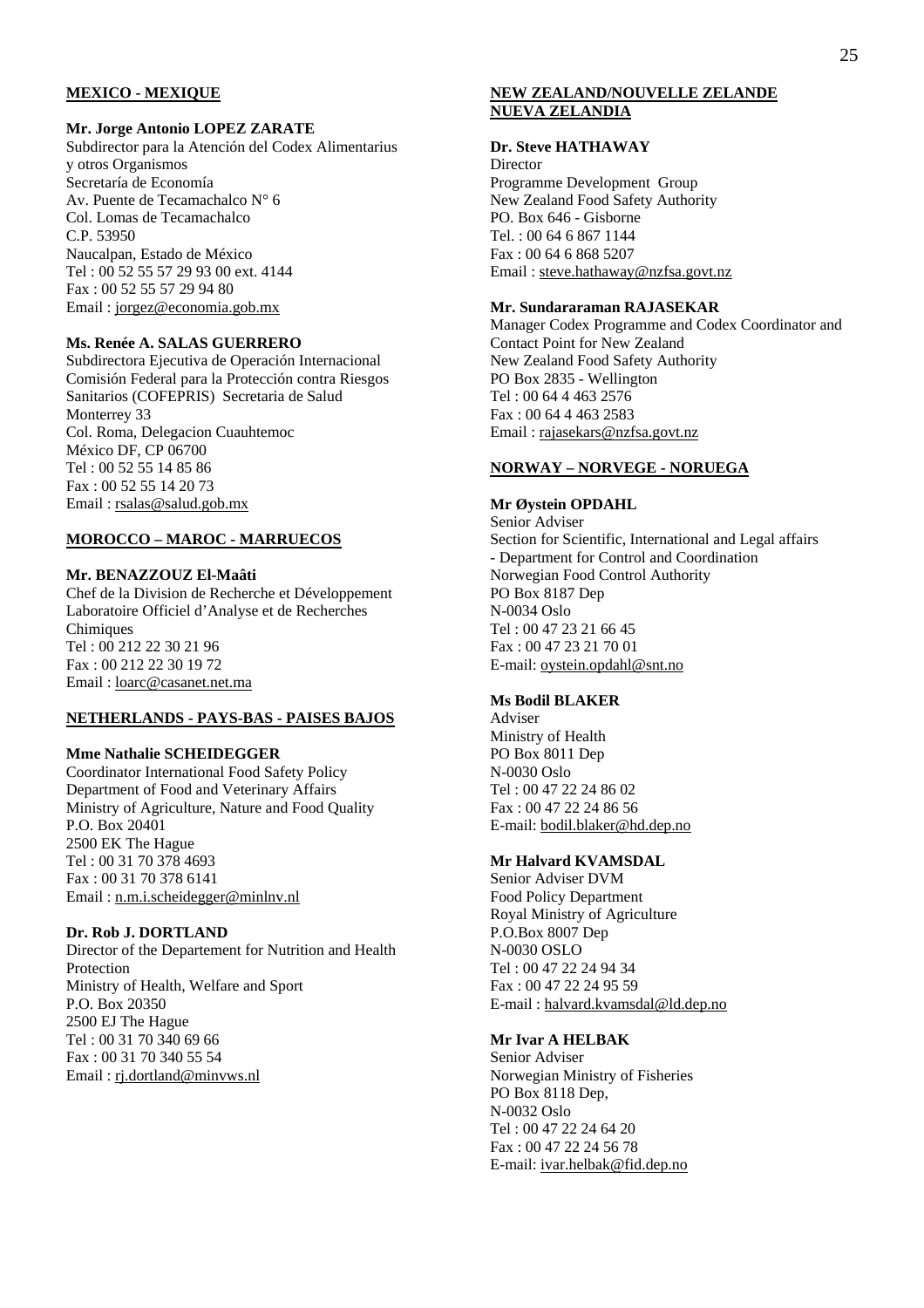**MEXICO - MEXIQUE**

**Mr. Jorge Antonio LOPEZ ZARATE**
Subdirector para la Atención del Codex Alimentarius y otros Organismos
Secretaría de Economía
Av. Puente de Tecamachalco N° 6
Col. Lomas de Tecamachalco
C.P. 53950
Naucalpan, Estado de México
Tel : 00 52 55 57 29 93 00 ext. 4144
Fax : 00 52 55 57 29 94 80
Email : jorgez@economia.gob.mx

**Ms. Renée A. SALAS GUERRERO**
Subdirectora Ejecutiva de Operación Internacional
Comisión Federal para la Protección contra Riesgos Sanitarios (COFEPRIS) Secretaria de Salud
Monterrey 33
Col. Roma, Delegacion Cuauhtemoc
México DF, CP 06700
Tel : 00 52 55 14 85 86
Fax : 00 52 55 14 20 73
Email : rsalas@salud.gob.mx

**MOROCCO – MAROC - MARRUECOS**

**Mr. BENAZZOUZ El-Maâti**
Chef de la Division de Recherche et Développement
Laboratoire Officiel d'Analyse et de Recherches Chimiques
Tel : 00 212 22 30 21 96
Fax : 00 212 22 30 19 72
Email : loarc@casanet.net.ma

**NETHERLANDS - PAYS-BAS - PAISES BAJOS**

**Mme Nathalie SCHEIDEGGER**
Coordinator International Food Safety Policy
Department of Food and Veterinary Affairs
Ministry of Agriculture, Nature and Food Quality
P.O. Box 20401
2500 EK The Hague
Tel : 00 31 70 378 4693
Fax : 00 31 70 378 6141
Email : n.m.i.scheidegger@minlnv.nl

**Dr. Rob J. DORTLAND**
Director of the Departement for Nutrition and Health Protection
Ministry of Health, Welfare and Sport
P.O. Box 20350
2500 EJ The Hague
Tel : 00 31 70 340 69 66
Fax : 00 31 70 340 55 54
Email : rj.dortland@minvws.nl

**NEW ZEALAND/NOUVELLE ZELANDE NUEVA ZELANDIA**

**Dr. Steve HATHAWAY**
Director
Programme Development Group
New Zealand Food Safety Authority
PO. Box 646 - Gisborne
Tel. : 00 64 6 867 1144
Fax : 00 64 6 868 5207
Email : steve.hathaway@nzfsa.govt.nz

**Mr. Sundararaman RAJASEKAR**
Manager Codex Programme and Codex Coordinator and Contact Point for New Zealand
New Zealand Food Safety Authority
PO Box 2835 - Wellington
Tel : 00 64 4 463 2576
Fax : 00 64 4 463 2583
Email : rajasekars@nzfsa.govt.nz

**NORWAY – NORVEGE - NORUEGA**

**Mr Øystein OPDAHL**
Senior Adviser
Section for Scientific, International and Legal affairs
- Department for Control and Coordination
Norwegian Food Control Authority
PO Box 8187 Dep
N-0034 Oslo
Tel : 00 47 23 21 66 45
Fax : 00 47 23 21 70 01
E-mail: oystein.opdahl@snt.no

**Ms Bodil BLAKER**
Adviser
Ministry of Health
PO Box 8011 Dep
N-0030 Oslo
Tel : 00 47 22 24 86 02
Fax : 00 47 22 24 86 56
E-mail: bodil.blaker@hd.dep.no

**Mr Halvard KVAMSDAL**
Senior Adviser DVM
Food Policy Department
Royal Ministry of Agriculture
P.O.Box 8007 Dep
N-0030 OSLO
Tel : 00 47 22 24 94 34
Fax : 00 47 22 24 95 59
E-mail : halvard.kvamsdal@ld.dep.no

**Mr Ivar A HELBAK**
Senior Adviser
Norwegian Ministry of Fisheries
PO Box 8118 Dep,
N-0032 Oslo
Tel : 00 47 22 24 64 20
Fax : 00 47 22 24 56 78
E-mail: ivar.helbak@fid.dep.no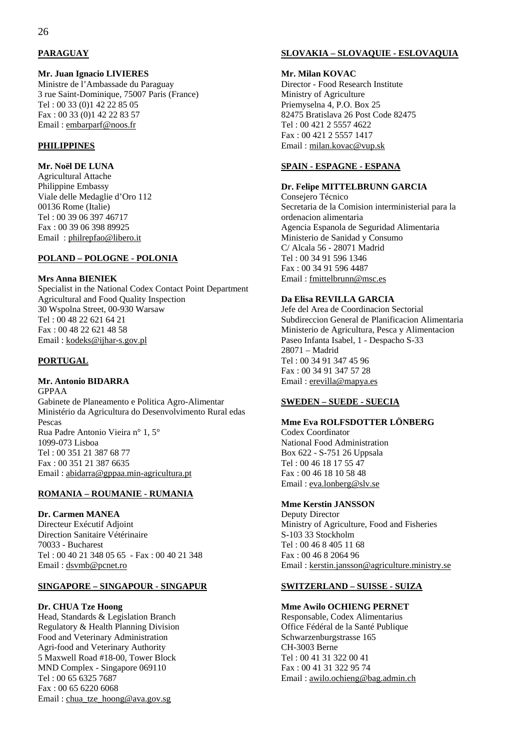**PARAGUAY**

**Mr. Juan Ignacio LIVIERES**
Ministre de l'Ambassade du Paraguay
3 rue Saint-Dominique, 75007 Paris (France)
Tel : 00 33 (0)1 42 22 85 05
Fax : 00 33 (0)1 42 22 83 57
Email : embarparf@noos.fr

**PHILIPPINES**

**Mr. Noël DE LUNA**
Agricultural Attache
Philippine Embassy
Viale delle Medaglie d'Oro 112
00136 Rome (Italie)
Tel : 00 39 06 397 46717
Fax : 00 39 06 398 89925
Email : philrepfao@libero.it

**POLAND – POLOGNE - POLONIA**

**Mrs Anna BIENIEK**
Specialist in the National Codex Contact Point Department
Agricultural and Food Quality Inspection
30 Wspolna Street, 00-930 Warsaw
Tel : 00 48 22 621 64 21
Fax : 00 48 22 621 48 58
Email : kodeks@ijhar-s.gov.pl

**PORTUGAL**

**Mr. Antonio BIDARRA**
GPPAA
Gabinete de Planeamento e Politica Agro-Alimentar
Ministério da Agricultura do Desenvolvimento Rural edas Pescas
Rua Padre Antonio Vieira n° 1, 5°
1099-073 Lisboa
Tel : 00 351 21 387 68 77
Fax : 00 351 21 387 6635
Email : abidarra@gppaa.min-agricultura.pt

**ROMANIA – ROUMANIE - RUMANIA**

**Dr. Carmen MANEA**
Directeur Exécutif Adjoint
Direction Sanitaire Vétérinaire
70033 - Bucharest
Tel : 00 40 21 348 05 65 - Fax : 00 40 21 348
Email : dsvmb@pcnet.ro

**SINGAPORE – SINGAPOUR - SINGAPUR**

**Dr. CHUA Tze Hoong**
Head, Standards & Legislation Branch
Regulatory & Health Planning Division
Food and Veterinary Administration
Agri-food and Veterinary Authority
5 Maxwell Road #18-00, Tower Block
MND Complex - Singapore 069110
Tel : 00 65 6325 7687
Fax : 00 65 6220 6068
Email : chua_tze_hoong@ava.gov.sg

**SLOVAKIA – SLOVAQUIE - ESLOVAQUIA**

**Mr. Milan KOVAC**
Director - Food Research Institute
Ministry of Agriculture
Priemyselna 4, P.O. Box 25
82475 Bratislava 26 Post Code 82475
Tel : 00 421 2 5557 4622
Fax : 00 421 2 5557 1417
Email : milan.kovac@vup.sk

**SPAIN - ESPAGNE - ESPANA**

**Dr. Felipe MITTELBRUNN GARCIA**
Consejero Técnico
Secretaria de la Comision interministerial para la ordenacion alimentaria
Agencia Espanola de Seguridad Alimentaria
Ministerio de Sanidad y Consumo
C/ Alcala 56 - 28071 Madrid
Tel : 00 34 91 596 1346
Fax : 00 34 91 596 4487
Email : fmittelbrunn@msc.es

**Da Elisa REVILLA GARCIA**
Jefe del Area de Coordinacion Sectorial
Subdireccion General de Planificacion Alimentaria
Ministerio de Agricultura, Pesca y Alimentacion
Paseo Infanta Isabel, 1 - Despacho S-33
28071 – Madrid
Tel : 00 34 91 347 45 96
Fax : 00 34 91 347 57 28
Email : erevilla@mapya.es

**SWEDEN – SUEDE - SUECIA**

**Mme Eva ROLFSDOTTER LÖNBERG**
Codex Coordinator
National Food Administration
Box 622 - S-751 26 Uppsala
Tel : 00 46 18 17 55 47
Fax : 00 46 18 10 58 48
Email : eva.lonberg@slv.se

**Mme Kerstin JANSSON**
Deputy Director
Ministry of Agriculture, Food and Fisheries
S-103 33 Stockholm
Tel : 00 46 8 405 11 68
Fax : 00 46 8 2064 96
Email : kerstin.jansson@agriculture.ministry.se

**SWITZERLAND – SUISSE - SUIZA**

**Mme Awilo OCHIENG PERNET**
Responsable, Codex Alimentarius
Office Fédéral de la Santé Publique
Schwarzenburgstrasse 165
CH-3003 Berne
Tel : 00 41 31 322 00 41
Fax : 00 41 31 322 95 74
Email : awilo.ochieng@bag.admin.ch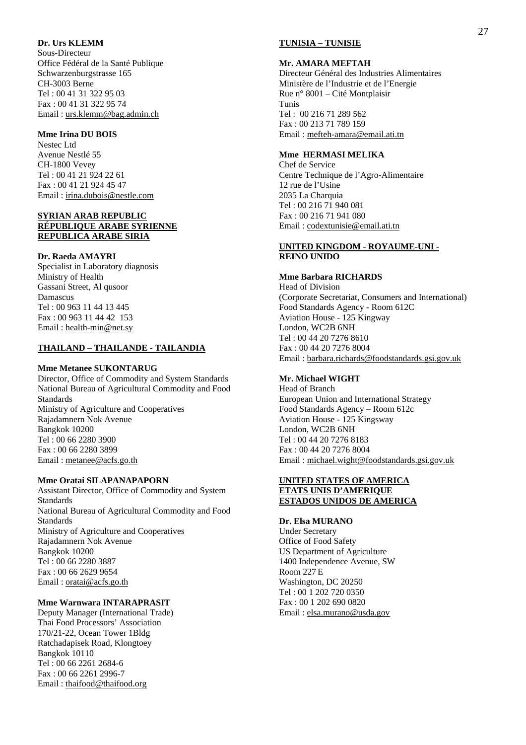**Dr. Urs KLEMM**
Sous-Directeur
Office Fédéral de la Santé Publique
Schwarzenburgstrasse 165
CH-3003 Berne
Tel : 00 41 31 322 95 03
Fax : 00 41 31 322 95 74
Email : urs.klemm@bag.admin.ch

**Mme Irina DU BOIS**
Nestec Ltd
Avenue Nestlé 55
CH-1800 Vevey
Tel : 00 41 21 924 22 61
Fax : 00 41 21 924 45 47
Email : irina.dubois@nestle.com

**SYRIAN ARAB REPUBLIC**
**RÉPUBLIQUE ARABE SYRIENNE**
**REPUBLICA ARABE SIRIA**

**Dr. Raeda AMAYRI**
Specialist in Laboratory diagnosis
Ministry of Health
Gassani Street, Al qusoor
Damascus
Tel : 00 963 11 44 13 445
Fax : 00 963 11 44 42 153
Email : health-min@net.sy

**THAILAND – THAILANDE - TAILANDIA**

**Mme Metanee SUKONTARUG**
Director, Office of Commodity and System Standards
National Bureau of Agricultural Commodity and Food Standards
Ministry of Agriculture and Cooperatives
Rajadamnern Nok Avenue
Bangkok 10200
Tel : 00 66 2280 3900
Fax : 00 66 2280 3899
Email : metanee@acfs.go.th

**Mme Oratai SILAPANAPAPORN**
Assistant Director, Office of Commodity and System Standards
National Bureau of Agricultural Commodity and Food Standards
Ministry of Agriculture and Cooperatives
Rajadamnern Nok Avenue
Bangkok 10200
Tel : 00 66 2280 3887
Fax : 00 66 2629 9654
Email : oratai@acfs.go.th

**Mme Warnwara INTARAPRASIT**
Deputy Manager (International Trade)
Thai Food Processors' Association
170/21-22, Ocean Tower 1Bldg
Ratchadapisek Road, Klongtoey
Bangkok 10110
Tel : 00 66 2261 2684-6
Fax : 00 66 2261 2996-7
Email : thaifood@thaifood.org

**TUNISIA – TUNISIE**

**Mr. AMARA MEFTAH**
Directeur Général des Industries Alimentaires
Ministère de l'Industrie et de l'Energie
Rue n° 8001 – Cité Montplaisir
Tunis
Tel : 00 216 71 289 562
Fax : 00 213 71 789 159
Email : mefteh-amara@email.ati.tn

**Mme HERMASI MELIKA**
Chef de Service
Centre Technique de l'Agro-Alimentaire
12 rue de l'Usine
2035 La Charquia
Tel : 00 216 71 940 081
Fax : 00 216 71 941 080
Email : codextunisie@email.ati.tn

**UNITED KINGDOM - ROYAUME-UNI - REINO UNIDO**

**Mme Barbara RICHARDS**
Head of Division
(Corporate Secretariat, Consumers and International)
Food Standards Agency - Room 612C
Aviation House - 125 Kingway
London, WC2B 6NH
Tel : 00 44 20 7276 8610
Fax : 00 44 20 7276 8004
Email : barbara.richards@foodstandards.gsi.gov.uk

**Mr. Michael WIGHT**
Head of Branch
European Union and International Strategy
Food Standards Agency – Room 612c
Aviation House - 125 Kingsway
London, WC2B 6NH
Tel : 00 44 20 7276 8183
Fax : 00 44 20 7276 8004
Email : michael.wight@foodstandards.gsi.gov.uk

**UNITED STATES OF AMERICA**
**ETATS UNIS D'AMERIQUE**
**ESTADOS UNIDOS DE AMERICA**

**Dr. Elsa MURANO**
Under Secretary
Office of Food Safety
US Department of Agriculture
1400 Independence Avenue, SW
Room 227 E
Washington, DC 20250
Tel : 00 1 202 720 0350
Fax : 00 1 202 690 0820
Email : elsa.murano@usda.gov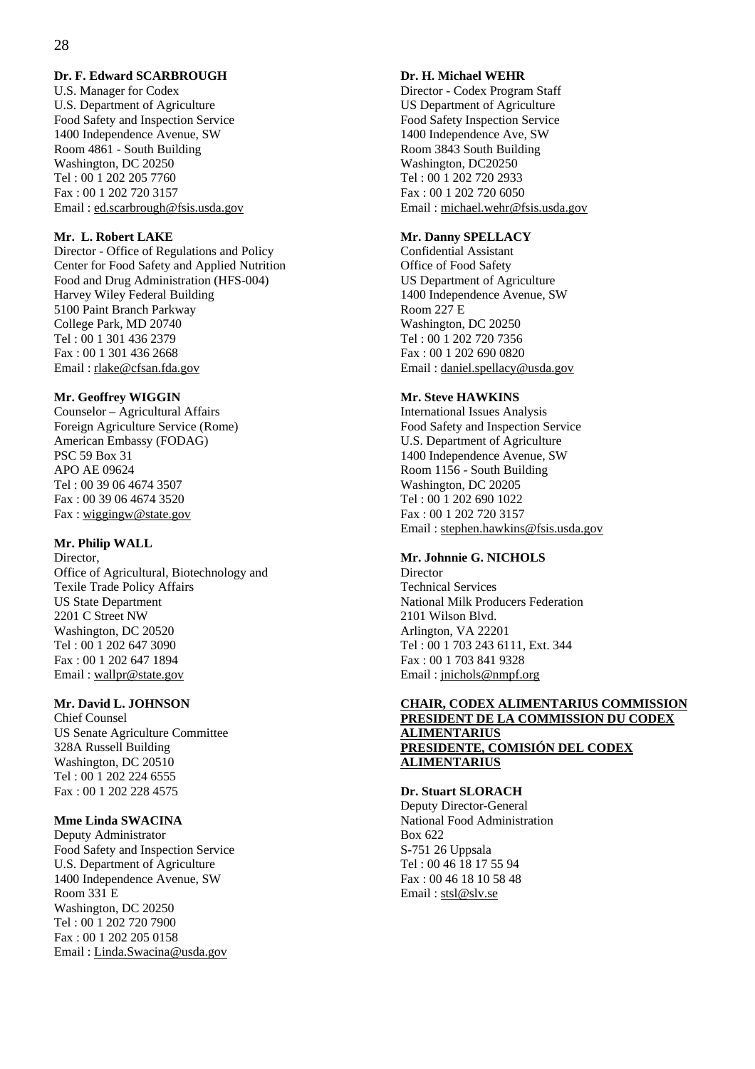**Dr. F. Edward SCARBROUGH**
U.S. Manager for Codex
U.S. Department of Agriculture
Food Safety and Inspection Service
1400 Independence Avenue, SW
Room 4861 - South Building
Washington, DC 20250
Tel : 00 1 202 205 7760
Fax : 00 1 202 720 3157
Email : ed.scarbrough@fsis.usda.gov

**Mr. L. Robert LAKE**
Director - Office of Regulations and Policy
Center for Food Safety and Applied Nutrition
Food and Drug Administration (HFS-004)
Harvey Wiley Federal Building
5100 Paint Branch Parkway
College Park, MD 20740
Tel : 00 1 301 436 2379
Fax : 00 1 301 436 2668
Email : rlake@cfsan.fda.gov

**Mr. Geoffrey WIGGIN**
Counselor – Agricultural Affairs
Foreign Agriculture Service (Rome)
American Embassy (FODAG)
PSC 59 Box 31
APO AE 09624
Tel : 00 39 06 4674 3507
Fax : 00 39 06 4674 3520
Fax : wiggingw@state.gov

**Mr. Philip WALL**
Director,
Office of Agricultural, Biotechnology and Texile Trade Policy Affairs
US State Department
2201 C Street NW
Washington, DC 20520
Tel : 00 1 202 647 3090
Fax : 00 1 202 647 1894
Email : wallpr@state.gov

**Mr. David L. JOHNSON**
Chief Counsel
US Senate Agriculture Committee
328A Russell Building
Washington, DC 20510
Tel : 00 1 202 224 6555
Fax : 00 1 202 228 4575

**Mme Linda SWACINA**
Deputy Administrator
Food Safety and Inspection Service
U.S. Department of Agriculture
1400 Independence Avenue, SW
Room 331 E
Washington, DC 20250
Tel : 00 1 202 720 7900
Fax : 00 1 202 205 0158
Email : Linda.Swacina@usda.gov

**Dr. H. Michael WEHR**
Director - Codex Program Staff
US Department of Agriculture
Food Safety Inspection Service
1400 Independence Ave, SW
Room 3843 South Building
Washington, DC20250
Tel : 00 1 202 720 2933
Fax : 00 1 202 720 6050
Email : michael.wehr@fsis.usda.gov

**Mr. Danny SPELLACY**
Confidential Assistant
Office of Food Safety
US Department of Agriculture
1400 Independence Avenue, SW
Room 227 E
Washington, DC 20250
Tel : 00 1 202 720 7356
Fax : 00 1 202 690 0820
Email : daniel.spellacy@usda.gov

**Mr. Steve HAWKINS**
International Issues Analysis
Food Safety and Inspection Service
U.S. Department of Agriculture
1400 Independence Avenue, SW
Room 1156 - South Building
Washington, DC 20205
Tel : 00 1 202 690 1022
Fax : 00 1 202 720 3157
Email : stephen.hawkins@fsis.usda.gov

**Mr. Johnnie G. NICHOLS**
Director
Technical Services
National Milk Producers Federation
2101 Wilson Blvd.
Arlington, VA 22201
Tel : 00 1 703 243 6111, Ext. 344
Fax : 00 1 703 841 9328
Email : jnichols@nmpf.org

**CHAIR, CODEX ALIMENTARIUS COMMISSION**
**PRESIDENT DE LA COMMISSION DU CODEX ALIMENTARIUS**
**PRESIDENTE, COMISIÓN DEL CODEX ALIMENTARIUS**

**Dr. Stuart SLORACH**
Deputy Director-General
National Food Administration
Box 622
S-751 26 Uppsala
Tel : 00 46 18 17 55 94
Fax : 00 46 18 10 58 48
Email : stsl@slv.se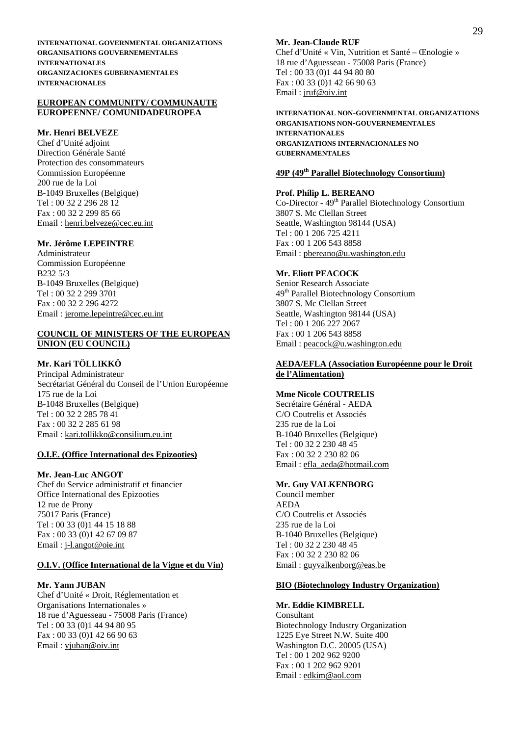**INTERNATIONAL GOVERNMENTAL ORGANIZATIONS**
**ORGANISATIONS GOUVERNEMENTALES INTERNATIONALES**
**ORGANIZACIONES GUBERNAMENTALES INTERNACIONALES**

**EUROPEAN COMMUNITY/ COMMUNAUTE EUROPEENNE/ COMUNIDADEUROPEA**

**Mr. Henri BELVEZE**
Chef d'Unité adjoint
Direction Générale Santé
Protection des consommateurs
Commission Européenne
200 rue de la Loi
B-1049 Bruxelles (Belgique)
Tel : 00 32 2 296 28 12
Fax : 00 32 2 299 85 66
Email : henri.belveze@cec.eu.int

**Mr. Jérôme LEPEINTRE**
Administrateur
Commission Européenne
B232 5/3
B-1049 Bruxelles (Belgique)
Tel : 00 32 2 299 3701
Fax : 00 32 2 296 4272
Email : jerome.lepeintre@cec.eu.int

**COUNCIL OF MINISTERS OF THE EUROPEAN UNION (EU COUNCIL)**

**Mr. Kari TÖLLIKKÖ**
Principal Administrateur
Secrétariat Général du Conseil de l'Union Européenne
175 rue de la Loi
B-1048 Bruxelles (Belgique)
Tel : 00 32 2 285 78 41
Fax : 00 32 2 285 61 98
Email : kari.tollikko@consilium.eu.int

**O.I.E. (Office International des Epizooties)**

**Mr. Jean-Luc ANGOT**
Chef du Service administratif et financier
Office International des Epizooties
12 rue de Prony
75017 Paris (France)
Tel : 00 33 (0)1 44 15 18 88
Fax : 00 33 (0)1 42 67 09 87
Email : j-l.angot@oie.int

**O.I.V. (Office International de la Vigne et du Vin)**

**Mr. Yann JUBAN**
Chef d'Unité « Droit, Réglementation et Organisations Internationales »
18 rue d'Aguesseau - 75008 Paris (France)
Tel : 00 33 (0)1 44 94 80 95
Fax : 00 33 (0)1 42 66 90 63
Email : yjuban@oiv.int

**Mr. Jean-Claude RUF**
Chef d'Unité « Vin, Nutrition et Santé – Œnologie »
18 rue d'Aguesseau - 75008 Paris (France)
Tel : 00 33 (0)1 44 94 80 80
Fax : 00 33 (0)1 42 66 90 63
Email : jruf@oiv.int

**INTERNATIONAL NON-GOVERNMENTAL ORGANIZATIONS**
**ORGANISATIONS NON-GOUVERNEMENTALES INTERNATIONALES**
**ORGANIZATIONS INTERNACIONALES NO GUBERNAMENTALES**

**49P (49th Parallel Biotechnology Consortium)**

**Prof. Philip L. BEREANO**
Co-Director - 49th Parallel Biotechnology Consortium
3807 S. Mc Clellan Street
Seattle, Washington 98144 (USA)
Tel : 00 1 206 725 4211
Fax : 00 1 206 543 8858
Email : pbereano@u.washington.edu

**Mr. Eliott PEACOCK**
Senior Research Associate
49th Parallel Biotechnology Consortium
3807 S. Mc Clellan Street
Seattle, Washington 98144 (USA)
Tel : 00 1 206 227 2067
Fax : 00 1 206 543 8858
Email : peacock@u.washington.edu

**AEDA/EFLA (Association Européenne pour le Droit de l'Alimentation)**

**Mme Nicole COUTRELIS**
Secrétaire Général - AEDA
C/O Coutrelis et Associés
235 rue de la Loi
B-1040 Bruxelles (Belgique)
Tel : 00 32 2 230 48 45
Fax : 00 32 2 230 82 06
Email : efla_aeda@hotmail.com

**Mr. Guy VALKENBORG**
Council member
AEDA
C/O Coutrelis et Associés
235 rue de la Loi
B-1040 Bruxelles (Belgique)
Tel : 00 32 2 230 48 45
Fax : 00 32 2 230 82 06
Email : guyvalkenborg@eas.be

**BIO (Biotechnology Industry Organization)**

**Mr. Eddie KIMBRELL**
Consultant
Biotechnology Industry Organization
1225 Eye Street N.W. Suite 400
Washington D.C. 20005 (USA)
Tel : 00 1 202 962 9200
Fax : 00 1 202 962 9201
Email : edkim@aol.com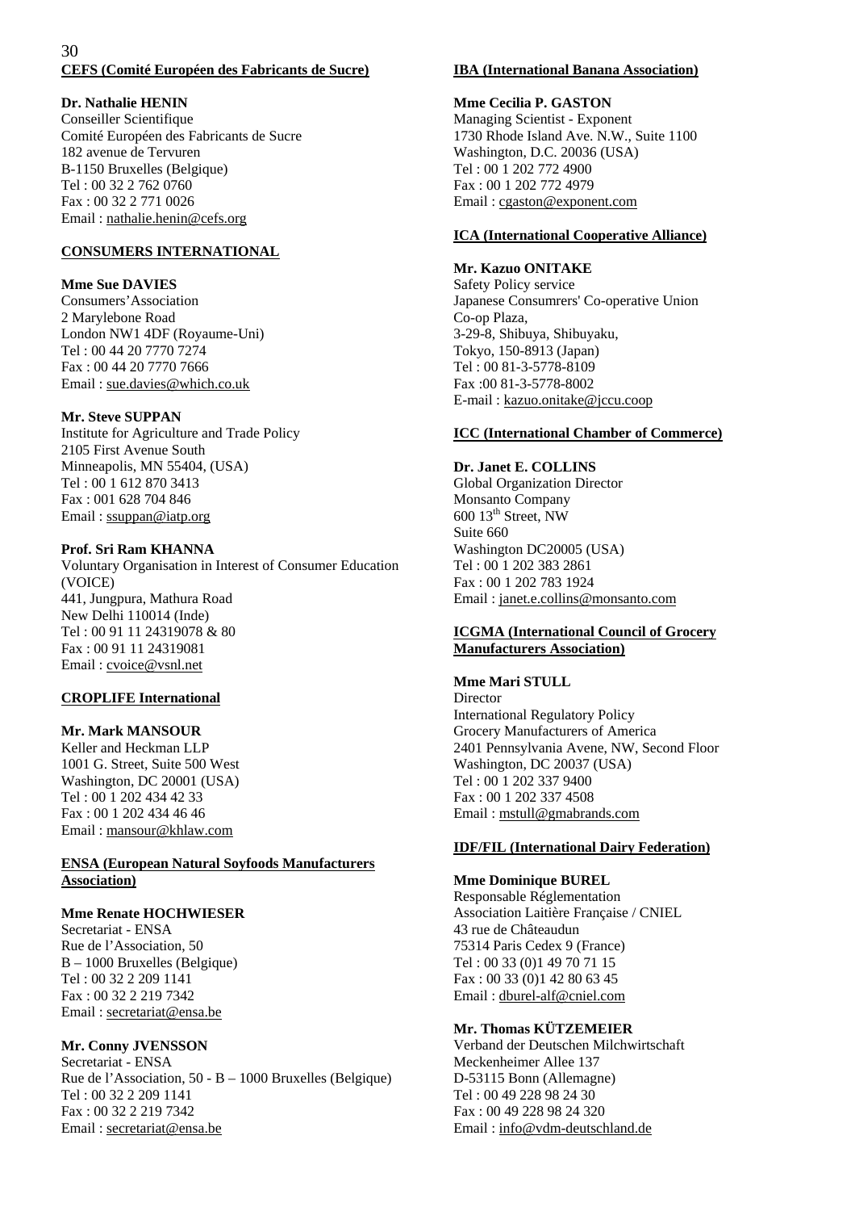**CEFS (Comité Européen des Fabricants de Sucre)**

**Dr. Nathalie HENIN**
Conseiller Scientifique
Comité Européen des Fabricants de Sucre
182 avenue de Tervuren
B-1150 Bruxelles (Belgique)
Tel : 00 32 2 762 0760
Fax : 00 32 2 771 0026
Email : nathalie.henin@cefs.org

**CONSUMERS INTERNATIONAL**

**Mme Sue DAVIES**
Consumers'Association
2 Marylebone Road
London NW1 4DF (Royaume-Uni)
Tel : 00 44 20 7770 7274
Fax : 00 44 20 7770 7666
Email : sue.davies@which.co.uk

**Mr. Steve SUPPAN**
Institute for Agriculture and Trade Policy
2105 First Avenue South
Minneapolis, MN 55404, (USA)
Tel : 00 1 612 870 3413
Fax : 001 628 704 846
Email : ssuppan@iatp.org

**Prof. Sri Ram KHANNA**
Voluntary Organisation in Interest of Consumer Education (VOICE)
441, Jungpura, Mathura Road
New Delhi 110014 (Inde)
Tel : 00 91 11 24319078 & 80
Fax : 00 91 11 24319081
Email : cvoice@vsnl.net

**CROPLIFE International**

**Mr. Mark MANSOUR**
Keller and Heckman LLP
1001 G. Street, Suite 500 West
Washington, DC 20001 (USA)
Tel : 00 1 202 434 42 33
Fax : 00 1 202 434 46 46
Email : mansour@khlaw.com

**ENSA (European Natural Soyfoods Manufacturers Association)**

**Mme Renate HOCHWIESER**
Secretariat - ENSA
Rue de l'Association, 50
B – 1000 Bruxelles (Belgique)
Tel : 00 32 2 209 1141
Fax : 00 32 2 219 7342
Email : secretariat@ensa.be

**Mr. Conny JVENSSON**
Secretariat - ENSA
Rue de l'Association, 50 - B – 1000 Bruxelles (Belgique)
Tel : 00 32 2 209 1141
Fax : 00 32 2 219 7342
Email : secretariat@ensa.be

**IBA (International Banana Association)**

**Mme Cecilia P. GASTON**
Managing Scientist - Exponent
1730 Rhode Island Ave. N.W., Suite 1100
Washington, D.C. 20036 (USA)
Tel : 00 1 202 772 4900
Fax : 00 1 202 772 4979
Email : cgaston@exponent.com

**ICA (International Cooperative Alliance)**

**Mr. Kazuo ONITAKE**
Safety Policy service
Japanese Consumrers' Co-operative Union
Co-op Plaza,
3-29-8, Shibuya, Shibuyaku,
Tokyo, 150-8913 (Japan)
Tel : 00 81-3-5778-8109
Fax :00 81-3-5778-8002
E-mail : kazuo.onitake@jccu.coop

**ICC (International Chamber of Commerce)**

**Dr. Janet E. COLLINS**
Global Organization Director
Monsanto Company
600 13th Street, NW
Suite 660
Washington DC20005 (USA)
Tel : 00 1 202 383 2861
Fax : 00 1 202 783 1924
Email : janet.e.collins@monsanto.com

**ICGMA (International Council of Grocery Manufacturers Association)**

**Mme Mari STULL**
Director
International Regulatory Policy
Grocery Manufacturers of America
2401 Pennsylvania Avene, NW, Second Floor
Washington, DC 20037 (USA)
Tel : 00 1 202 337 9400
Fax : 00 1 202 337 4508
Email : mstull@gmabrands.com

**IDF/FIL (International Dairy Federation)**

**Mme Dominique BUREL**
Responsable Réglementation
Association Laitière Française / CNIEL
43 rue de Châteaudun
75314 Paris Cedex 9 (France)
Tel : 00 33 (0)1 49 70 71 15
Fax : 00 33 (0)1 42 80 63 45
Email : dburel-alf@cniel.com

**Mr. Thomas KÜTZEMEIER**
Verband der Deutschen Milchwirtschaft
Meckenheimer Allee 137
D-53115 Bonn (Allemagne)
Tel : 00 49 228 98 24 30
Fax : 00 49 228 98 24 320
Email : info@vdm-deutschland.de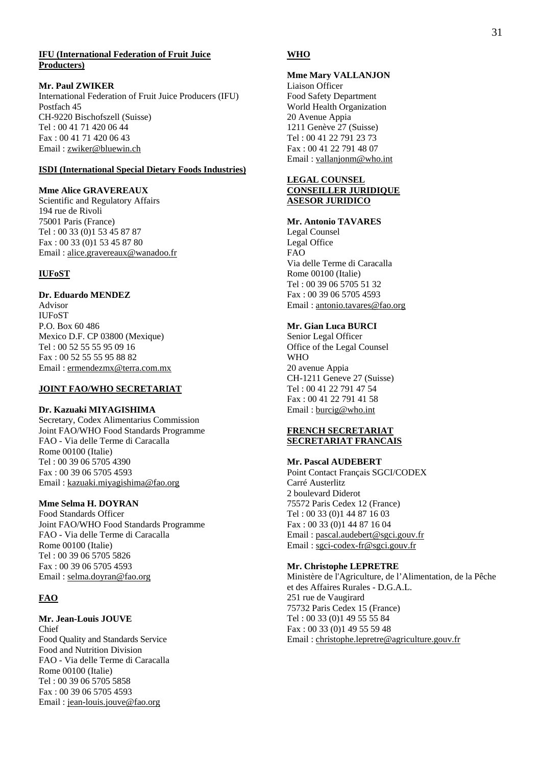**IFU (International Federation of Fruit Juice Producters)**

**Mr. Paul ZWIKER**
International Federation of Fruit Juice Producers (IFU)
Postfach 45
CH-9220 Bischofszell (Suisse)
Tel : 00 41 71 420 06 44
Fax : 00 41 71 420 06 43
Email : zwiker@bluewin.ch

**ISDI (International Special Dietary Foods Industries)**

**Mme Alice GRAVEREAUX**
Scientific and Regulatory Affairs
194 rue de Rivoli
75001 Paris (France)
Tel : 00 33 (0)1 53 45 87 87
Fax : 00 33 (0)1 53 45 87 80
Email : alice.gravereaux@wanadoo.fr

**IUFoST**

**Dr. Eduardo MENDEZ**
Advisor
IUFoST
P.O. Box 60 486
Mexico D.F. CP 03800 (Mexique)
Tel : 00 52 55 55 95 09 16
Fax : 00 52 55 55 95 88 82
Email : ermendezmx@terra.com.mx

**JOINT FAO/WHO SECRETARIAT**

**Dr. Kazuaki MIYAGISHIMA**
Secretary, Codex Alimentarius Commission
Joint FAO/WHO Food Standards Programme
FAO - Via delle Terme di Caracalla
Rome 00100 (Italie)
Tel : 00 39 06 5705 4390
Fax : 00 39 06 5705 4593
Email : kazuaki.miyagishima@fao.org

**Mme Selma H. DOYRAN**
Food Standards Officer
Joint FAO/WHO Food Standards Programme
FAO - Via delle Terme di Caracalla
Rome 00100 (Italie)
Tel : 00 39 06 5705 5826
Fax : 00 39 06 5705 4593
Email : selma.doyran@fao.org

**FAO**

**Mr. Jean-Louis JOUVE**
Chief
Food Quality and Standards Service
Food and Nutrition Division
FAO - Via delle Terme di Caracalla
Rome 00100 (Italie)
Tel : 00 39 06 5705 5858
Fax : 00 39 06 5705 4593
Email : jean-louis.jouve@fao.org

**WHO**

**Mme Mary VALLANJON**
Liaison Officer
Food Safety Department
World Health Organization
20 Avenue Appia
1211 Genève 27 (Suisse)
Tel : 00 41 22 791 23 73
Fax : 00 41 22 791 48 07
Email : vallanjonm@who.int

**LEGAL COUNSEL**
**CONSEILLER JURIDIQUE**
**ASESOR JURIDICO**

**Mr. Antonio TAVARES**
Legal Counsel
Legal Office
FAO
Via delle Terme di Caracalla
Rome 00100 (Italie)
Tel : 00 39 06 5705 51 32
Fax : 00 39 06 5705 4593
Email : antonio.tavares@fao.org

**Mr. Gian Luca BURCI**
Senior Legal Officer
Office of the Legal Counsel
WHO
20 avenue Appia
CH-1211 Geneve 27 (Suisse)
Tel : 00 41 22 791 47 54
Fax : 00 41 22 791 41 58
Email : burcig@who.int

**FRENCH SECRETARIAT**
**SECRETARIAT FRANCAIS**

**Mr. Pascal AUDEBERT**
Point Contact Français SGCI/CODEX
Carré Austerlitz
2 boulevard Diderot
75572 Paris Cedex 12 (France)
Tel : 00 33 (0)1 44 87 16 03
Fax : 00 33 (0)1 44 87 16 04
Email : pascal.audebert@sgci.gouv.fr
Email : sgci-codex-fr@sgci.gouv.fr

**Mr. Christophe LEPRETRE**
Ministère de l'Agriculture, de l'Alimentation, de la Pêche et des Affaires Rurales - D.G.A.L.
251 rue de Vaugirard
75732 Paris Cedex 15 (France)
Tel : 00 33 (0)1 49 55 55 84
Fax : 00 33 (0)1 49 55 59 48
Email : christophe.lepretre@agriculture.gouv.fr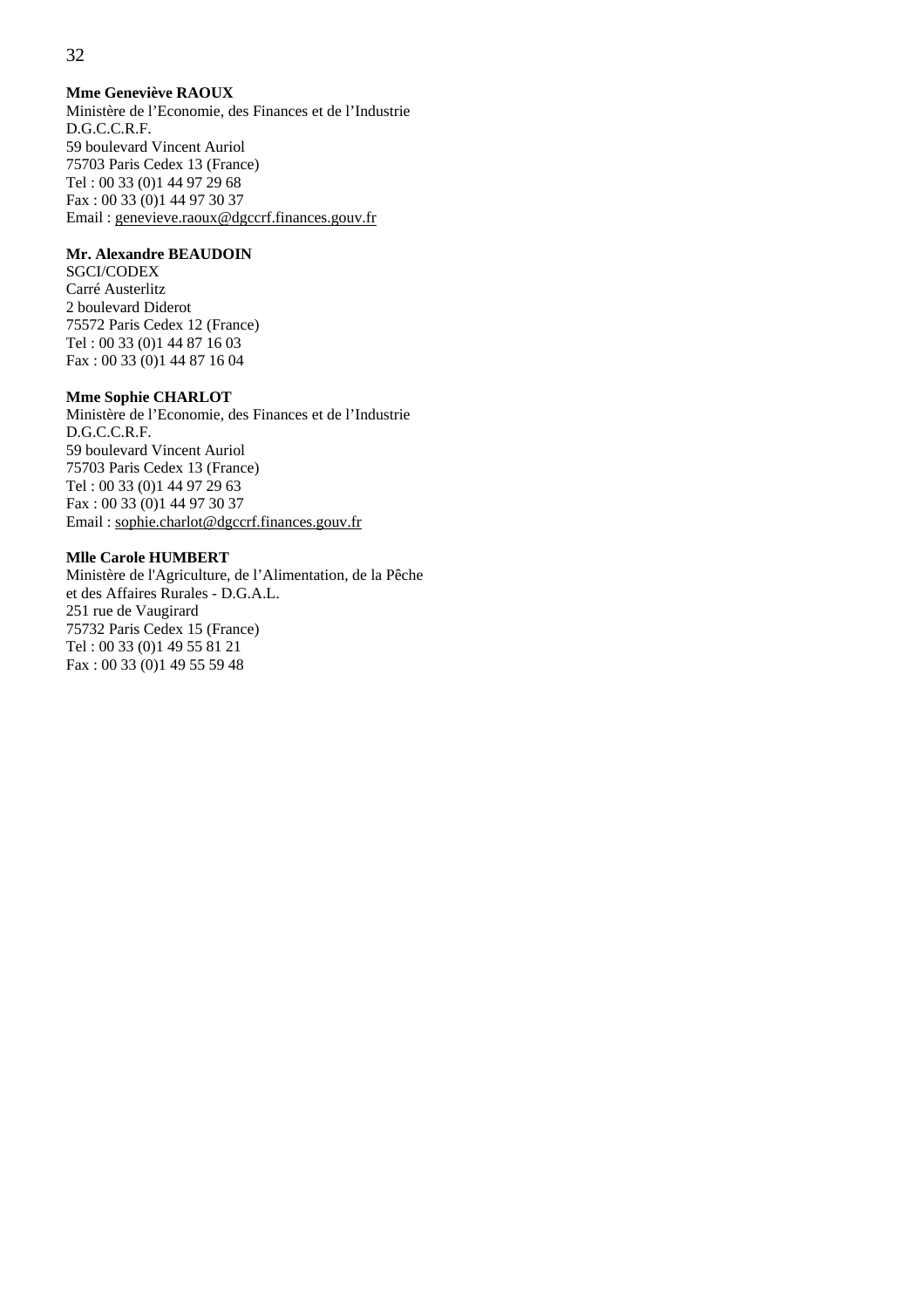**Mme Geneviève RAOUX**
Ministère de l'Economie, des Finances et de l'Industrie
D.G.C.C.R.F.
59 boulevard Vincent Auriol
75703 Paris Cedex 13 (France)
Tel : 00 33 (0)1 44 97 29 68
Fax : 00 33 (0)1 44 97 30 37
Email : genevieve.raoux@dgccrf.finances.gouv.fr

**Mr. Alexandre BEAUDOIN**
SGCI/CODEX
Carré Austerlitz
2 boulevard Diderot
75572 Paris Cedex 12 (France)
Tel : 00 33 (0)1 44 87 16 03
Fax : 00 33 (0)1 44 87 16 04

**Mme Sophie CHARLOT**
Ministère de l'Economie, des Finances et de l'Industrie
D.G.C.C.R.F.
59 boulevard Vincent Auriol
75703 Paris Cedex 13 (France)
Tel : 00 33 (0)1 44 97 29 63
Fax : 00 33 (0)1 44 97 30 37
Email : sophie.charlot@dgccrf.finances.gouv.fr

**Mlle Carole HUMBERT**
Ministère de l'Agriculture, de l'Alimentation, de la Pêche
et des Affaires Rurales - D.G.A.L.
251 rue de Vaugirard
75732 Paris Cedex 15 (France)
Tel : 00 33 (0)1 49 55 81 21
Fax : 00 33 (0)1 49 55 59 48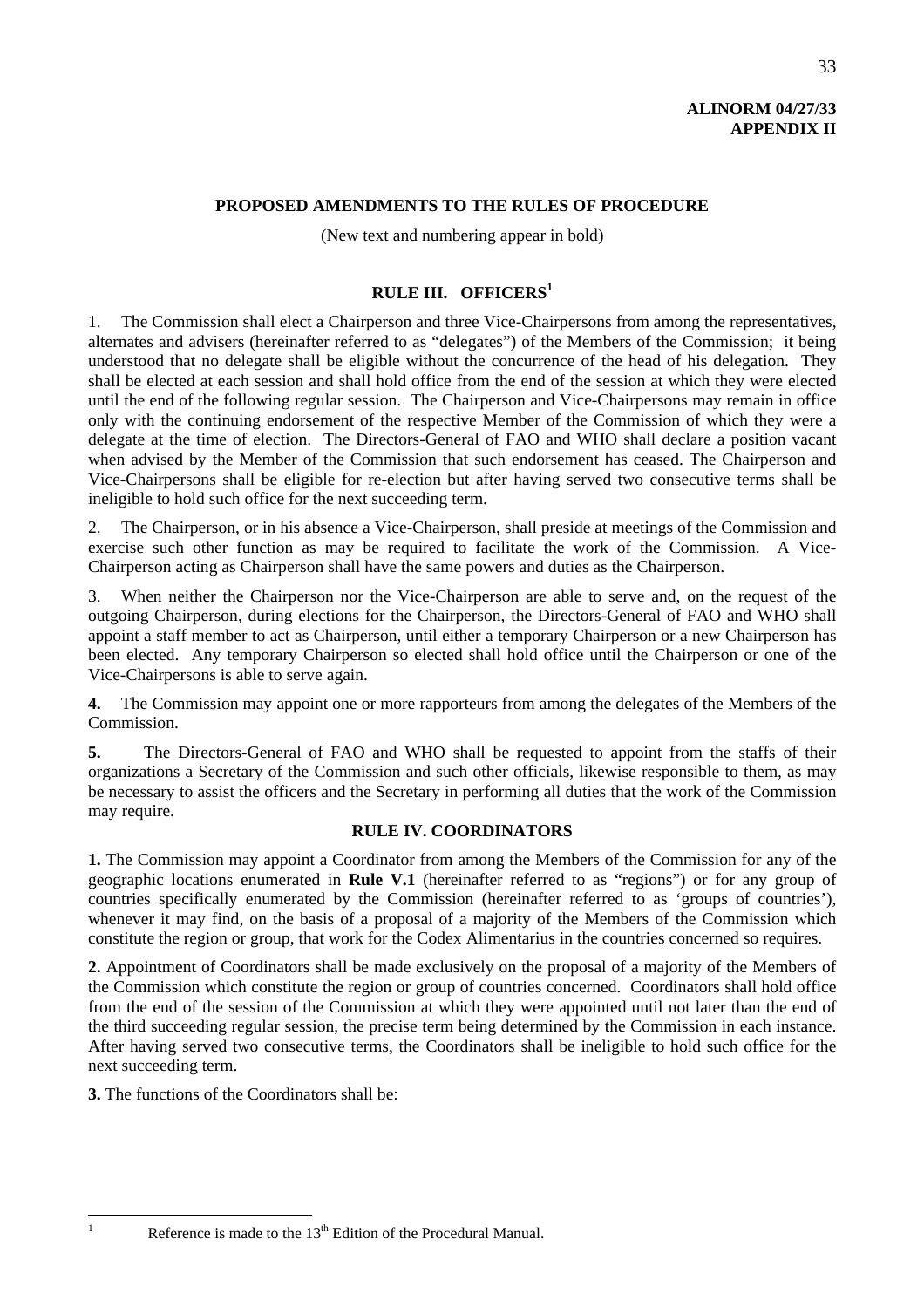**ALINORM 04/27/33**
**APPENDIX II**

## PROPOSED AMENDMENTS TO THE RULES OF PROCEDURE

(New text and numbering appear in bold)

### RULE III. OFFICERS[1]

1. The Commission shall elect a Chairperson and three Vice-Chairpersons from among the representatives, alternates and advisers (hereinafter referred to as "delegates") of the Members of the Commission; it being understood that no delegate shall be eligible without the concurrence of the head of his delegation. They shall be elected at each session and shall hold office from the end of the session at which they were elected until the end of the following regular session. The Chairperson and Vice-Chairpersons may remain in office only with the continuing endorsement of the respective Member of the Commission of which they were a delegate at the time of election. The Directors-General of FAO and WHO shall declare a position vacant when advised by the Member of the Commission that such endorsement has ceased. The Chairperson and Vice-Chairpersons shall be eligible for re-election but after having served two consecutive terms shall be ineligible to hold such office for the next succeeding term.

2. The Chairperson, or in his absence a Vice-Chairperson, shall preside at meetings of the Commission and exercise such other function as may be required to facilitate the work of the Commission. A Vice-Chairperson acting as Chairperson shall have the same powers and duties as the Chairperson.

3. When neither the Chairperson nor the Vice-Chairperson are able to serve and, on the request of the outgoing Chairperson, during elections for the Chairperson, the Directors-General of FAO and WHO shall appoint a staff member to act as Chairperson, until either a temporary Chairperson or a new Chairperson has been elected. Any temporary Chairperson so elected shall hold office until the Chairperson or one of the Vice-Chairpersons is able to serve again.

**4.** The Commission may appoint one or more rapporteurs from among the delegates of the Members of the Commission.

**5.** The Directors-General of FAO and WHO shall be requested to appoint from the staffs of their organizations a Secretary of the Commission and such other officials, likewise responsible to them, as may be necessary to assist the officers and the Secretary in performing all duties that the work of the Commission may require.

### RULE IV. COORDINATORS

**1.** The Commission may appoint a Coordinator from among the Members of the Commission for any of the geographic locations enumerated in **Rule V.1** (hereinafter referred to as "regions") or for any group of countries specifically enumerated by the Commission (hereinafter referred to as 'groups of countries'), whenever it may find, on the basis of a proposal of a majority of the Members of the Commission which constitute the region or group, that work for the Codex Alimentarius in the countries concerned so requires.

**2.** Appointment of Coordinators shall be made exclusively on the proposal of a majority of the Members of the Commission which constitute the region or group of countries concerned. Coordinators shall hold office from the end of the session of the Commission at which they were appointed until not later than the end of the third succeeding regular session, the precise term being determined by the Commission in each instance. After having served two consecutive terms, the Coordinators shall be ineligible to hold such office for the next succeeding term.

**3.** The functions of the Coordinators shall be:

[1] Reference is made to the 13th Edition of the Procedural Manual.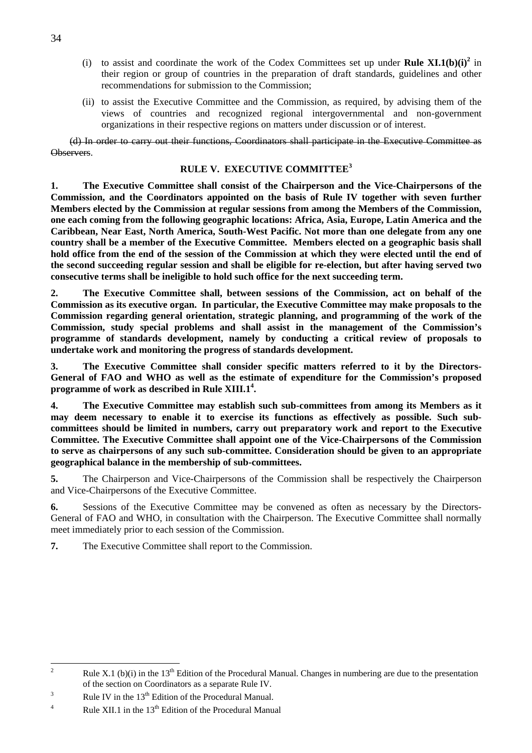(i) to assist and coordinate the work of the Codex Committees set up under **Rule XI.1(b)(i)**[2] in their region or group of countries in the preparation of draft standards, guidelines and other recommendations for submission to the Commission;

(ii) to assist the Executive Committee and the Commission, as required, by advising them of the views of countries and recognized regional intergovernmental and non-government organizations in their respective regions on matters under discussion or of interest.

~~(d) In order to carry out their functions, Coordinators shall participate in the Executive Committee as Observers~~.

## RULE V. EXECUTIVE COMMITTEE[3]

**1. The Executive Committee shall consist of the Chairperson and the Vice-Chairpersons of the Commission, and the Coordinators appointed on the basis of Rule IV together with seven further Members elected by the Commission at regular sessions from among the Members of the Commission, one each coming from the following geographic locations: Africa, Asia, Europe, Latin America and the Caribbean, Near East, North America, South-West Pacific. Not more than one delegate from any one country shall be a member of the Executive Committee. Members elected on a geographic basis shall hold office from the end of the session of the Commission at which they were elected until the end of the second succeeding regular session and shall be eligible for re-election, but after having served two consecutive terms shall be ineligible to hold such office for the next succeeding term.**

**2. The Executive Committee shall, between sessions of the Commission, act on behalf of the Commission as its executive organ. In particular, the Executive Committee may make proposals to the Commission regarding general orientation, strategic planning, and programming of the work of the Commission, study special problems and shall assist in the management of the Commission's programme of standards development, namely by conducting a critical review of proposals to undertake work and monitoring the progress of standards development.**

**3. The Executive Committee shall consider specific matters referred to it by the Directors-General of FAO and WHO as well as the estimate of expenditure for the Commission's proposed programme of work as described in Rule XIII.1**[4]**.**

**4. The Executive Committee may establish such sub-committees from among its Members as it may deem necessary to enable it to exercise its functions as effectively as possible. Such sub-committees should be limited in numbers, carry out preparatory work and report to the Executive Committee. The Executive Committee shall appoint one of the Vice-Chairpersons of the Commission to serve as chairpersons of any such sub-committee. Consideration should be given to an appropriate geographical balance in the membership of sub-committees.**

**5.** The Chairperson and Vice-Chairpersons of the Commission shall be respectively the Chairperson and Vice-Chairpersons of the Executive Committee.

**6.** Sessions of the Executive Committee may be convened as often as necessary by the Directors-General of FAO and WHO, in consultation with the Chairperson. The Executive Committee shall normally meet immediately prior to each session of the Commission.

**7.** The Executive Committee shall report to the Commission.

---

[2] Rule X.1 (b)(i) in the 13th Edition of the Procedural Manual. Changes in numbering are due to the presentation of the section on Coordinators as a separate Rule IV.

[3] Rule IV in the 13th Edition of the Procedural Manual.

[4] Rule XII.1 in the 13th Edition of the Procedural Manual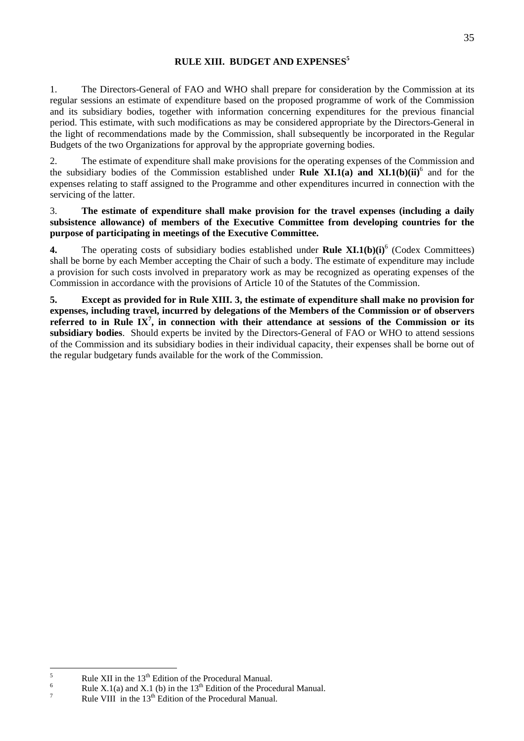## RULE XIII. BUDGET AND EXPENSES[5]

1. The Directors-General of FAO and WHO shall prepare for consideration by the Commission at its regular sessions an estimate of expenditure based on the proposed programme of work of the Commission and its subsidiary bodies, together with information concerning expenditures for the previous financial period. This estimate, with such modifications as may be considered appropriate by the Directors-General in the light of recommendations made by the Commission, shall subsequently be incorporated in the Regular Budgets of the two Organizations for approval by the appropriate governing bodies.

2. The estimate of expenditure shall make provisions for the operating expenses of the Commission and the subsidiary bodies of the Commission established under **Rule XI.1(a) and XI.1(b)(ii)**[6] and for the expenses relating to staff assigned to the Programme and other expenditures incurred in connection with the servicing of the latter.

3. **The estimate of expenditure shall make provision for the travel expenses (including a daily subsistence allowance) of members of the Executive Committee from developing countries for the purpose of participating in meetings of the Executive Committee.**

**4.** The operating costs of subsidiary bodies established under **Rule XI.1(b)(i)**[6] (Codex Committees) shall be borne by each Member accepting the Chair of such a body. The estimate of expenditure may include a provision for such costs involved in preparatory work as may be recognized as operating expenses of the Commission in accordance with the provisions of Article 10 of the Statutes of the Commission.

**5. Except as provided for in Rule XIII. 3, the estimate of expenditure shall make no provision for expenses, including travel, incurred by delegations of the Members of the Commission or of observers referred to in Rule IX[7], in connection with their attendance at sessions of the Commission or its subsidiary bodies**. Should experts be invited by the Directors-General of FAO or WHO to attend sessions of the Commission and its subsidiary bodies in their individual capacity, their expenses shall be borne out of the regular budgetary funds available for the work of the Commission.

---

[5] Rule XII in the 13th Edition of the Procedural Manual.

[6] Rule X.1(a) and X.1 (b) in the 13th Edition of the Procedural Manual.

[7] Rule VIII in the 13th Edition of the Procedural Manual.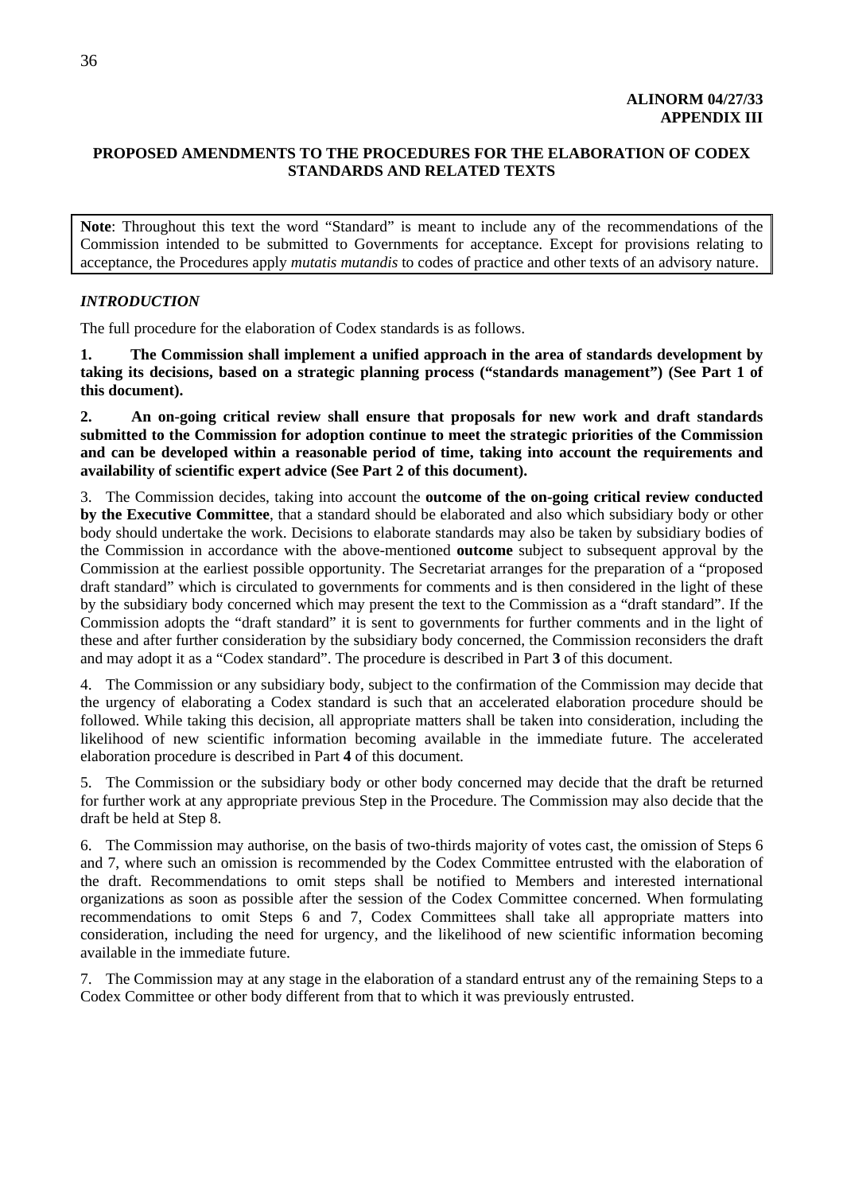**ALINORM 04/27/33**
**APPENDIX III**

**PROPOSED AMENDMENTS TO THE PROCEDURES FOR THE ELABORATION OF CODEX STANDARDS AND RELATED TEXTS**

**Note**: Throughout this text the word "Standard" is meant to include any of the recommendations of the Commission intended to be submitted to Governments for acceptance. Except for provisions relating to acceptance, the Procedures apply *mutatis mutandis* to codes of practice and other texts of an advisory nature.

***INTRODUCTION***

The full procedure for the elaboration of Codex standards is as follows.

**1. The Commission shall implement a unified approach in the area of standards development by taking its decisions, based on a strategic planning process ("standards management") (See Part 1 of this document).**

**2. An on-going critical review shall ensure that proposals for new work and draft standards submitted to the Commission for adoption continue to meet the strategic priorities of the Commission and can be developed within a reasonable period of time, taking into account the requirements and availability of scientific expert advice (See Part 2 of this document).**

3. The Commission decides, taking into account the **outcome of the on-going critical review conducted by the Executive Committee**, that a standard should be elaborated and also which subsidiary body or other body should undertake the work. Decisions to elaborate standards may also be taken by subsidiary bodies of the Commission in accordance with the above-mentioned **outcome** subject to subsequent approval by the Commission at the earliest possible opportunity. The Secretariat arranges for the preparation of a "proposed draft standard" which is circulated to governments for comments and is then considered in the light of these by the subsidiary body concerned which may present the text to the Commission as a "draft standard". If the Commission adopts the "draft standard" it is sent to governments for further comments and in the light of these and after further consideration by the subsidiary body concerned, the Commission reconsiders the draft and may adopt it as a "Codex standard". The procedure is described in Part **3** of this document.

4. The Commission or any subsidiary body, subject to the confirmation of the Commission may decide that the urgency of elaborating a Codex standard is such that an accelerated elaboration procedure should be followed. While taking this decision, all appropriate matters shall be taken into consideration, including the likelihood of new scientific information becoming available in the immediate future. The accelerated elaboration procedure is described in Part **4** of this document.

5. The Commission or the subsidiary body or other body concerned may decide that the draft be returned for further work at any appropriate previous Step in the Procedure. The Commission may also decide that the draft be held at Step 8.

6. The Commission may authorise, on the basis of two-thirds majority of votes cast, the omission of Steps 6 and 7, where such an omission is recommended by the Codex Committee entrusted with the elaboration of the draft. Recommendations to omit steps shall be notified to Members and interested international organizations as soon as possible after the session of the Codex Committee concerned. When formulating recommendations to omit Steps 6 and 7, Codex Committees shall take all appropriate matters into consideration, including the need for urgency, and the likelihood of new scientific information becoming available in the immediate future.

7. The Commission may at any stage in the elaboration of a standard entrust any of the remaining Steps to a Codex Committee or other body different from that to which it was previously entrusted.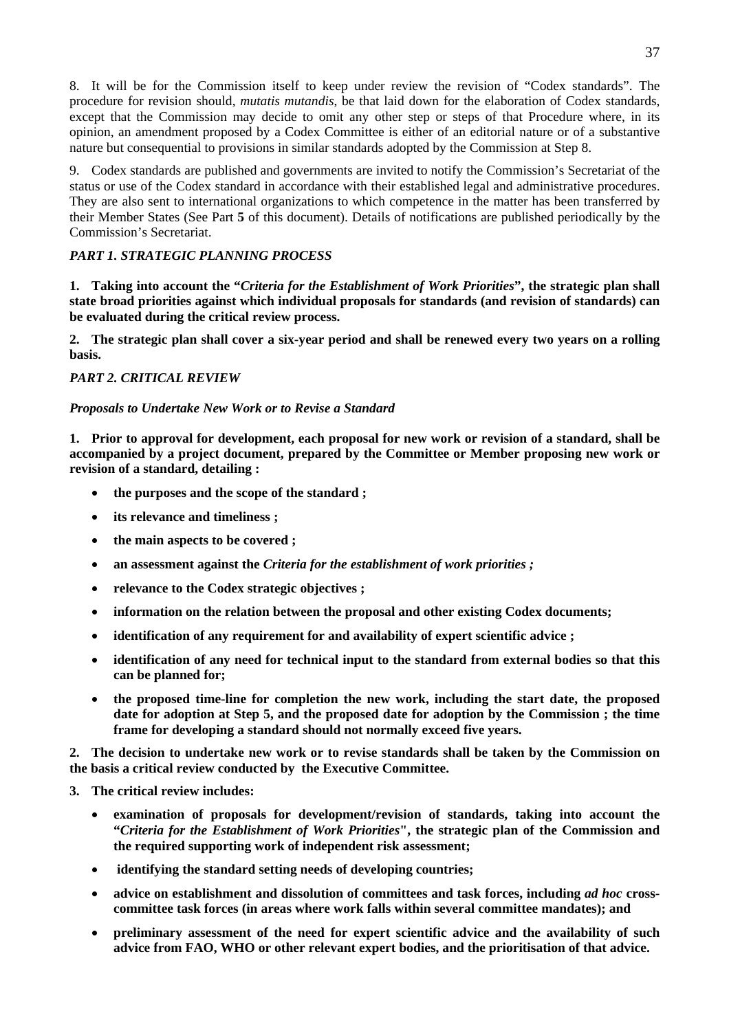8. It will be for the Commission itself to keep under review the revision of "Codex standards". The procedure for revision should, *mutatis mutandis*, be that laid down for the elaboration of Codex standards, except that the Commission may decide to omit any other step or steps of that Procedure where, in its opinion, an amendment proposed by a Codex Committee is either of an editorial nature or of a substantive nature but consequential to provisions in similar standards adopted by the Commission at Step 8.

9. Codex standards are published and governments are invited to notify the Commission's Secretariat of the status or use of the Codex standard in accordance with their established legal and administrative procedures. They are also sent to international organizations to which competence in the matter has been transferred by their Member States (See Part **5** of this document). Details of notifications are published periodically by the Commission's Secretariat.

### *PART 1. STRATEGIC PLANNING PROCESS*

**1. Taking into account the "*Criteria for the Establishment of Work Priorities*", the strategic plan shall state broad priorities against which individual proposals for standards (and revision of standards) can be evaluated during the critical review process.**

**2. The strategic plan shall cover a six-year period and shall be renewed every two years on a rolling basis.**

### *PART 2. CRITICAL REVIEW*

#### *Proposals to Undertake New Work or to Revise a Standard*

**1. Prior to approval for development, each proposal for new work or revision of a standard, shall be accompanied by a project document, prepared by the Committee or Member proposing new work or revision of a standard, detailing :**

- **the purposes and the scope of the standard ;**
- **its relevance and timeliness ;**
- **the main aspects to be covered ;**
- **an assessment against the *Criteria for the establishment of work priorities ;***
- **relevance to the Codex strategic objectives ;**
- **information on the relation between the proposal and other existing Codex documents;**
- **identification of any requirement for and availability of expert scientific advice ;**
- **identification of any need for technical input to the standard from external bodies so that this can be planned for;**
- **the proposed time-line for completion the new work, including the start date, the proposed date for adoption at Step 5, and the proposed date for adoption by the Commission ; the time frame for developing a standard should not normally exceed five years.**

**2. The decision to undertake new work or to revise standards shall be taken by the Commission on the basis a critical review conducted by the Executive Committee.**

**3. The critical review includes:**

- **examination of proposals for development/revision of standards, taking into account the "*Criteria for the Establishment of Work Priorities*", the strategic plan of the Commission and the required supporting work of independent risk assessment;**
- **identifying the standard setting needs of developing countries;**
- **advice on establishment and dissolution of committees and task forces, including *ad hoc* cross-committee task forces (in areas where work falls within several committee mandates); and**
- **preliminary assessment of the need for expert scientific advice and the availability of such advice from FAO, WHO or other relevant expert bodies, and the prioritisation of that advice.**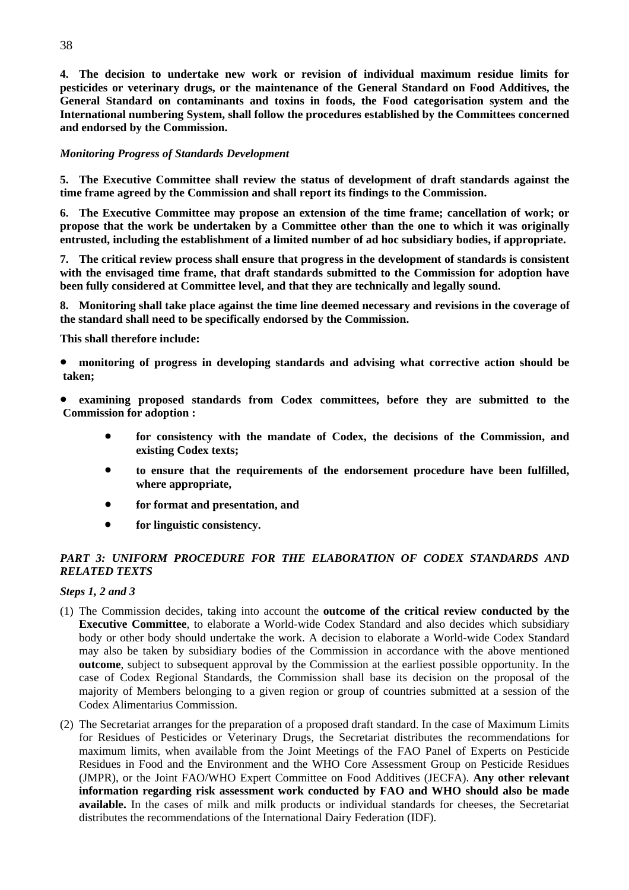**4. The decision to undertake new work or revision of individual maximum residue limits for pesticides or veterinary drugs, or the maintenance of the General Standard on Food Additives, the General Standard on contaminants and toxins in foods, the Food categorisation system and the International numbering System, shall follow the procedures established by the Committees concerned and endorsed by the Commission.**

*Monitoring Progress of Standards Development*

**5. The Executive Committee shall review the status of development of draft standards against the time frame agreed by the Commission and shall report its findings to the Commission.**

**6. The Executive Committee may propose an extension of the time frame; cancellation of work; or propose that the work be undertaken by a Committee other than the one to which it was originally entrusted, including the establishment of a limited number of ad hoc subsidiary bodies, if appropriate.**

**7. The critical review process shall ensure that progress in the development of standards is consistent with the envisaged time frame, that draft standards submitted to the Commission for adoption have been fully considered at Committee level, and that they are technically and legally sound.**

**8. Monitoring shall take place against the time line deemed necessary and revisions in the coverage of the standard shall need to be specifically endorsed by the Commission.**

**This shall therefore include:**

- **monitoring of progress in developing standards and advising what corrective action should be taken;**
- **examining proposed standards from Codex committees, before they are submitted to the Commission for adoption :**
  - **for consistency with the mandate of Codex, the decisions of the Commission, and existing Codex texts;**
  - **to ensure that the requirements of the endorsement procedure have been fulfilled, where appropriate,**
  - **for format and presentation, and**
  - **for linguistic consistency.**

## *PART 3: UNIFORM PROCEDURE FOR THE ELABORATION OF CODEX STANDARDS AND RELATED TEXTS*

***Steps 1, 2 and 3***

(1) The Commission decides, taking into account the **outcome of the critical review conducted by the Executive Committee**, to elaborate a World-wide Codex Standard and also decides which subsidiary body or other body should undertake the work. A decision to elaborate a World-wide Codex Standard may also be taken by subsidiary bodies of the Commission in accordance with the above mentioned **outcome**, subject to subsequent approval by the Commission at the earliest possible opportunity. In the case of Codex Regional Standards, the Commission shall base its decision on the proposal of the majority of Members belonging to a given region or group of countries submitted at a session of the Codex Alimentarius Commission.

(2) The Secretariat arranges for the preparation of a proposed draft standard. In the case of Maximum Limits for Residues of Pesticides or Veterinary Drugs, the Secretariat distributes the recommendations for maximum limits, when available from the Joint Meetings of the FAO Panel of Experts on Pesticide Residues in Food and the Environment and the WHO Core Assessment Group on Pesticide Residues (JMPR), or the Joint FAO/WHO Expert Committee on Food Additives (JECFA). **Any other relevant information regarding risk assessment work conducted by FAO and WHO should also be made available.** In the cases of milk and milk products or individual standards for cheeses, the Secretariat distributes the recommendations of the International Dairy Federation (IDF).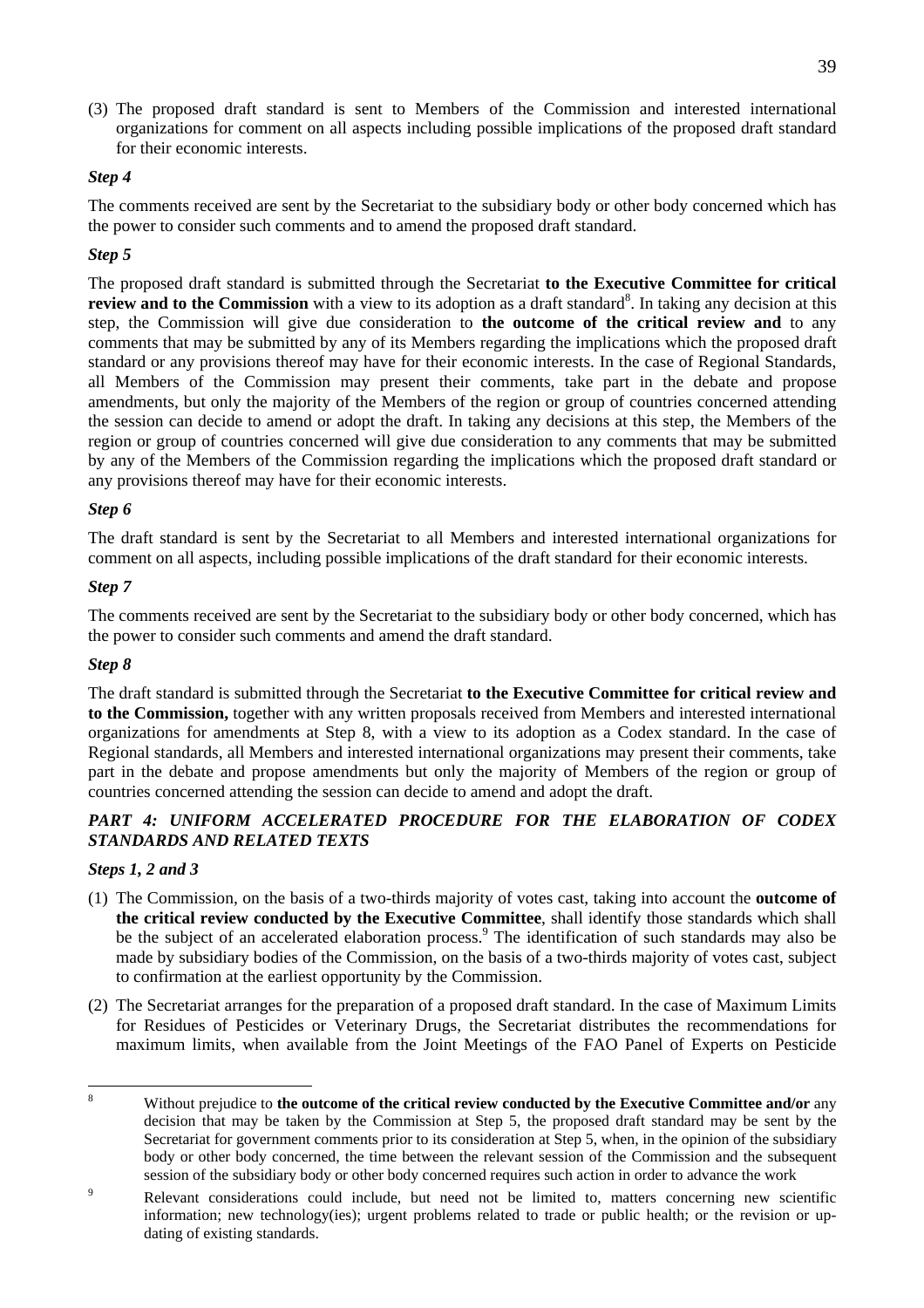(3) The proposed draft standard is sent to Members of the Commission and interested international organizations for comment on all aspects including possible implications of the proposed draft standard for their economic interests.

***Step 4***

The comments received are sent by the Secretariat to the subsidiary body or other body concerned which has the power to consider such comments and to amend the proposed draft standard.

***Step 5***

The proposed draft standard is submitted through the Secretariat **to the Executive Committee for critical review and to the Commission** with a view to its adoption as a draft standard[8]. In taking any decision at this step, the Commission will give due consideration to **the outcome of the critical review and** to any comments that may be submitted by any of its Members regarding the implications which the proposed draft standard or any provisions thereof may have for their economic interests. In the case of Regional Standards, all Members of the Commission may present their comments, take part in the debate and propose amendments, but only the majority of the Members of the region or group of countries concerned attending the session can decide to amend or adopt the draft. In taking any decisions at this step, the Members of the region or group of countries concerned will give due consideration to any comments that may be submitted by any of the Members of the Commission regarding the implications which the proposed draft standard or any provisions thereof may have for their economic interests.

***Step 6***

The draft standard is sent by the Secretariat to all Members and interested international organizations for comment on all aspects, including possible implications of the draft standard for their economic interests.

***Step 7***

The comments received are sent by the Secretariat to the subsidiary body or other body concerned, which has the power to consider such comments and amend the draft standard.

***Step 8***

The draft standard is submitted through the Secretariat **to the Executive Committee for critical review and to the Commission,** together with any written proposals received from Members and interested international organizations for amendments at Step 8, with a view to its adoption as a Codex standard. In the case of Regional standards, all Members and interested international organizations may present their comments, take part in the debate and propose amendments but only the majority of Members of the region or group of countries concerned attending the session can decide to amend and adopt the draft.

***PART 4: UNIFORM ACCELERATED PROCEDURE FOR THE ELABORATION OF CODEX STANDARDS AND RELATED TEXTS***

***Steps 1, 2 and 3***

(1) The Commission, on the basis of a two-thirds majority of votes cast, taking into account the **outcome of the critical review conducted by the Executive Committee**, shall identify those standards which shall be the subject of an accelerated elaboration process.[9] The identification of such standards may also be made by subsidiary bodies of the Commission, on the basis of a two-thirds majority of votes cast, subject to confirmation at the earliest opportunity by the Commission.

(2) The Secretariat arranges for the preparation of a proposed draft standard. In the case of Maximum Limits for Residues of Pesticides or Veterinary Drugs, the Secretariat distributes the recommendations for maximum limits, when available from the Joint Meetings of the FAO Panel of Experts on Pesticide

---

[8] Without prejudice to **the outcome of the critical review conducted by the Executive Committee and/or** any decision that may be taken by the Commission at Step 5, the proposed draft standard may be sent by the Secretariat for government comments prior to its consideration at Step 5, when, in the opinion of the subsidiary body or other body concerned, the time between the relevant session of the Commission and the subsequent session of the subsidiary body or other body concerned requires such action in order to advance the work

[9] Relevant considerations could include, but need not be limited to, matters concerning new scientific information; new technology(ies); urgent problems related to trade or public health; or the revision or up-dating of existing standards.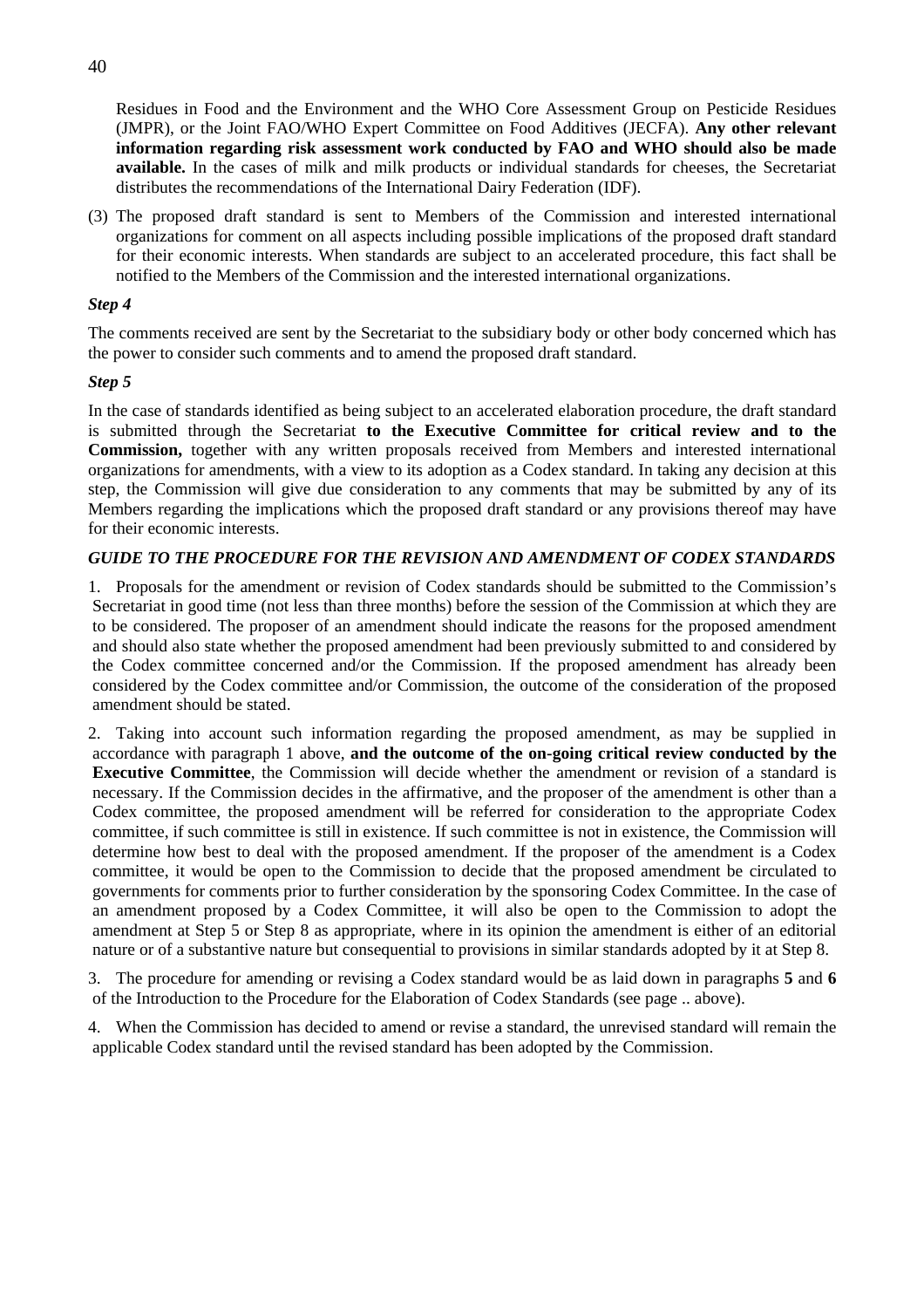Residues in Food and the Environment and the WHO Core Assessment Group on Pesticide Residues (JMPR), or the Joint FAO/WHO Expert Committee on Food Additives (JECFA). **Any other relevant information regarding risk assessment work conducted by FAO and WHO should also be made available.** In the cases of milk and milk products or individual standards for cheeses, the Secretariat distributes the recommendations of the International Dairy Federation (IDF).

(3) The proposed draft standard is sent to Members of the Commission and interested international organizations for comment on all aspects including possible implications of the proposed draft standard for their economic interests. When standards are subject to an accelerated procedure, this fact shall be notified to the Members of the Commission and the interested international organizations.

***Step 4***

The comments received are sent by the Secretariat to the subsidiary body or other body concerned which has the power to consider such comments and to amend the proposed draft standard.

***Step 5***

In the case of standards identified as being subject to an accelerated elaboration procedure, the draft standard is submitted through the Secretariat **to the Executive Committee for critical review and to the Commission,** together with any written proposals received from Members and interested international organizations for amendments, with a view to its adoption as a Codex standard. In taking any decision at this step, the Commission will give due consideration to any comments that may be submitted by any of its Members regarding the implications which the proposed draft standard or any provisions thereof may have for their economic interests.

***GUIDE TO THE PROCEDURE FOR THE REVISION AND AMENDMENT OF CODEX STANDARDS***

1. Proposals for the amendment or revision of Codex standards should be submitted to the Commission's Secretariat in good time (not less than three months) before the session of the Commission at which they are to be considered. The proposer of an amendment should indicate the reasons for the proposed amendment and should also state whether the proposed amendment had been previously submitted to and considered by the Codex committee concerned and/or the Commission. If the proposed amendment has already been considered by the Codex committee and/or Commission, the outcome of the consideration of the proposed amendment should be stated.

2. Taking into account such information regarding the proposed amendment, as may be supplied in accordance with paragraph 1 above, **and the outcome of the on-going critical review conducted by the Executive Committee**, the Commission will decide whether the amendment or revision of a standard is necessary. If the Commission decides in the affirmative, and the proposer of the amendment is other than a Codex committee, the proposed amendment will be referred for consideration to the appropriate Codex committee, if such committee is still in existence. If such committee is not in existence, the Commission will determine how best to deal with the proposed amendment. If the proposer of the amendment is a Codex committee, it would be open to the Commission to decide that the proposed amendment be circulated to governments for comments prior to further consideration by the sponsoring Codex Committee. In the case of an amendment proposed by a Codex Committee, it will also be open to the Commission to adopt the amendment at Step 5 or Step 8 as appropriate, where in its opinion the amendment is either of an editorial nature or of a substantive nature but consequential to provisions in similar standards adopted by it at Step 8.

3. The procedure for amending or revising a Codex standard would be as laid down in paragraphs **5** and **6** of the Introduction to the Procedure for the Elaboration of Codex Standards (see page .. above).

4. When the Commission has decided to amend or revise a standard, the unrevised standard will remain the applicable Codex standard until the revised standard has been adopted by the Commission.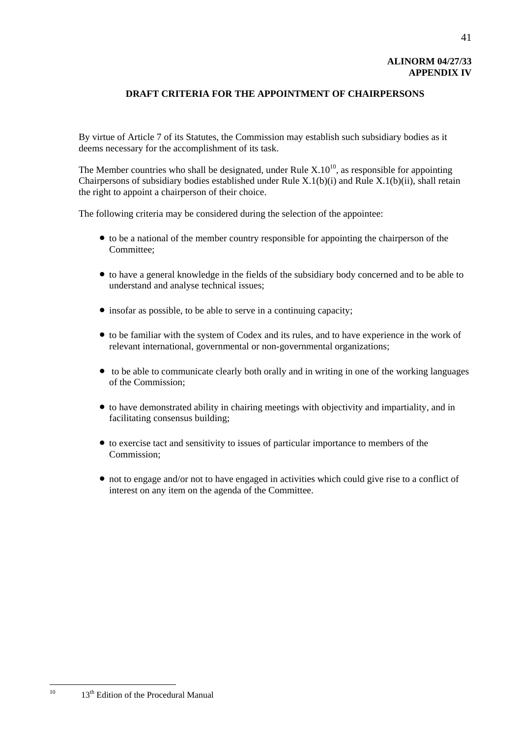**ALINORM 04/27/33**
**APPENDIX IV**

## DRAFT CRITERIA FOR THE APPOINTMENT OF CHAIRPERSONS

By virtue of Article 7 of its Statutes, the Commission may establish such subsidiary bodies as it deems necessary for the accomplishment of its task.

The Member countries who shall be designated, under Rule X.10[10], as responsible for appointing Chairpersons of subsidiary bodies established under Rule X.1(b)(i) and Rule X.1(b)(ii), shall retain the right to appoint a chairperson of their choice.

The following criteria may be considered during the selection of the appointee:

- to be a national of the member country responsible for appointing the chairperson of the Committee;
- to have a general knowledge in the fields of the subsidiary body concerned and to be able to understand and analyse technical issues;
- insofar as possible, to be able to serve in a continuing capacity;
- to be familiar with the system of Codex and its rules, and to have experience in the work of relevant international, governmental or non-governmental organizations;
- to be able to communicate clearly both orally and in writing in one of the working languages of the Commission;
- to have demonstrated ability in chairing meetings with objectivity and impartiality, and in facilitating consensus building;
- to exercise tact and sensitivity to issues of particular importance to members of the Commission;
- not to engage and/or not to have engaged in activities which could give rise to a conflict of interest on any item on the agenda of the Committee.

---

[10] 13th Edition of the Procedural Manual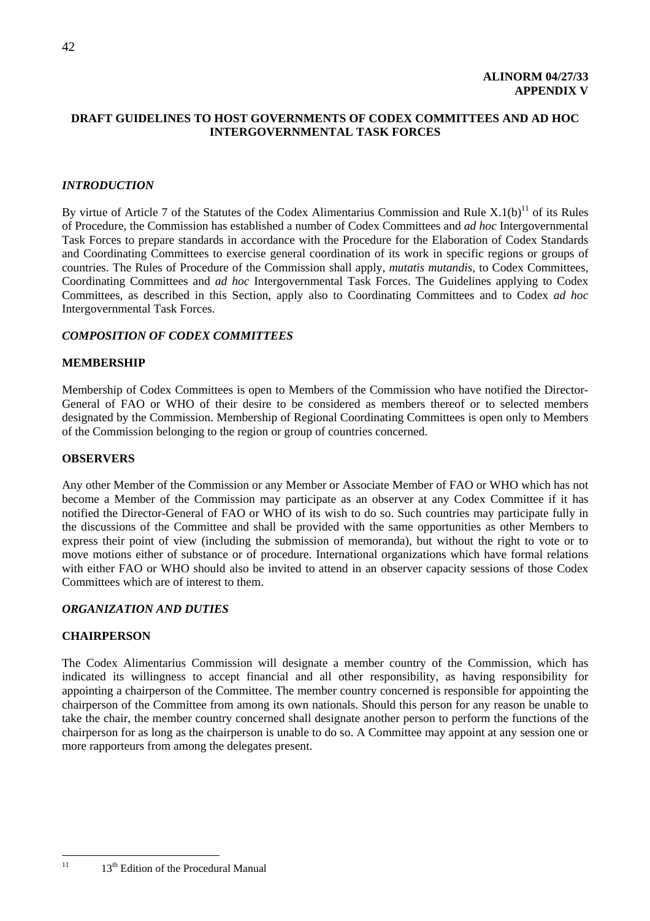**ALINORM 04/27/33**
**APPENDIX V**

## DRAFT GUIDELINES TO HOST GOVERNMENTS OF CODEX COMMITTEES AND AD HOC INTERGOVERNMENTAL TASK FORCES

### *INTRODUCTION*

By virtue of Article 7 of the Statutes of the Codex Alimentarius Commission and Rule X.1(b)[11] of its Rules of Procedure, the Commission has established a number of Codex Committees and *ad hoc* Intergovernmental Task Forces to prepare standards in accordance with the Procedure for the Elaboration of Codex Standards and Coordinating Committees to exercise general coordination of its work in specific regions or groups of countries. The Rules of Procedure of the Commission shall apply, *mutatis mutandis*, to Codex Committees, Coordinating Committees and *ad hoc* Intergovernmental Task Forces. The Guidelines applying to Codex Committees, as described in this Section, apply also to Coordinating Committees and to Codex *ad hoc* Intergovernmental Task Forces.

### *COMPOSITION OF CODEX COMMITTEES*

#### MEMBERSHIP

Membership of Codex Committees is open to Members of the Commission who have notified the Director-General of FAO or WHO of their desire to be considered as members thereof or to selected members designated by the Commission. Membership of Regional Coordinating Committees is open only to Members of the Commission belonging to the region or group of countries concerned.

#### OBSERVERS

Any other Member of the Commission or any Member or Associate Member of FAO or WHO which has not become a Member of the Commission may participate as an observer at any Codex Committee if it has notified the Director-General of FAO or WHO of its wish to do so. Such countries may participate fully in the discussions of the Committee and shall be provided with the same opportunities as other Members to express their point of view (including the submission of memoranda), but without the right to vote or to move motions either of substance or of procedure. International organizations which have formal relations with either FAO or WHO should also be invited to attend in an observer capacity sessions of those Codex Committees which are of interest to them.

### *ORGANIZATION AND DUTIES*

#### CHAIRPERSON

The Codex Alimentarius Commission will designate a member country of the Commission, which has indicated its willingness to accept financial and all other responsibility, as having responsibility for appointing a chairperson of the Committee. The member country concerned is responsible for appointing the chairperson of the Committee from among its own nationals. Should this person for any reason be unable to take the chair, the member country concerned shall designate another person to perform the functions of the chairperson for as long as the chairperson is unable to do so. A Committee may appoint at any session one or more rapporteurs from among the delegates present.

---

[11] 13th Edition of the Procedural Manual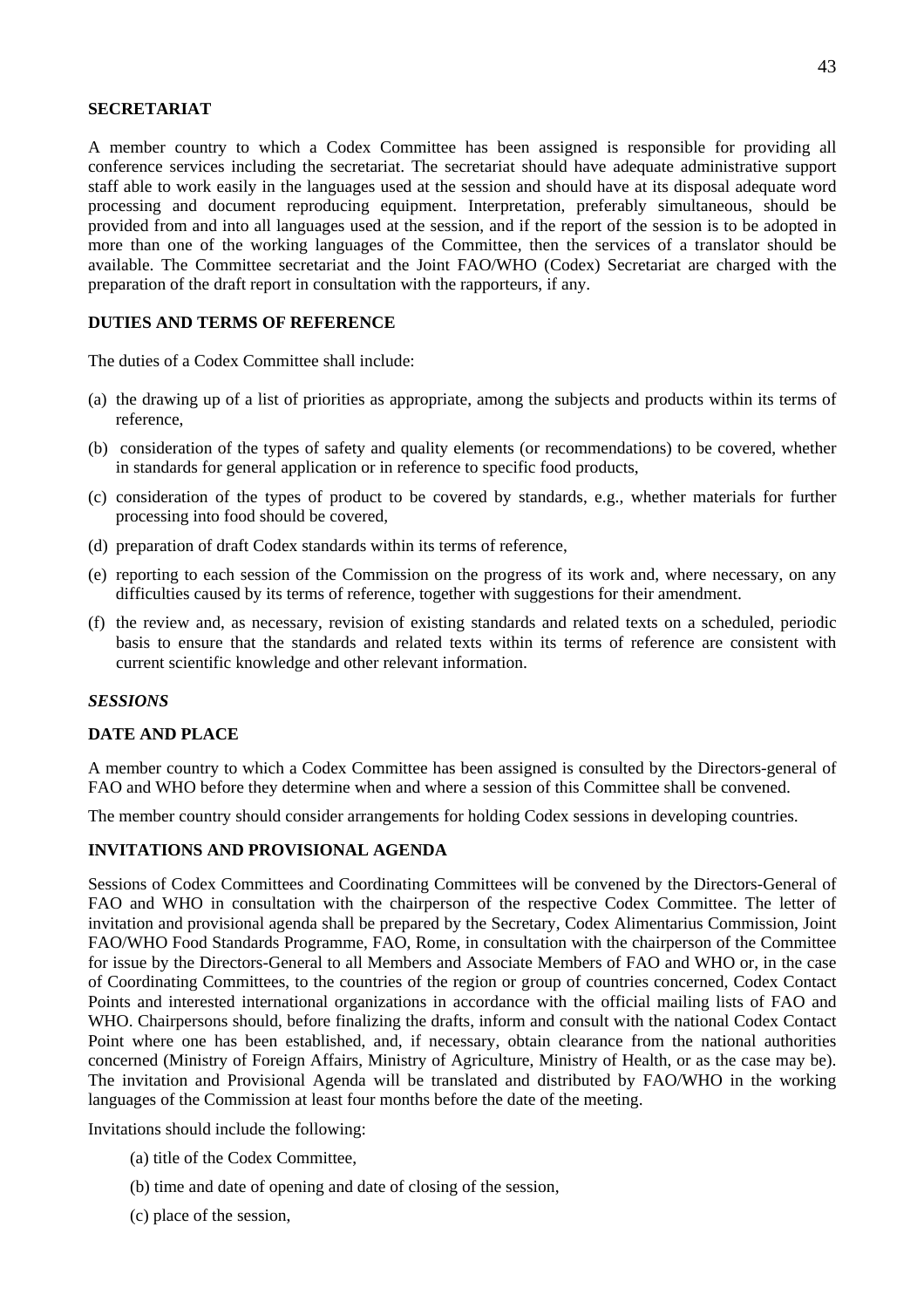**SECRETARIAT**

A member country to which a Codex Committee has been assigned is responsible for providing all conference services including the secretariat. The secretariat should have adequate administrative support staff able to work easily in the languages used at the session and should have at its disposal adequate word processing and document reproducing equipment. Interpretation, preferably simultaneous, should be provided from and into all languages used at the session, and if the report of the session is to be adopted in more than one of the working languages of the Committee, then the services of a translator should be available. The Committee secretariat and the Joint FAO/WHO (Codex) Secretariat are charged with the preparation of the draft report in consultation with the rapporteurs, if any.

**DUTIES AND TERMS OF REFERENCE**

The duties of a Codex Committee shall include:

(a) the drawing up of a list of priorities as appropriate, among the subjects and products within its terms of reference,

(b) consideration of the types of safety and quality elements (or recommendations) to be covered, whether in standards for general application or in reference to specific food products,

(c) consideration of the types of product to be covered by standards, e.g., whether materials for further processing into food should be covered,

(d) preparation of draft Codex standards within its terms of reference,

(e) reporting to each session of the Commission on the progress of its work and, where necessary, on any difficulties caused by its terms of reference, together with suggestions for their amendment.

(f) the review and, as necessary, revision of existing standards and related texts on a scheduled, periodic basis to ensure that the standards and related texts within its terms of reference are consistent with current scientific knowledge and other relevant information.

***SESSIONS***

**DATE AND PLACE**

A member country to which a Codex Committee has been assigned is consulted by the Directors-general of FAO and WHO before they determine when and where a session of this Committee shall be convened.

The member country should consider arrangements for holding Codex sessions in developing countries.

**INVITATIONS AND PROVISIONAL AGENDA**

Sessions of Codex Committees and Coordinating Committees will be convened by the Directors-General of FAO and WHO in consultation with the chairperson of the respective Codex Committee. The letter of invitation and provisional agenda shall be prepared by the Secretary, Codex Alimentarius Commission, Joint FAO/WHO Food Standards Programme, FAO, Rome, in consultation with the chairperson of the Committee for issue by the Directors-General to all Members and Associate Members of FAO and WHO or, in the case of Coordinating Committees, to the countries of the region or group of countries concerned, Codex Contact Points and interested international organizations in accordance with the official mailing lists of FAO and WHO. Chairpersons should, before finalizing the drafts, inform and consult with the national Codex Contact Point where one has been established, and, if necessary, obtain clearance from the national authorities concerned (Ministry of Foreign Affairs, Ministry of Agriculture, Ministry of Health, or as the case may be). The invitation and Provisional Agenda will be translated and distributed by FAO/WHO in the working languages of the Commission at least four months before the date of the meeting.

Invitations should include the following:

(a) title of the Codex Committee,

(b) time and date of opening and date of closing of the session,

(c) place of the session,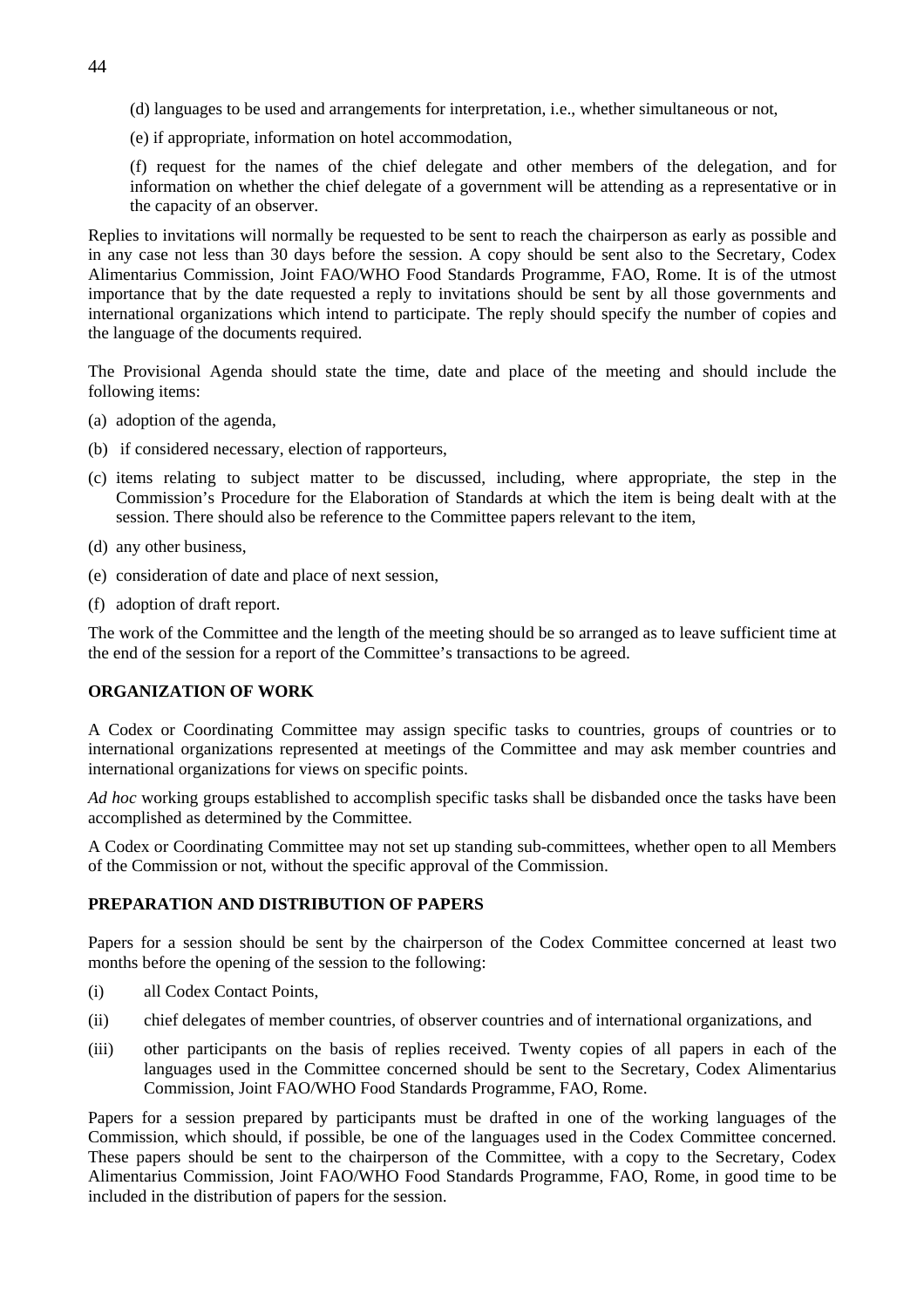(d) languages to be used and arrangements for interpretation, i.e., whether simultaneous or not,

(e) if appropriate, information on hotel accommodation,

(f) request for the names of the chief delegate and other members of the delegation, and for information on whether the chief delegate of a government will be attending as a representative or in the capacity of an observer.

Replies to invitations will normally be requested to be sent to reach the chairperson as early as possible and in any case not less than 30 days before the session. A copy should be sent also to the Secretary, Codex Alimentarius Commission, Joint FAO/WHO Food Standards Programme, FAO, Rome. It is of the utmost importance that by the date requested a reply to invitations should be sent by all those governments and international organizations which intend to participate. The reply should specify the number of copies and the language of the documents required.

The Provisional Agenda should state the time, date and place of the meeting and should include the following items:

(a) adoption of the agenda,

(b) if considered necessary, election of rapporteurs,

(c) items relating to subject matter to be discussed, including, where appropriate, the step in the Commission's Procedure for the Elaboration of Standards at which the item is being dealt with at the session. There should also be reference to the Committee papers relevant to the item,

(d) any other business,

(e) consideration of date and place of next session,

(f) adoption of draft report.

The work of the Committee and the length of the meeting should be so arranged as to leave sufficient time at the end of the session for a report of the Committee's transactions to be agreed.

**ORGANIZATION OF WORK**

A Codex or Coordinating Committee may assign specific tasks to countries, groups of countries or to international organizations represented at meetings of the Committee and may ask member countries and international organizations for views on specific points.

*Ad hoc* working groups established to accomplish specific tasks shall be disbanded once the tasks have been accomplished as determined by the Committee.

A Codex or Coordinating Committee may not set up standing sub-committees, whether open to all Members of the Commission or not, without the specific approval of the Commission.

**PREPARATION AND DISTRIBUTION OF PAPERS**

Papers for a session should be sent by the chairperson of the Codex Committee concerned at least two months before the opening of the session to the following:

(i) all Codex Contact Points,

(ii) chief delegates of member countries, of observer countries and of international organizations, and

(iii) other participants on the basis of replies received. Twenty copies of all papers in each of the languages used in the Committee concerned should be sent to the Secretary, Codex Alimentarius Commission, Joint FAO/WHO Food Standards Programme, FAO, Rome.

Papers for a session prepared by participants must be drafted in one of the working languages of the Commission, which should, if possible, be one of the languages used in the Codex Committee concerned. These papers should be sent to the chairperson of the Committee, with a copy to the Secretary, Codex Alimentarius Commission, Joint FAO/WHO Food Standards Programme, FAO, Rome, in good time to be included in the distribution of papers for the session.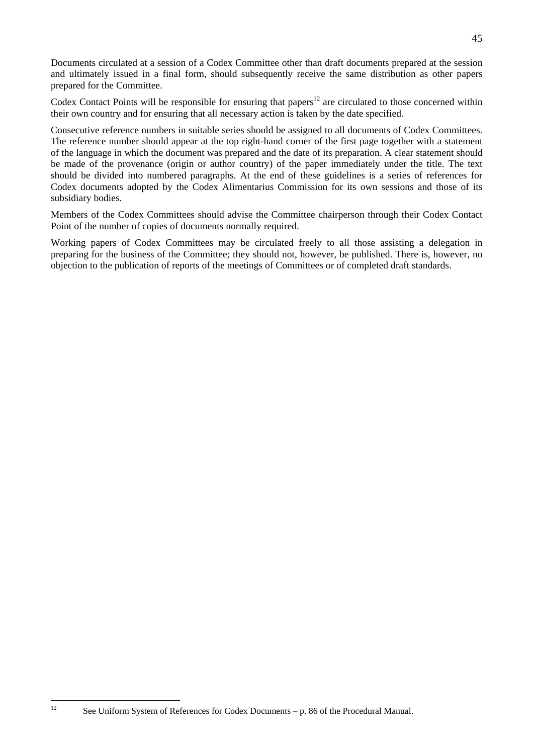Documents circulated at a session of a Codex Committee other than draft documents prepared at the session and ultimately issued in a final form, should subsequently receive the same distribution as other papers prepared for the Committee.

Codex Contact Points will be responsible for ensuring that papers[12] are circulated to those concerned within their own country and for ensuring that all necessary action is taken by the date specified.

Consecutive reference numbers in suitable series should be assigned to all documents of Codex Committees. The reference number should appear at the top right-hand corner of the first page together with a statement of the language in which the document was prepared and the date of its preparation. A clear statement should be made of the provenance (origin or author country) of the paper immediately under the title. The text should be divided into numbered paragraphs. At the end of these guidelines is a series of references for Codex documents adopted by the Codex Alimentarius Commission for its own sessions and those of its subsidiary bodies.

Members of the Codex Committees should advise the Committee chairperson through their Codex Contact Point of the number of copies of documents normally required.

Working papers of Codex Committees may be circulated freely to all those assisting a delegation in preparing for the business of the Committee; they should not, however, be published. There is, however, no objection to the publication of reports of the meetings of Committees or of completed draft standards.

---

[12] See Uniform System of References for Codex Documents – p. 86 of the Procedural Manual.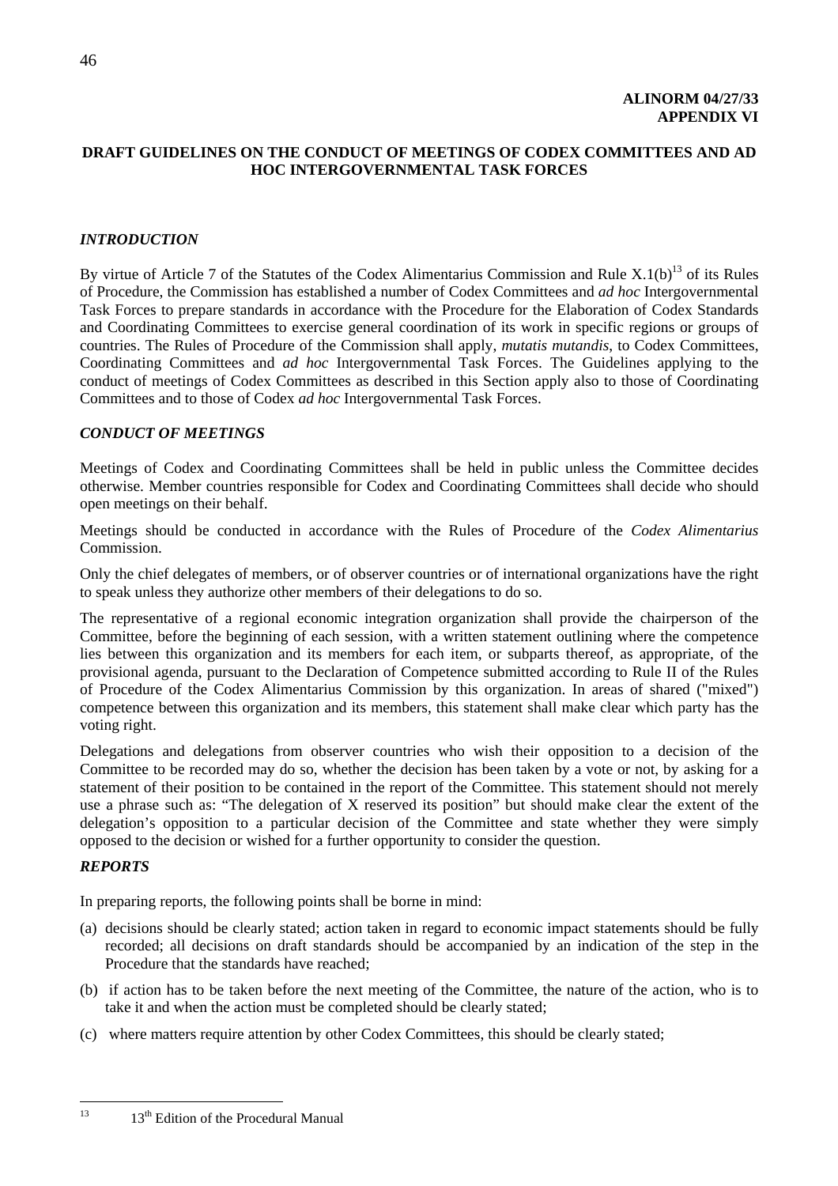**ALINORM 04/27/33**
**APPENDIX VI**

# DRAFT GUIDELINES ON THE CONDUCT OF MEETINGS OF CODEX COMMITTEES AND AD HOC INTERGOVERNMENTAL TASK FORCES

## *INTRODUCTION*

By virtue of Article 7 of the Statutes of the Codex Alimentarius Commission and Rule X.1(b)[13] of its Rules of Procedure, the Commission has established a number of Codex Committees and *ad hoc* Intergovernmental Task Forces to prepare standards in accordance with the Procedure for the Elaboration of Codex Standards and Coordinating Committees to exercise general coordination of its work in specific regions or groups of countries. The Rules of Procedure of the Commission shall apply, *mutatis mutandis*, to Codex Committees, Coordinating Committees and *ad hoc* Intergovernmental Task Forces. The Guidelines applying to the conduct of meetings of Codex Committees as described in this Section apply also to those of Coordinating Committees and to those of Codex *ad hoc* Intergovernmental Task Forces.

## *CONDUCT OF MEETINGS*

Meetings of Codex and Coordinating Committees shall be held in public unless the Committee decides otherwise. Member countries responsible for Codex and Coordinating Committees shall decide who should open meetings on their behalf.

Meetings should be conducted in accordance with the Rules of Procedure of the *Codex Alimentarius* Commission.

Only the chief delegates of members, or of observer countries or of international organizations have the right to speak unless they authorize other members of their delegations to do so.

The representative of a regional economic integration organization shall provide the chairperson of the Committee, before the beginning of each session, with a written statement outlining where the competence lies between this organization and its members for each item, or subparts thereof, as appropriate, of the provisional agenda, pursuant to the Declaration of Competence submitted according to Rule II of the Rules of Procedure of the Codex Alimentarius Commission by this organization. In areas of shared ("mixed") competence between this organization and its members, this statement shall make clear which party has the voting right.

Delegations and delegations from observer countries who wish their opposition to a decision of the Committee to be recorded may do so, whether the decision has been taken by a vote or not, by asking for a statement of their position to be contained in the report of the Committee. This statement should not merely use a phrase such as: "The delegation of X reserved its position" but should make clear the extent of the delegation's opposition to a particular decision of the Committee and state whether they were simply opposed to the decision or wished for a further opportunity to consider the question.

## *REPORTS*

In preparing reports, the following points shall be borne in mind:

(a) decisions should be clearly stated; action taken in regard to economic impact statements should be fully recorded; all decisions on draft standards should be accompanied by an indication of the step in the Procedure that the standards have reached;

(b) if action has to be taken before the next meeting of the Committee, the nature of the action, who is to take it and when the action must be completed should be clearly stated;

(c) where matters require attention by other Codex Committees, this should be clearly stated;

---

[13] 13th Edition of the Procedural Manual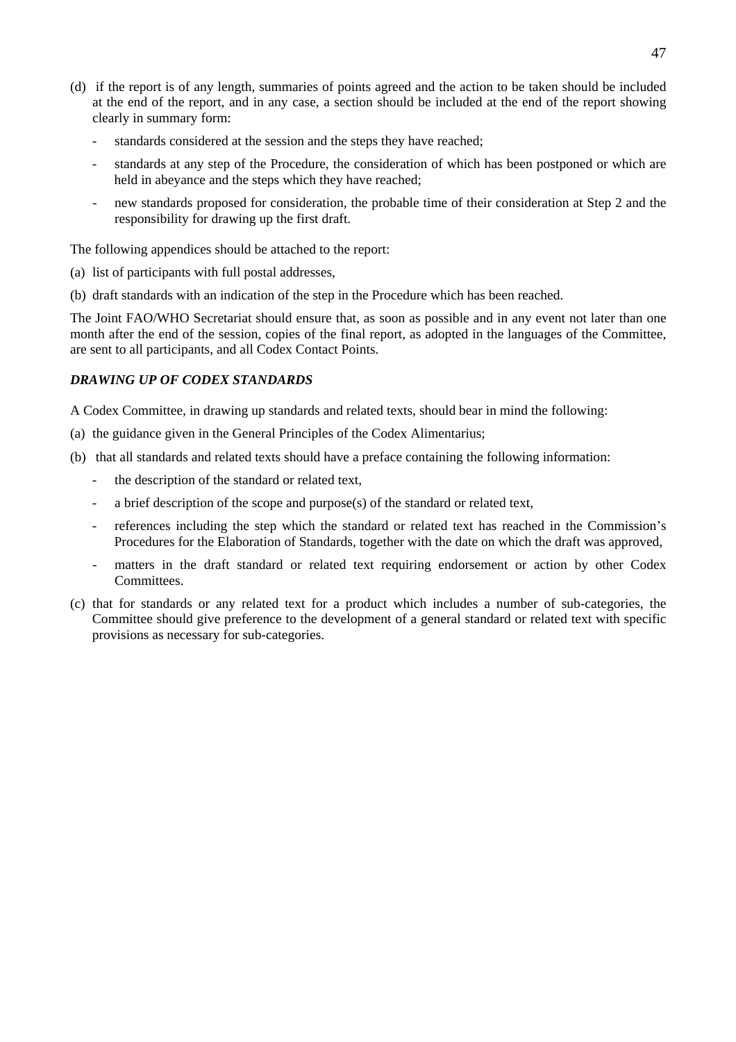(d) if the report is of any length, summaries of points agreed and the action to be taken should be included at the end of the report, and in any case, a section should be included at the end of the report showing clearly in summary form:

- standards considered at the session and the steps they have reached;
- standards at any step of the Procedure, the consideration of which has been postponed or which are held in abeyance and the steps which they have reached;
- new standards proposed for consideration, the probable time of their consideration at Step 2 and the responsibility for drawing up the first draft.

The following appendices should be attached to the report:

(a) list of participants with full postal addresses,

(b) draft standards with an indication of the step in the Procedure which has been reached.

The Joint FAO/WHO Secretariat should ensure that, as soon as possible and in any event not later than one month after the end of the session, copies of the final report, as adopted in the languages of the Committee, are sent to all participants, and all Codex Contact Points.

### *DRAWING UP OF CODEX STANDARDS*

A Codex Committee, in drawing up standards and related texts, should bear in mind the following:

(a) the guidance given in the General Principles of the Codex Alimentarius;

(b) that all standards and related texts should have a preface containing the following information:

- the description of the standard or related text,
- a brief description of the scope and purpose(s) of the standard or related text,
- references including the step which the standard or related text has reached in the Commission's Procedures for the Elaboration of Standards, together with the date on which the draft was approved,
- matters in the draft standard or related text requiring endorsement or action by other Codex Committees.

(c) that for standards or any related text for a product which includes a number of sub-categories, the Committee should give preference to the development of a general standard or related text with specific provisions as necessary for sub-categories.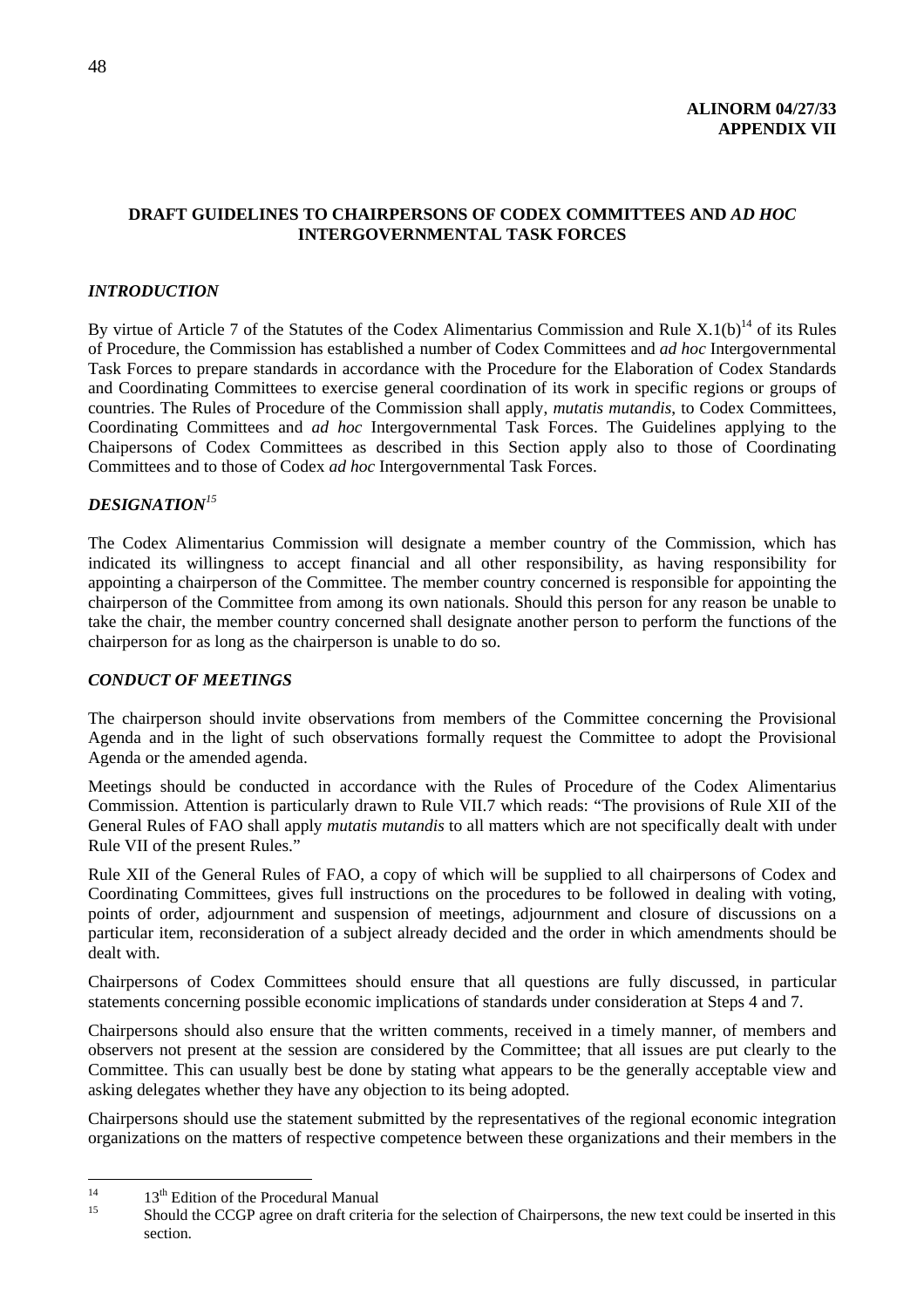**ALINORM 04/27/33**
**APPENDIX VII**

## DRAFT GUIDELINES TO CHAIRPERSONS OF CODEX COMMITTEES AND *AD HOC* INTERGOVERNMENTAL TASK FORCES

### *INTRODUCTION*

By virtue of Article 7 of the Statutes of the Codex Alimentarius Commission and Rule X.1(b)[14] of its Rules of Procedure, the Commission has established a number of Codex Committees and *ad hoc* Intergovernmental Task Forces to prepare standards in accordance with the Procedure for the Elaboration of Codex Standards and Coordinating Committees to exercise general coordination of its work in specific regions or groups of countries. The Rules of Procedure of the Commission shall apply, *mutatis mutandis*, to Codex Committees, Coordinating Committees and *ad hoc* Intergovernmental Task Forces. The Guidelines applying to the Chaipersons of Codex Committees as described in this Section apply also to those of Coordinating Committees and to those of Codex *ad hoc* Intergovernmental Task Forces.

### *DESIGNATION*[15]

The Codex Alimentarius Commission will designate a member country of the Commission, which has indicated its willingness to accept financial and all other responsibility, as having responsibility for appointing a chairperson of the Committee. The member country concerned is responsible for appointing the chairperson of the Committee from among its own nationals. Should this person for any reason be unable to take the chair, the member country concerned shall designate another person to perform the functions of the chairperson for as long as the chairperson is unable to do so.

### *CONDUCT OF MEETINGS*

The chairperson should invite observations from members of the Committee concerning the Provisional Agenda and in the light of such observations formally request the Committee to adopt the Provisional Agenda or the amended agenda.

Meetings should be conducted in accordance with the Rules of Procedure of the Codex Alimentarius Commission. Attention is particularly drawn to Rule VII.7 which reads: "The provisions of Rule XII of the General Rules of FAO shall apply *mutatis mutandis* to all matters which are not specifically dealt with under Rule VII of the present Rules."

Rule XII of the General Rules of FAO, a copy of which will be supplied to all chairpersons of Codex and Coordinating Committees, gives full instructions on the procedures to be followed in dealing with voting, points of order, adjournment and suspension of meetings, adjournment and closure of discussions on a particular item, reconsideration of a subject already decided and the order in which amendments should be dealt with.

Chairpersons of Codex Committees should ensure that all questions are fully discussed, in particular statements concerning possible economic implications of standards under consideration at Steps 4 and 7.

Chairpersons should also ensure that the written comments, received in a timely manner, of members and observers not present at the session are considered by the Committee; that all issues are put clearly to the Committee. This can usually best be done by stating what appears to be the generally acceptable view and asking delegates whether they have any objection to its being adopted.

Chairpersons should use the statement submitted by the representatives of the regional economic integration organizations on the matters of respective competence between these organizations and their members in the

---

[14] 13th Edition of the Procedural Manual

[15] Should the CCGP agree on draft criteria for the selection of Chairpersons, the new text could be inserted in this section.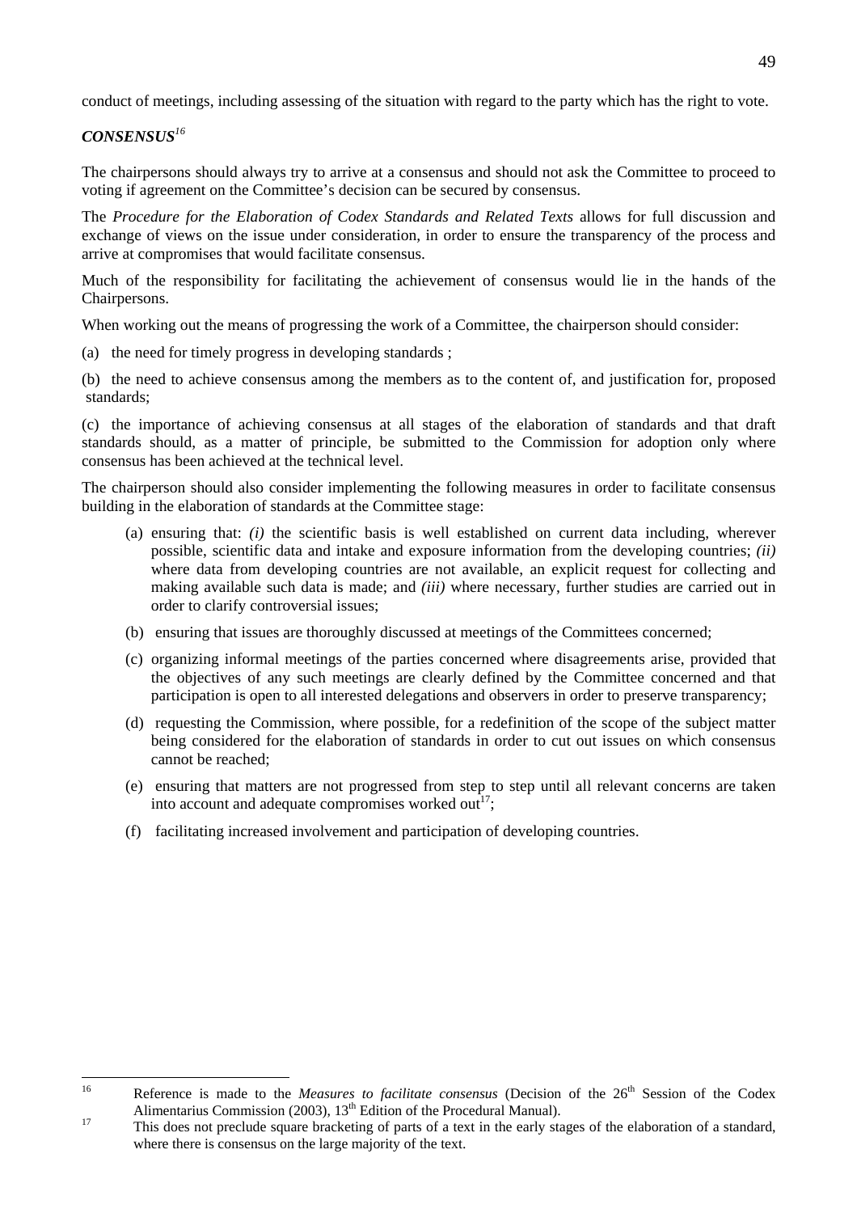conduct of meetings, including assessing of the situation with regard to the party which has the right to vote.

### *CONSENSUS*[16]

The chairpersons should always try to arrive at a consensus and should not ask the Committee to proceed to voting if agreement on the Committee's decision can be secured by consensus.

The *Procedure for the Elaboration of Codex Standards and Related Texts* allows for full discussion and exchange of views on the issue under consideration, in order to ensure the transparency of the process and arrive at compromises that would facilitate consensus.

Much of the responsibility for facilitating the achievement of consensus would lie in the hands of the Chairpersons.

When working out the means of progressing the work of a Committee, the chairperson should consider:

(a) the need for timely progress in developing standards ;

(b) the need to achieve consensus among the members as to the content of, and justification for, proposed standards;

(c) the importance of achieving consensus at all stages of the elaboration of standards and that draft standards should, as a matter of principle, be submitted to the Commission for adoption only where consensus has been achieved at the technical level.

The chairperson should also consider implementing the following measures in order to facilitate consensus building in the elaboration of standards at the Committee stage:

(a) ensuring that: *(i)* the scientific basis is well established on current data including, wherever possible, scientific data and intake and exposure information from the developing countries; *(ii)* where data from developing countries are not available, an explicit request for collecting and making available such data is made; and *(iii)* where necessary, further studies are carried out in order to clarify controversial issues;

(b) ensuring that issues are thoroughly discussed at meetings of the Committees concerned;

(c) organizing informal meetings of the parties concerned where disagreements arise, provided that the objectives of any such meetings are clearly defined by the Committee concerned and that participation is open to all interested delegations and observers in order to preserve transparency;

(d) requesting the Commission, where possible, for a redefinition of the scope of the subject matter being considered for the elaboration of standards in order to cut out issues on which consensus cannot be reached;

(e) ensuring that matters are not progressed from step to step until all relevant concerns are taken into account and adequate compromises worked out[17];

(f) facilitating increased involvement and participation of developing countries.

---

[16] Reference is made to the *Measures to facilitate consensus* (Decision of the 26th Session of the Codex Alimentarius Commission (2003), 13th Edition of the Procedural Manual).

[17] This does not preclude square bracketing of parts of a text in the early stages of the elaboration of a standard, where there is consensus on the large majority of the text.